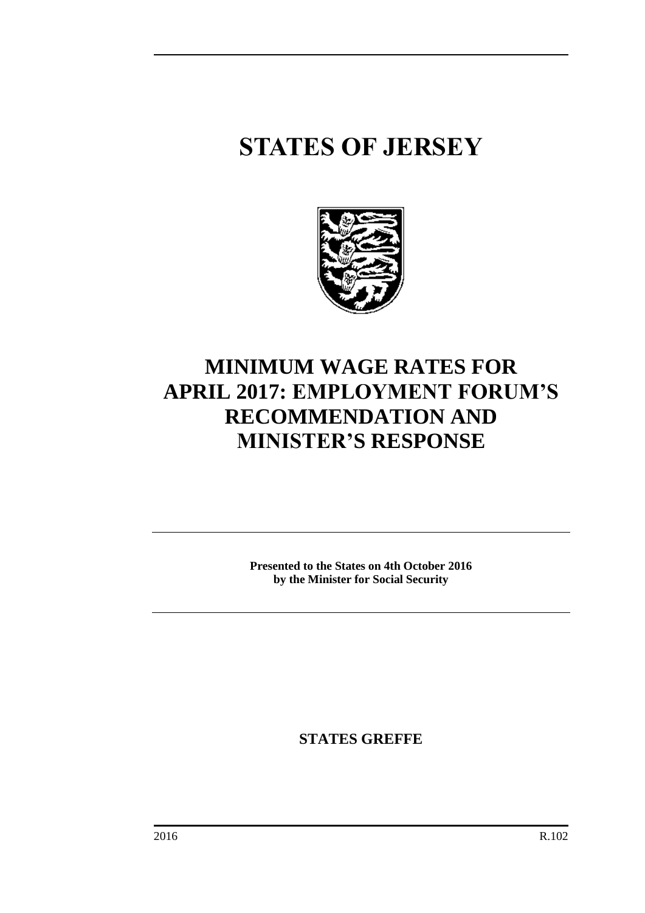# STATES OF JERSEY

# MINIMUM WAGE RATES FOR APRIL 2017: EMPLOYMENT FORUM'S RECOMMENDATION AND MINISTER'S RESPONSE

**Presented to the States on 4th October 2016**
**by the Minister for Social Security**

**STATES GREFFE**

2016 R.102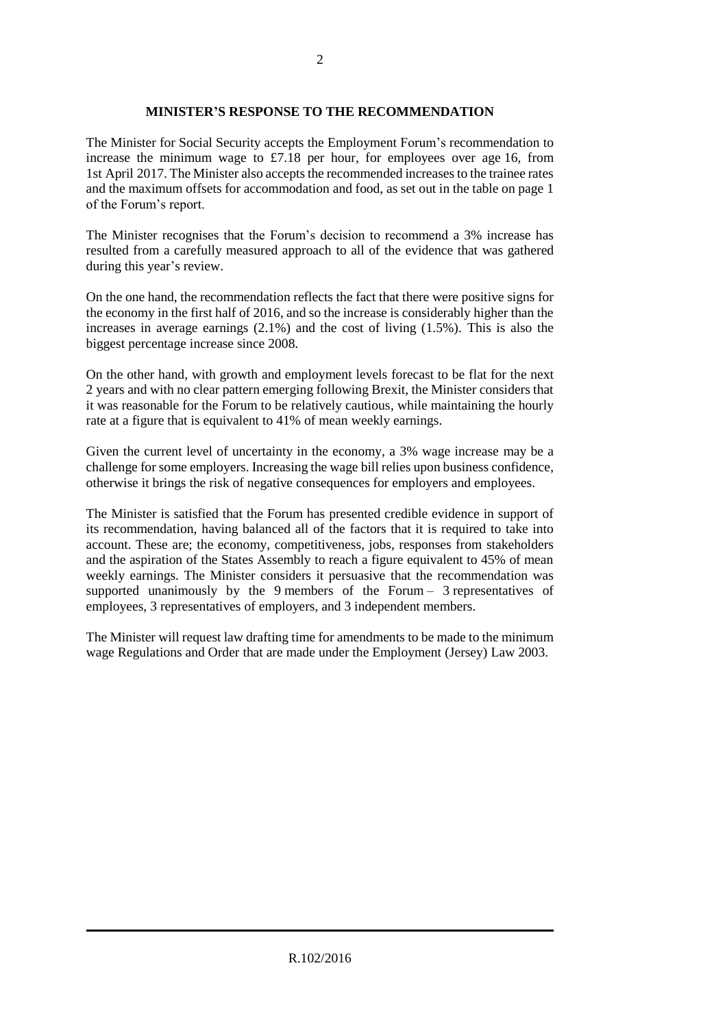## MINISTER'S RESPONSE TO THE RECOMMENDATION

The Minister for Social Security accepts the Employment Forum's recommendation to increase the minimum wage to £7.18 per hour, for employees over age 16, from 1st April 2017. The Minister also accepts the recommended increases to the trainee rates and the maximum offsets for accommodation and food, as set out in the table on page 1 of the Forum's report.

The Minister recognises that the Forum's decision to recommend a 3% increase has resulted from a carefully measured approach to all of the evidence that was gathered during this year's review.

On the one hand, the recommendation reflects the fact that there were positive signs for the economy in the first half of 2016, and so the increase is considerably higher than the increases in average earnings (2.1%) and the cost of living (1.5%). This is also the biggest percentage increase since 2008.

On the other hand, with growth and employment levels forecast to be flat for the next 2 years and with no clear pattern emerging following Brexit, the Minister considers that it was reasonable for the Forum to be relatively cautious, while maintaining the hourly rate at a figure that is equivalent to 41% of mean weekly earnings.

Given the current level of uncertainty in the economy, a 3% wage increase may be a challenge for some employers. Increasing the wage bill relies upon business confidence, otherwise it brings the risk of negative consequences for employers and employees.

The Minister is satisfied that the Forum has presented credible evidence in support of its recommendation, having balanced all of the factors that it is required to take into account. These are; the economy, competitiveness, jobs, responses from stakeholders and the aspiration of the States Assembly to reach a figure equivalent to 45% of mean weekly earnings. The Minister considers it persuasive that the recommendation was supported unanimously by the 9 members of the Forum – 3 representatives of employees, 3 representatives of employers, and 3 independent members.

The Minister will request law drafting time for amendments to be made to the minimum wage Regulations and Order that are made under the Employment (Jersey) Law 2003.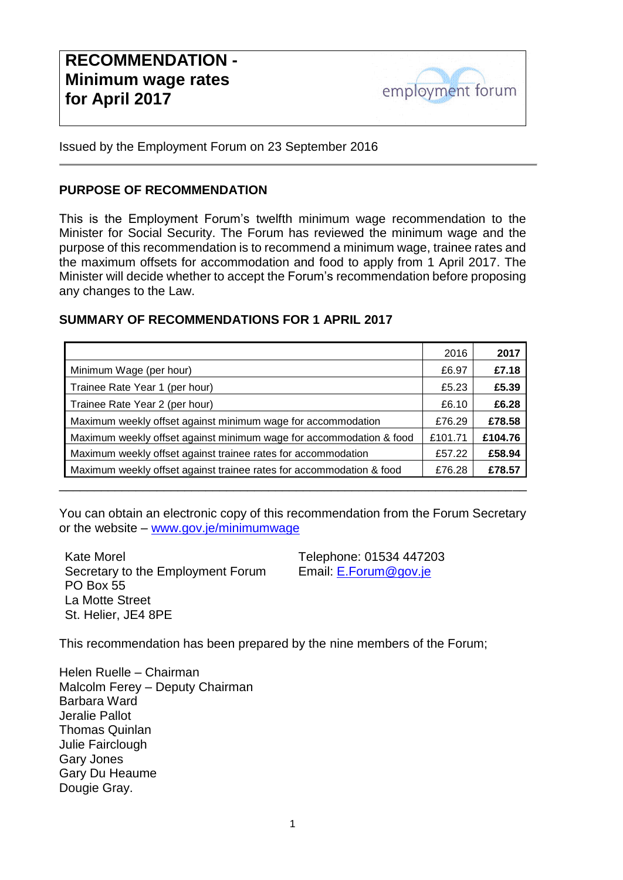# RECOMMENDATION - Minimum wage rates for April 2017

employment forum

Issued by the Employment Forum on 23 September 2016

## PURPOSE OF RECOMMENDATION

This is the Employment Forum's twelfth minimum wage recommendation to the Minister for Social Security. The Forum has reviewed the minimum wage and the purpose of this recommendation is to recommend a minimum wage, trainee rates and the maximum offsets for accommodation and food to apply from 1 April 2017. The Minister will decide whether to accept the Forum's recommendation before proposing any changes to the Law.

## SUMMARY OF RECOMMENDATIONS FOR 1 APRIL 2017

| | 2016 | **2017** |
|---|---|---|
| Minimum Wage (per hour) | £6.97 | **£7.18** |
| Trainee Rate Year 1 (per hour) | £5.23 | **£5.39** |
| Trainee Rate Year 2 (per hour) | £6.10 | **£6.28** |
| Maximum weekly offset against minimum wage for accommodation | £76.29 | **£78.58** |
| Maximum weekly offset against minimum wage for accommodation & food | £101.71 | **£104.76** |
| Maximum weekly offset against trainee rates for accommodation | £57.22 | **£58.94** |
| Maximum weekly offset against trainee rates for accommodation & food | £76.28 | **£78.57** |

You can obtain an electronic copy of this recommendation from the Forum Secretary or the website – www.gov.je/minimumwage

Kate Morel
Secretary to the Employment Forum
PO Box 55
La Motte Street
St. Helier, JE4 8PE

Telephone: 01534 447203
Email: E.Forum@gov.je

This recommendation has been prepared by the nine members of the Forum;

Helen Ruelle – Chairman
Malcolm Ferey – Deputy Chairman
Barbara Ward
Jeralie Pallot
Thomas Quinlan
Julie Fairclough
Gary Jones
Gary Du Heaume
Dougie Gray.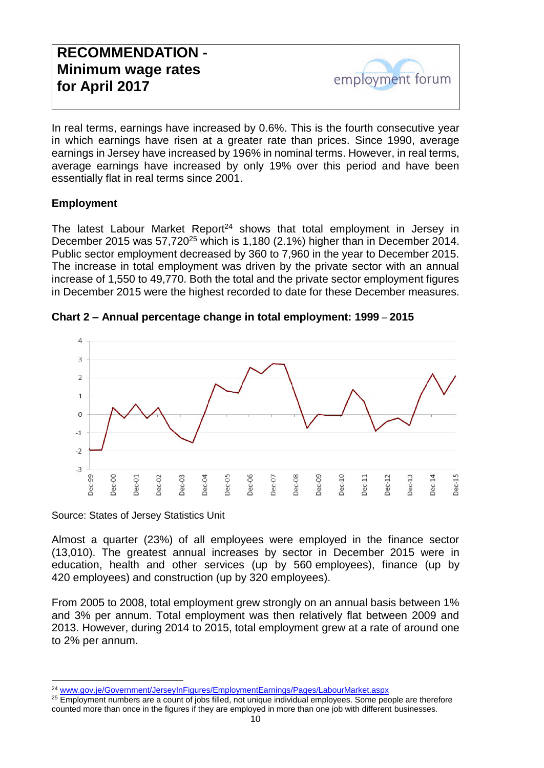# RECOMMENDATION - Minimum wage rates for April 2017

employment forum

In real terms, earnings have increased by 0.6%. This is the fourth consecutive year in which earnings have risen at a greater rate than prices. Since 1990, average earnings in Jersey have increased by 196% in nominal terms. However, in real terms, average earnings have increased by only 19% over this period and have been essentially flat in real terms since 2001.

## Employment

The latest Labour Market Report[24] shows that total employment in Jersey in December 2015 was 57,720[25] which is 1,180 (2.1%) higher than in December 2014. Public sector employment decreased by 360 to 7,960 in the year to December 2015. The increase in total employment was driven by the private sector with an annual increase of 1,550 to 49,770. Both the total and the private sector employment figures in December 2015 were the highest recorded to date for these December measures.

**Chart 2 – Annual percentage change in total employment: 1999 – 2015**

4
3
2
1
0
-1
-2
-3

Dec-99 Dec-00 Dec-01 Dec-02 Dec-03 Dec-04 Dec-05 Dec-06 Dec-07 Dec-08 Dec-09 Dec-10 Dec-11 Dec-12 Dec-13 Dec-14 Dec-15

Source: States of Jersey Statistics Unit

Almost a quarter (23%) of all employees were employed in the finance sector (13,010). The greatest annual increases by sector in December 2015 were in education, health and other services (up by 560 employees), finance (up by 420 employees) and construction (up by 320 employees).

From 2005 to 2008, total employment grew strongly on an annual basis between 1% and 3% per annum. Total employment was then relatively flat between 2009 and 2013. However, during 2014 to 2015, total employment grew at a rate of around one to 2% per annum.

---

[24] www.gov.je/Government/JerseyInFigures/EmploymentEarnings/Pages/LabourMarket.aspx

[25] Employment numbers are a count of jobs filled, not unique individual employees. Some people are therefore counted more than once in the figures if they are employed in more than one job with different businesses.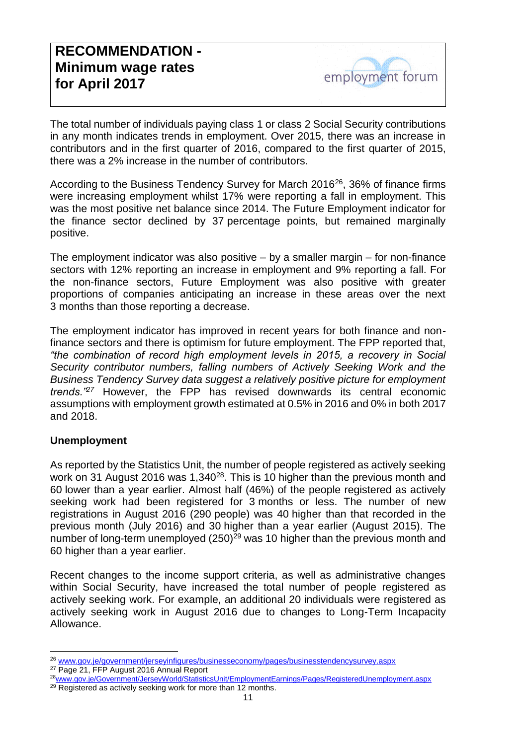The total number of individuals paying class 1 or class 2 Social Security contributions in any month indicates trends in employment. Over 2015, there was an increase in contributors and in the first quarter of 2016, compared to the first quarter of 2015, there was a 2% increase in the number of contributors.

According to the Business Tendency Survey for March 2016[26], 36% of finance firms were increasing employment whilst 17% were reporting a fall in employment. This was the most positive net balance since 2014. The Future Employment indicator for the finance sector declined by 37 percentage points, but remained marginally positive.

The employment indicator was also positive – by a smaller margin – for non-finance sectors with 12% reporting an increase in employment and 9% reporting a fall. For the non-finance sectors, Future Employment was also positive with greater proportions of companies anticipating an increase in these areas over the next 3 months than those reporting a decrease.

The employment indicator has improved in recent years for both finance and non-finance sectors and there is optimism for future employment. The FPP reported that, *"the combination of record high employment levels in 2015, a recovery in Social Security contributor numbers, falling numbers of Actively Seeking Work and the Business Tendency Survey data suggest a relatively positive picture for employment trends."*[27] However, the FPP has revised downwards its central economic assumptions with employment growth estimated at 0.5% in 2016 and 0% in both 2017 and 2018.

**Unemployment**

As reported by the Statistics Unit, the number of people registered as actively seeking work on 31 August 2016 was 1,340[28]. This is 10 higher than the previous month and 60 lower than a year earlier. Almost half (46%) of the people registered as actively seeking work had been registered for 3 months or less. The number of new registrations in August 2016 (290 people) was 40 higher than that recorded in the previous month (July 2016) and 30 higher than a year earlier (August 2015). The number of long-term unemployed (250)[29] was 10 higher than the previous month and 60 higher than a year earlier.

Recent changes to the income support criteria, as well as administrative changes within Social Security, have increased the total number of people registered as actively seeking work. For example, an additional 20 individuals were registered as actively seeking work in August 2016 due to changes to Long-Term Incapacity Allowance.

---

[26] www.gov.je/government/jerseyinfigures/businesseconomy/pages/businesstendencysurvey.aspx

[27] Page 21, FFP August 2016 Annual Report

[28] www.gov.je/Government/JerseyWorld/StatisticsUnit/EmploymentEarnings/Pages/RegisteredUnemployment.aspx

[29] Registered as actively seeking work for more than 12 months.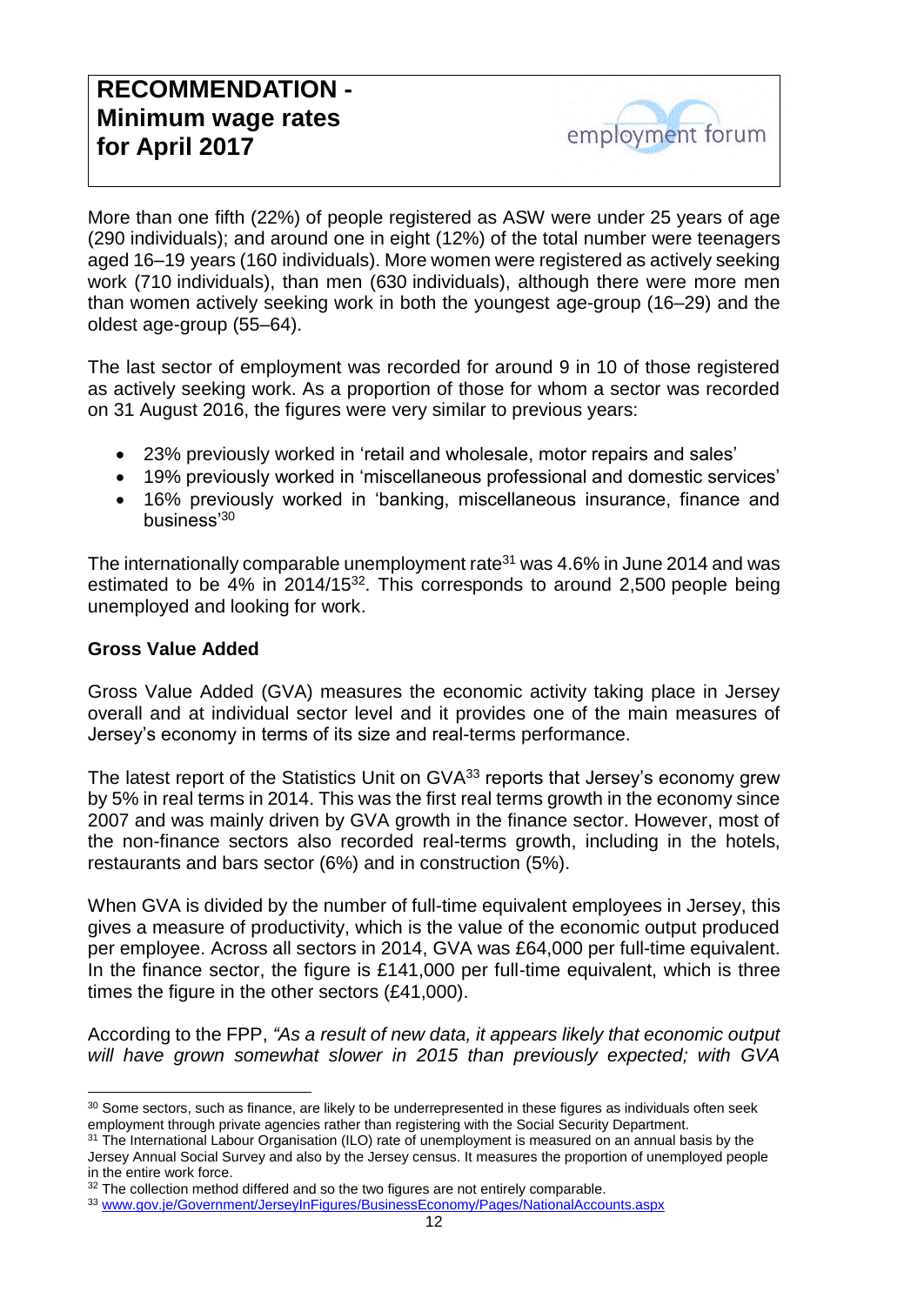More than one fifth (22%) of people registered as ASW were under 25 years of age (290 individuals); and around one in eight (12%) of the total number were teenagers aged 16–19 years (160 individuals). More women were registered as actively seeking work (710 individuals), than men (630 individuals), although there were more men than women actively seeking work in both the youngest age-group (16–29) and the oldest age-group (55–64).

The last sector of employment was recorded for around 9 in 10 of those registered as actively seeking work. As a proportion of those for whom a sector was recorded on 31 August 2016, the figures were very similar to previous years:

- 23% previously worked in 'retail and wholesale, motor repairs and sales'
- 19% previously worked in 'miscellaneous professional and domestic services'
- 16% previously worked in 'banking, miscellaneous insurance, finance and business'[30]

The internationally comparable unemployment rate[31] was 4.6% in June 2014 and was estimated to be 4% in 2014/15[32]. This corresponds to around 2,500 people being unemployed and looking for work.

**Gross Value Added**

Gross Value Added (GVA) measures the economic activity taking place in Jersey overall and at individual sector level and it provides one of the main measures of Jersey's economy in terms of its size and real-terms performance.

The latest report of the Statistics Unit on GVA[33] reports that Jersey's economy grew by 5% in real terms in 2014. This was the first real terms growth in the economy since 2007 and was mainly driven by GVA growth in the finance sector. However, most of the non-finance sectors also recorded real-terms growth, including in the hotels, restaurants and bars sector (6%) and in construction (5%).

When GVA is divided by the number of full-time equivalent employees in Jersey, this gives a measure of productivity, which is the value of the economic output produced per employee. Across all sectors in 2014, GVA was £64,000 per full-time equivalent. In the finance sector, the figure is £141,000 per full-time equivalent, which is three times the figure in the other sectors (£41,000).

According to the FPP, *"As a result of new data, it appears likely that economic output will have grown somewhat slower in 2015 than previously expected; with GVA*

---

[30] Some sectors, such as finance, are likely to be underrepresented in these figures as individuals often seek employment through private agencies rather than registering with the Social Security Department.

[31] The International Labour Organisation (ILO) rate of unemployment is measured on an annual basis by the Jersey Annual Social Survey and also by the Jersey census. It measures the proportion of unemployed people in the entire work force.

[32] The collection method differed and so the two figures are not entirely comparable.

[33] www.gov.je/Government/JerseyInFigures/BusinessEconomy/Pages/NationalAccounts.aspx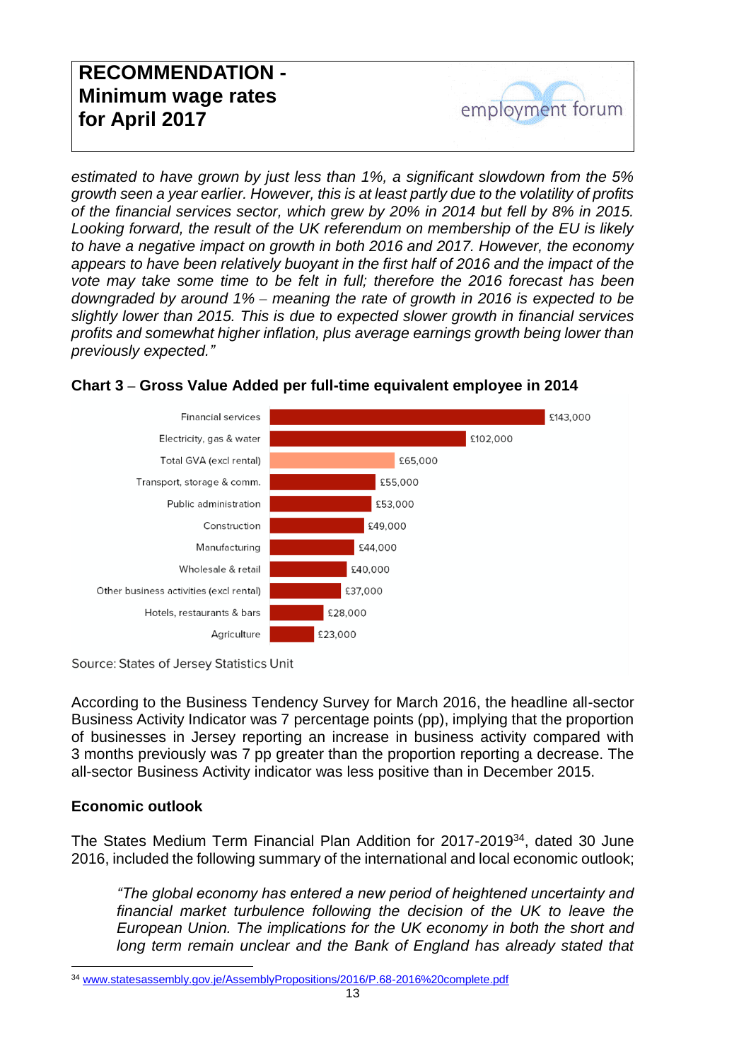*estimated to have grown by just less than 1%, a significant slowdown from the 5% growth seen a year earlier. However, this is at least partly due to the volatility of profits of the financial services sector, which grew by 20% in 2014 but fell by 8% in 2015. Looking forward, the result of the UK referendum on membership of the EU is likely to have a negative impact on growth in both 2016 and 2017. However, the economy appears to have been relatively buoyant in the first half of 2016 and the impact of the vote may take some time to be felt in full; therefore the 2016 forecast has been downgraded by around 1% – meaning the rate of growth in 2016 is expected to be slightly lower than 2015. This is due to expected slower growth in financial services profits and somewhat higher inflation, plus average earnings growth being lower than previously expected."*

**Chart 3 – Gross Value Added per full-time equivalent employee in 2014**

Financial services £143,000
Electricity, gas & water £102,000
Total GVA (excl rental) £65,000
Transport, storage & comm. £55,000
Public administration £53,000
Construction £49,000
Manufacturing £44,000
Wholesale & retail £40,000
Other business activities (excl rental) £37,000
Hotels, restaurants & bars £28,000
Agriculture £23,000

Source: States of Jersey Statistics Unit

According to the Business Tendency Survey for March 2016, the headline all-sector Business Activity Indicator was 7 percentage points (pp), implying that the proportion of businesses in Jersey reporting an increase in business activity compared with 3 months previously was 7 pp greater than the proportion reporting a decrease. The all-sector Business Activity indicator was less positive than in December 2015.

**Economic outlook**

The States Medium Term Financial Plan Addition for 2017-2019[34], dated 30 June 2016, included the following summary of the international and local economic outlook;

> *"The global economy has entered a new period of heightened uncertainty and financial market turbulence following the decision of the UK to leave the European Union. The implications for the UK economy in both the short and long term remain unclear and the Bank of England has already stated that*

[34] www.statesassembly.gov.je/AssemblyPropositions/2016/P.68-2016%20complete.pdf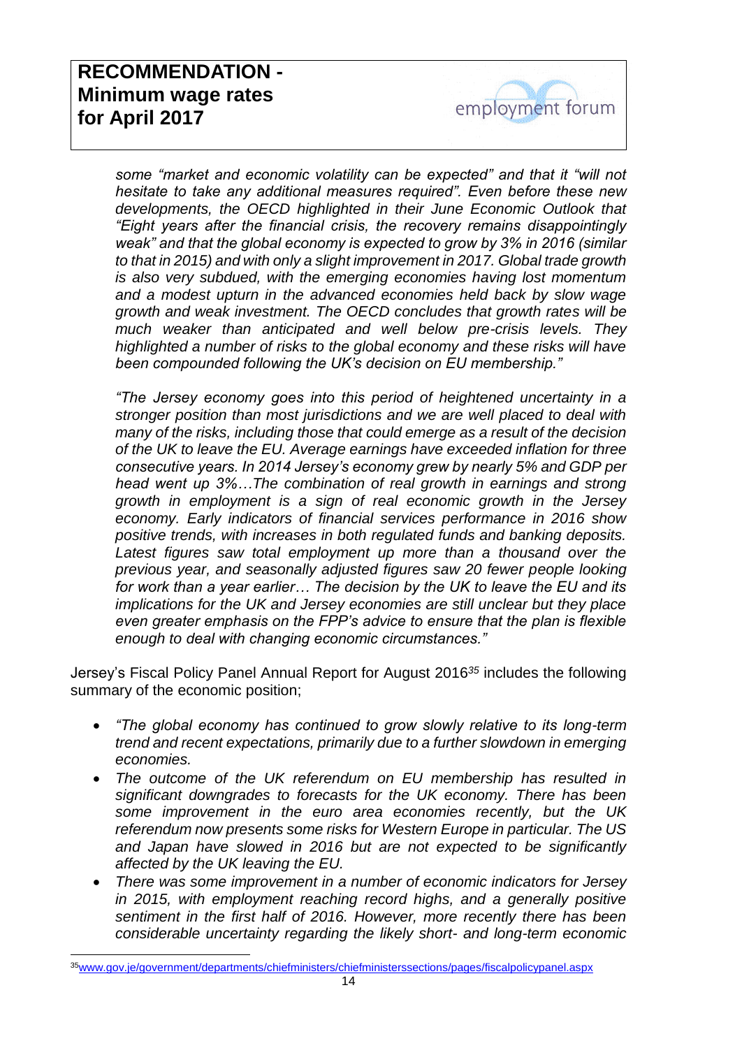*some "market and economic volatility can be expected" and that it "will not hesitate to take any additional measures required". Even before these new developments, the OECD highlighted in their June Economic Outlook that "Eight years after the financial crisis, the recovery remains disappointingly weak" and that the global economy is expected to grow by 3% in 2016 (similar to that in 2015) and with only a slight improvement in 2017. Global trade growth is also very subdued, with the emerging economies having lost momentum and a modest upturn in the advanced economies held back by slow wage growth and weak investment. The OECD concludes that growth rates will be much weaker than anticipated and well below pre-crisis levels. They highlighted a number of risks to the global economy and these risks will have been compounded following the UK's decision on EU membership."*

*"The Jersey economy goes into this period of heightened uncertainty in a stronger position than most jurisdictions and we are well placed to deal with many of the risks, including those that could emerge as a result of the decision of the UK to leave the EU. Average earnings have exceeded inflation for three consecutive years. In 2014 Jersey's economy grew by nearly 5% and GDP per head went up 3%…The combination of real growth in earnings and strong growth in employment is a sign of real economic growth in the Jersey economy. Early indicators of financial services performance in 2016 show positive trends, with increases in both regulated funds and banking deposits. Latest figures saw total employment up more than a thousand over the previous year, and seasonally adjusted figures saw 20 fewer people looking for work than a year earlier… The decision by the UK to leave the EU and its implications for the UK and Jersey economies are still unclear but they place even greater emphasis on the FPP's advice to ensure that the plan is flexible enough to deal with changing economic circumstances."*

Jersey's Fiscal Policy Panel Annual Report for August 2016[35] includes the following summary of the economic position;

- *"The global economy has continued to grow slowly relative to its long-term trend and recent expectations, primarily due to a further slowdown in emerging economies.*
- *The outcome of the UK referendum on EU membership has resulted in significant downgrades to forecasts for the UK economy. There has been some improvement in the euro area economies recently, but the UK referendum now presents some risks for Western Europe in particular. The US and Japan have slowed in 2016 but are not expected to be significantly affected by the UK leaving the EU.*
- *There was some improvement in a number of economic indicators for Jersey in 2015, with employment reaching record highs, and a generally positive sentiment in the first half of 2016. However, more recently there has been considerable uncertainty regarding the likely short- and long-term economic*

[35] www.gov.je/government/departments/chiefministers/chiefministerssections/pages/fiscalpolicypanel.aspx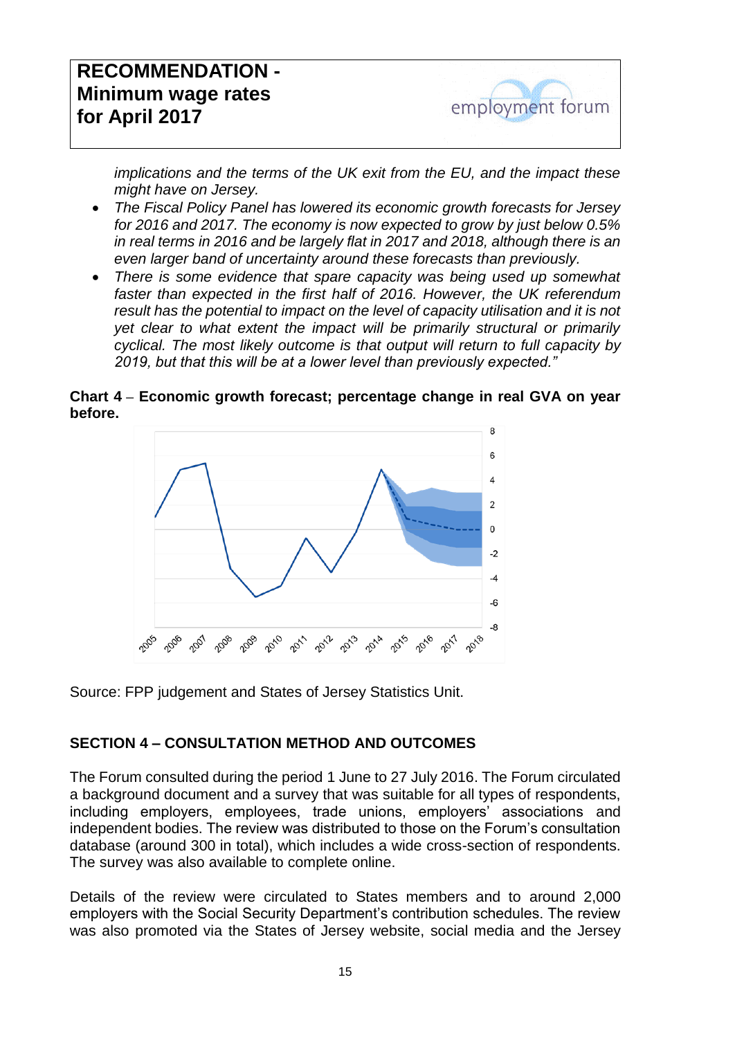*implications and the terms of the UK exit from the EU, and the impact these might have on Jersey.*

- *The Fiscal Policy Panel has lowered its economic growth forecasts for Jersey for 2016 and 2017. The economy is now expected to grow by just below 0.5% in real terms in 2016 and be largely flat in 2017 and 2018, although there is an even larger band of uncertainty around these forecasts than previously.*
- *There is some evidence that spare capacity was being used up somewhat faster than expected in the first half of 2016. However, the UK referendum result has the potential to impact on the level of capacity utilisation and it is not yet clear to what extent the impact will be primarily structural or primarily cyclical. The most likely outcome is that output will return to full capacity by 2019, but that this will be at a lower level than previously expected."*

**Chart 4 – Economic growth forecast; percentage change in real GVA on year before.**

8
6
4
2
0
-2
-4
-6
-8

2005 2006 2007 2008 2009 2010 2011 2012 2013 2014 2015 2016 2017 2018

Source: FPP judgement and States of Jersey Statistics Unit.

## SECTION 4 – CONSULTATION METHOD AND OUTCOMES

The Forum consulted during the period 1 June to 27 July 2016. The Forum circulated a background document and a survey that was suitable for all types of respondents, including employers, employees, trade unions, employers' associations and independent bodies. The review was distributed to those on the Forum's consultation database (around 300 in total), which includes a wide cross-section of respondents. The survey was also available to complete online.

Details of the review were circulated to States members and to around 2,000 employers with the Social Security Department's contribution schedules. The review was also promoted via the States of Jersey website, social media and the Jersey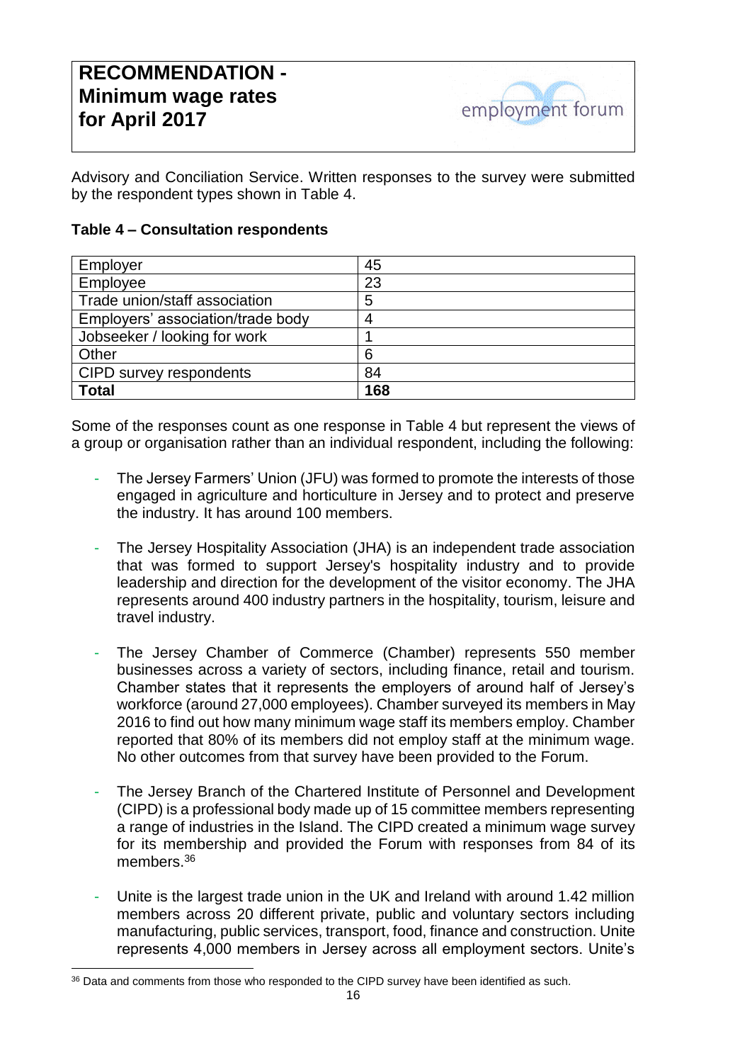Advisory and Conciliation Service. Written responses to the survey were submitted by the respondent types shown in Table 4.

**Table 4 – Consultation respondents**

| | |
|---|---|
| Employer | 45 |
| Employee | 23 |
| Trade union/staff association | 5 |
| Employers' association/trade body | 4 |
| Jobseeker / looking for work | 1 |
| Other | 6 |
| CIPD survey respondents | 84 |
| **Total** | **168** |

Some of the responses count as one response in Table 4 but represent the views of a group or organisation rather than an individual respondent, including the following:

- The Jersey Farmers' Union (JFU) was formed to promote the interests of those engaged in agriculture and horticulture in Jersey and to protect and preserve the industry. It has around 100 members.

- The Jersey Hospitality Association (JHA) is an independent trade association that was formed to support Jersey's hospitality industry and to provide leadership and direction for the development of the visitor economy. The JHA represents around 400 industry partners in the hospitality, tourism, leisure and travel industry.

- The Jersey Chamber of Commerce (Chamber) represents 550 member businesses across a variety of sectors, including finance, retail and tourism. Chamber states that it represents the employers of around half of Jersey's workforce (around 27,000 employees). Chamber surveyed its members in May 2016 to find out how many minimum wage staff its members employ. Chamber reported that 80% of its members did not employ staff at the minimum wage. No other outcomes from that survey have been provided to the Forum.

- The Jersey Branch of the Chartered Institute of Personnel and Development (CIPD) is a professional body made up of 15 committee members representing a range of industries in the Island. The CIPD created a minimum wage survey for its membership and provided the Forum with responses from 84 of its members.[36]

- Unite is the largest trade union in the UK and Ireland with around 1.42 million members across 20 different private, public and voluntary sectors including manufacturing, public services, transport, food, finance and construction. Unite represents 4,000 members in Jersey across all employment sectors. Unite's

[36] Data and comments from those who responded to the CIPD survey have been identified as such.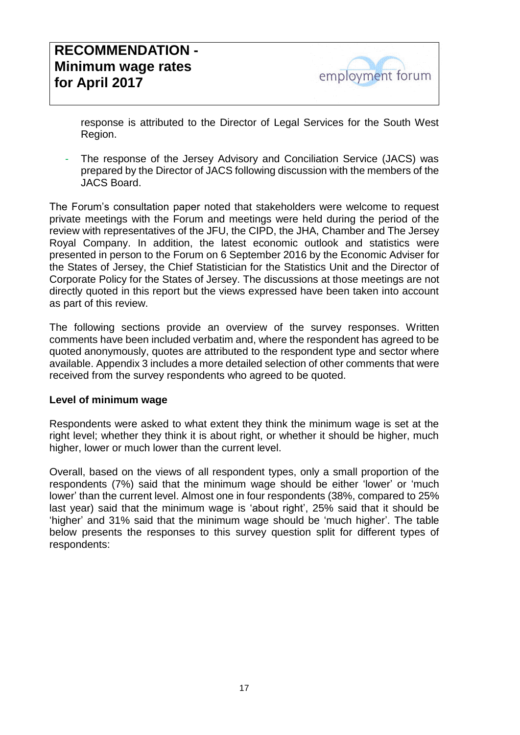response is attributed to the Director of Legal Services for the South West Region.

- The response of the Jersey Advisory and Conciliation Service (JACS) was prepared by the Director of JACS following discussion with the members of the JACS Board.

The Forum's consultation paper noted that stakeholders were welcome to request private meetings with the Forum and meetings were held during the period of the review with representatives of the JFU, the CIPD, the JHA, Chamber and The Jersey Royal Company. In addition, the latest economic outlook and statistics were presented in person to the Forum on 6 September 2016 by the Economic Adviser for the States of Jersey, the Chief Statistician for the Statistics Unit and the Director of Corporate Policy for the States of Jersey. The discussions at those meetings are not directly quoted in this report but the views expressed have been taken into account as part of this review.

The following sections provide an overview of the survey responses. Written comments have been included verbatim and, where the respondent has agreed to be quoted anonymously, quotes are attributed to the respondent type and sector where available. Appendix 3 includes a more detailed selection of other comments that were received from the survey respondents who agreed to be quoted.

**Level of minimum wage**

Respondents were asked to what extent they think the minimum wage is set at the right level; whether they think it is about right, or whether it should be higher, much higher, lower or much lower than the current level.

Overall, based on the views of all respondent types, only a small proportion of the respondents (7%) said that the minimum wage should be either 'lower' or 'much lower' than the current level. Almost one in four respondents (38%, compared to 25% last year) said that the minimum wage is 'about right', 25% said that it should be 'higher' and 31% said that the minimum wage should be 'much higher'. The table below presents the responses to this survey question split for different types of respondents: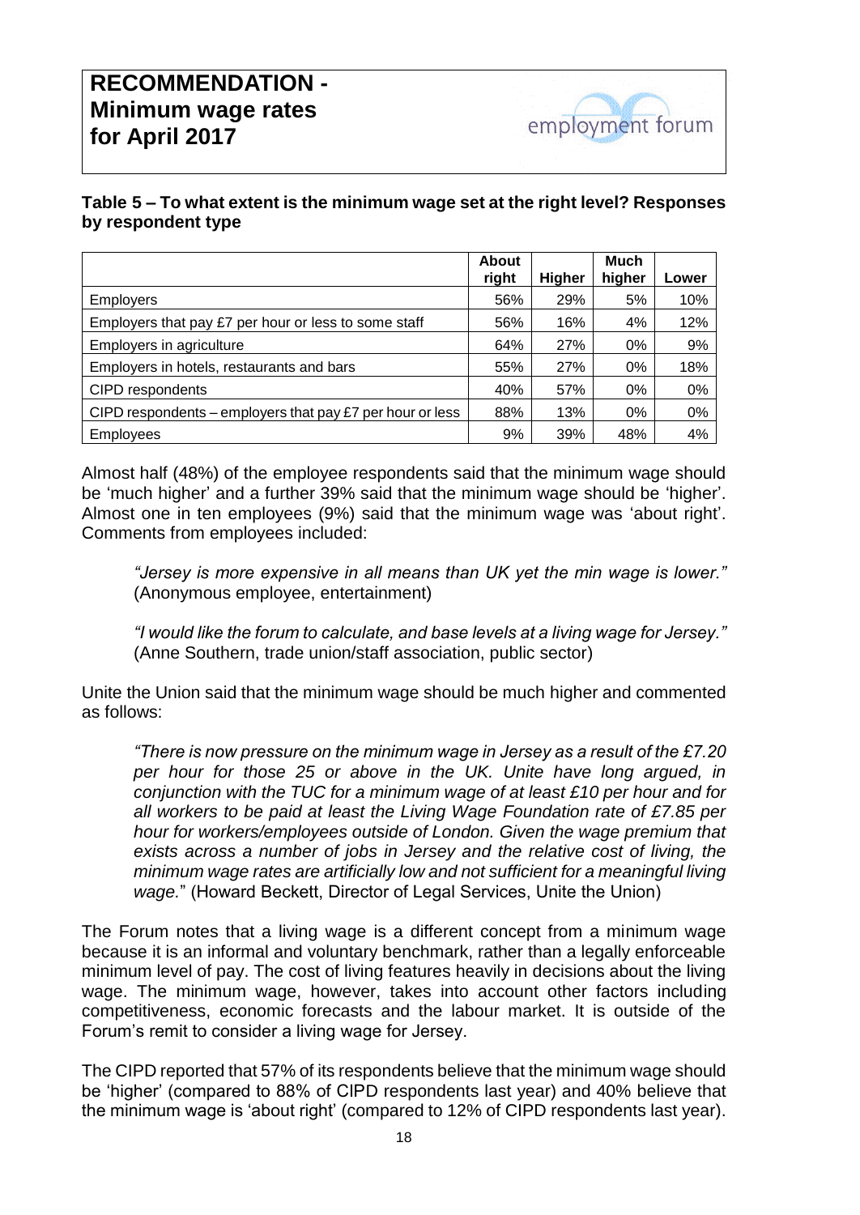**Table 5 – To what extent is the minimum wage set at the right level? Responses by respondent type**

| | About right | Higher | Much higher | Lower |
|---|---|---|---|---|
| Employers | 56% | 29% | 5% | 10% |
| Employers that pay £7 per hour or less to some staff | 56% | 16% | 4% | 12% |
| Employers in agriculture | 64% | 27% | 0% | 9% |
| Employers in hotels, restaurants and bars | 55% | 27% | 0% | 18% |
| CIPD respondents | 40% | 57% | 0% | 0% |
| CIPD respondents – employers that pay £7 per hour or less | 88% | 13% | 0% | 0% |
| Employees | 9% | 39% | 48% | 4% |

Almost half (48%) of the employee respondents said that the minimum wage should be 'much higher' and a further 39% said that the minimum wage should be 'higher'. Almost one in ten employees (9%) said that the minimum wage was 'about right'. Comments from employees included:

> *"Jersey is more expensive in all means than UK yet the min wage is lower."* (Anonymous employee, entertainment)
>
> *"I would like the forum to calculate, and base levels at a living wage for Jersey."* (Anne Southern, trade union/staff association, public sector)

Unite the Union said that the minimum wage should be much higher and commented as follows:

> *"There is now pressure on the minimum wage in Jersey as a result of the £7.20 per hour for those 25 or above in the UK. Unite have long argued, in conjunction with the TUC for a minimum wage of at least £10 per hour and for all workers to be paid at least the Living Wage Foundation rate of £7.85 per hour for workers/employees outside of London. Given the wage premium that exists across a number of jobs in Jersey and the relative cost of living, the minimum wage rates are artificially low and not sufficient for a meaningful living wage."* (Howard Beckett, Director of Legal Services, Unite the Union)

The Forum notes that a living wage is a different concept from a minimum wage because it is an informal and voluntary benchmark, rather than a legally enforceable minimum level of pay. The cost of living features heavily in decisions about the living wage. The minimum wage, however, takes into account other factors including competitiveness, economic forecasts and the labour market. It is outside of the Forum's remit to consider a living wage for Jersey.

The CIPD reported that 57% of its respondents believe that the minimum wage should be 'higher' (compared to 88% of CIPD respondents last year) and 40% believe that the minimum wage is 'about right' (compared to 12% of CIPD respondents last year).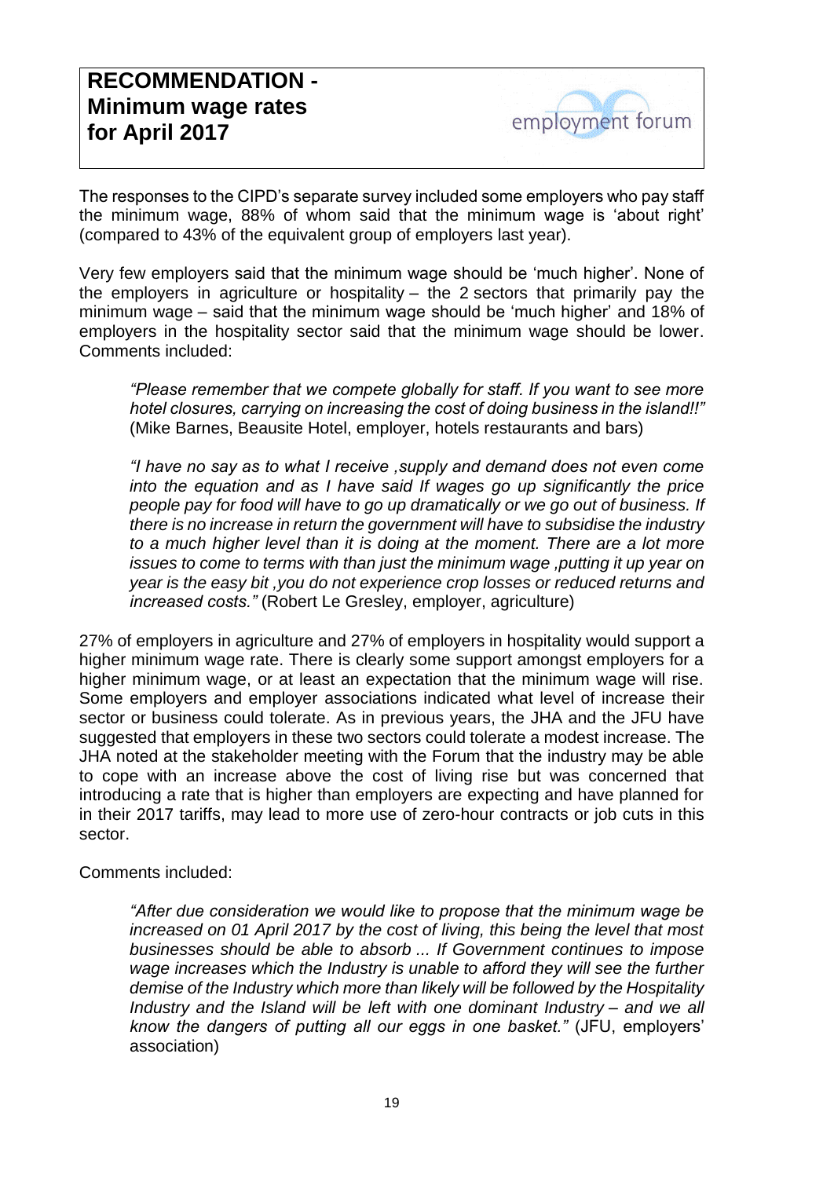The responses to the CIPD's separate survey included some employers who pay staff the minimum wage, 88% of whom said that the minimum wage is 'about right' (compared to 43% of the equivalent group of employers last year).

Very few employers said that the minimum wage should be 'much higher'. None of the employers in agriculture or hospitality – the 2 sectors that primarily pay the minimum wage – said that the minimum wage should be 'much higher' and 18% of employers in the hospitality sector said that the minimum wage should be lower. Comments included:

> *"Please remember that we compete globally for staff. If you want to see more hotel closures, carrying on increasing the cost of doing business in the island!!"* (Mike Barnes, Beausite Hotel, employer, hotels restaurants and bars)

> *"I have no say as to what I receive ,supply and demand does not even come into the equation and as I have said If wages go up significantly the price people pay for food will have to go up dramatically or we go out of business. If there is no increase in return the government will have to subsidise the industry to a much higher level than it is doing at the moment. There are a lot more issues to come to terms with than just the minimum wage ,putting it up year on year is the easy bit ,you do not experience crop losses or reduced returns and increased costs."* (Robert Le Gresley, employer, agriculture)

27% of employers in agriculture and 27% of employers in hospitality would support a higher minimum wage rate. There is clearly some support amongst employers for a higher minimum wage, or at least an expectation that the minimum wage will rise. Some employers and employer associations indicated what level of increase their sector or business could tolerate. As in previous years, the JHA and the JFU have suggested that employers in these two sectors could tolerate a modest increase. The JHA noted at the stakeholder meeting with the Forum that the industry may be able to cope with an increase above the cost of living rise but was concerned that introducing a rate that is higher than employers are expecting and have planned for in their 2017 tariffs, may lead to more use of zero-hour contracts or job cuts in this sector.

Comments included:

> *"After due consideration we would like to propose that the minimum wage be increased on 01 April 2017 by the cost of living, this being the level that most businesses should be able to absorb ... If Government continues to impose wage increases which the Industry is unable to afford they will see the further demise of the Industry which more than likely will be followed by the Hospitality Industry and the Island will be left with one dominant Industry – and we all know the dangers of putting all our eggs in one basket."* (JFU, employers' association)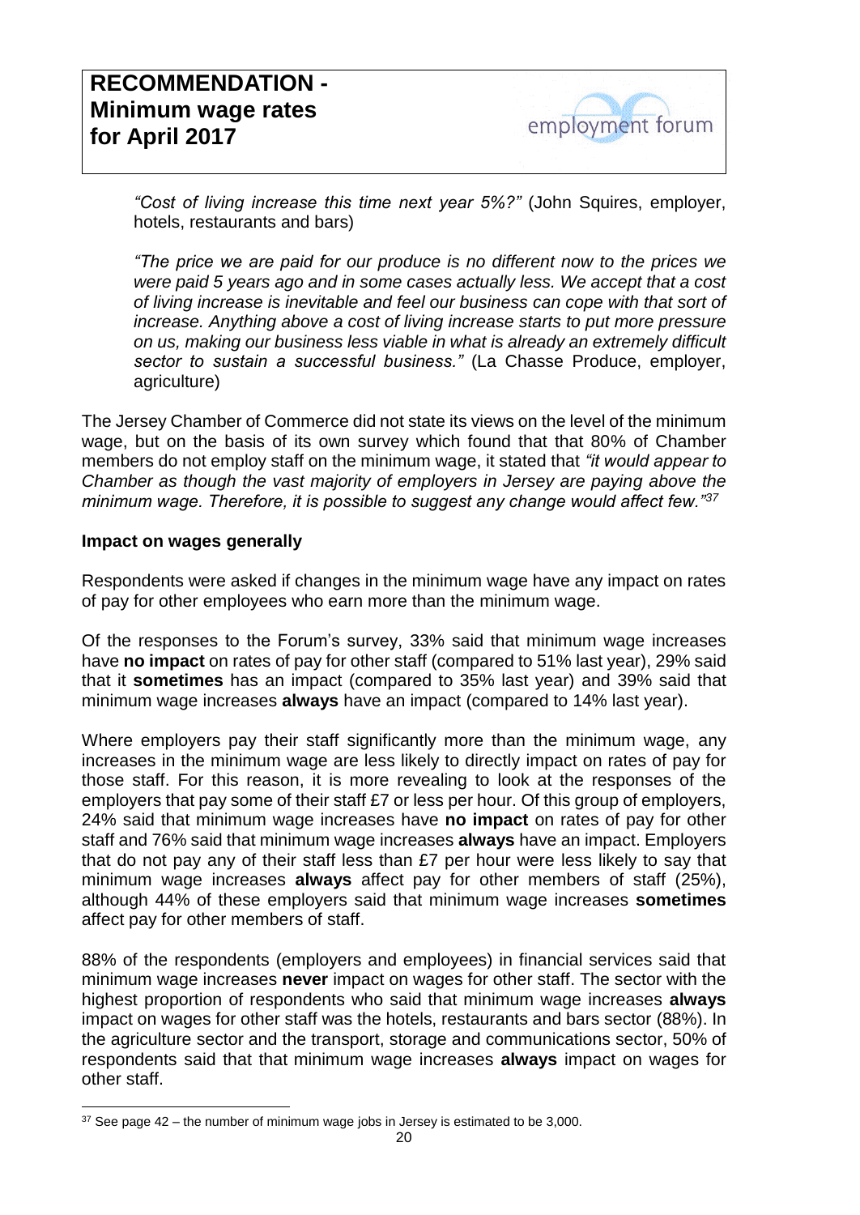*"Cost of living increase this time next year 5%?"* (John Squires, employer, hotels, restaurants and bars)

*"The price we are paid for our produce is no different now to the prices we were paid 5 years ago and in some cases actually less. We accept that a cost of living increase is inevitable and feel our business can cope with that sort of increase. Anything above a cost of living increase starts to put more pressure on us, making our business less viable in what is already an extremely difficult sector to sustain a successful business."* (La Chasse Produce, employer, agriculture)

The Jersey Chamber of Commerce did not state its views on the level of the minimum wage, but on the basis of its own survey which found that that 80% of Chamber members do not employ staff on the minimum wage, it stated that *"it would appear to Chamber as though the vast majority of employers in Jersey are paying above the minimum wage. Therefore, it is possible to suggest any change would affect few."*[37]

**Impact on wages generally**

Respondents were asked if changes in the minimum wage have any impact on rates of pay for other employees who earn more than the minimum wage.

Of the responses to the Forum's survey, 33% said that minimum wage increases have **no impact** on rates of pay for other staff (compared to 51% last year), 29% said that it **sometimes** has an impact (compared to 35% last year) and 39% said that minimum wage increases **always** have an impact (compared to 14% last year).

Where employers pay their staff significantly more than the minimum wage, any increases in the minimum wage are less likely to directly impact on rates of pay for those staff. For this reason, it is more revealing to look at the responses of the employers that pay some of their staff £7 or less per hour. Of this group of employers, 24% said that minimum wage increases have **no impact** on rates of pay for other staff and 76% said that minimum wage increases **always** have an impact. Employers that do not pay any of their staff less than £7 per hour were less likely to say that minimum wage increases **always** affect pay for other members of staff (25%), although 44% of these employers said that minimum wage increases **sometimes** affect pay for other members of staff.

88% of the respondents (employers and employees) in financial services said that minimum wage increases **never** impact on wages for other staff. The sector with the highest proportion of respondents who said that minimum wage increases **always** impact on wages for other staff was the hotels, restaurants and bars sector (88%). In the agriculture sector and the transport, storage and communications sector, 50% of respondents said that that minimum wage increases **always** impact on wages for other staff.

[37] See page 42 – the number of minimum wage jobs in Jersey is estimated to be 3,000.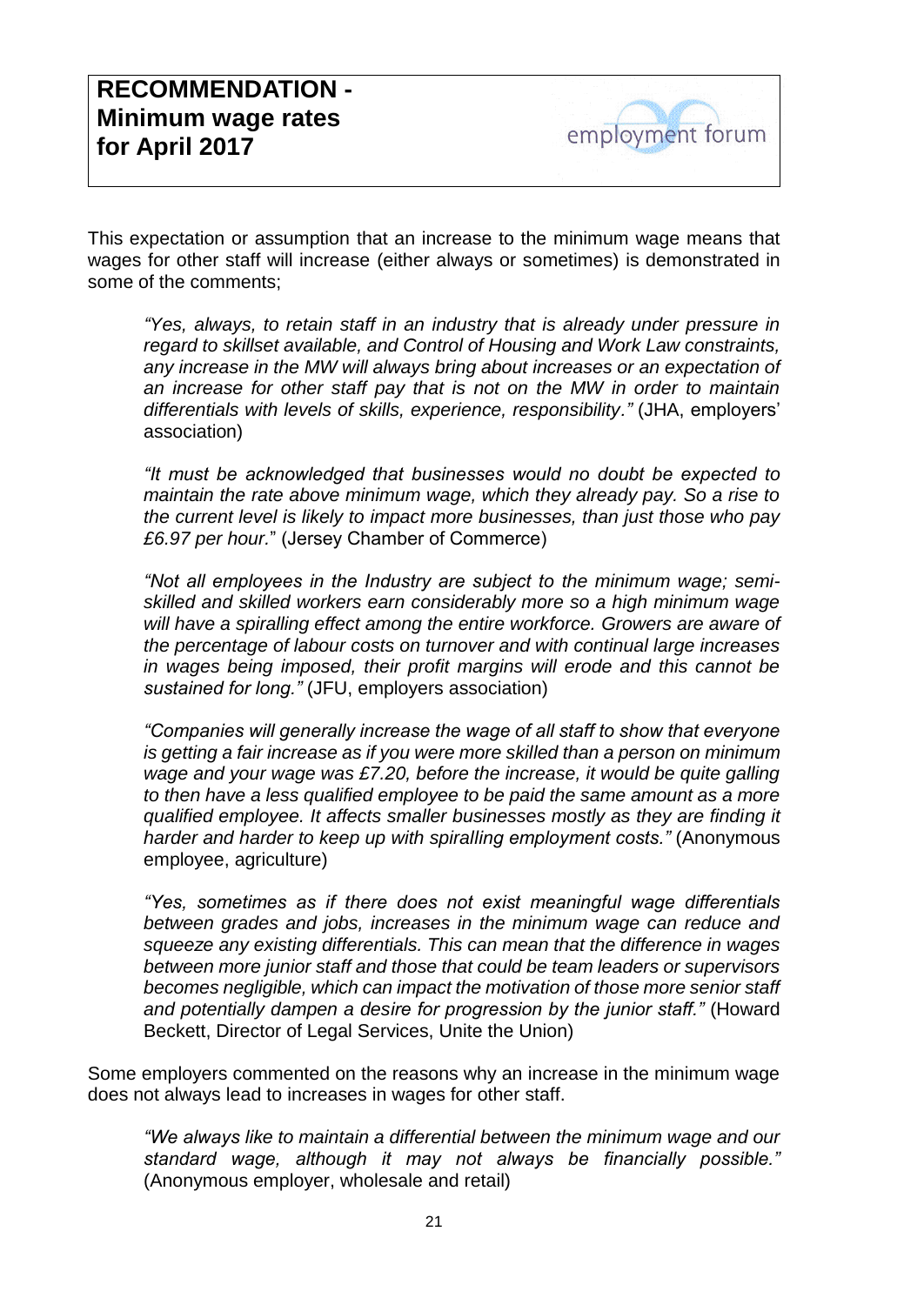This expectation or assumption that an increase to the minimum wage means that wages for other staff will increase (either always or sometimes) is demonstrated in some of the comments;

> *"Yes, always, to retain staff in an industry that is already under pressure in regard to skillset available, and Control of Housing and Work Law constraints, any increase in the MW will always bring about increases or an expectation of an increase for other staff pay that is not on the MW in order to maintain differentials with levels of skills, experience, responsibility."* (JHA, employers' association)

> *"It must be acknowledged that businesses would no doubt be expected to maintain the rate above minimum wage, which they already pay. So a rise to the current level is likely to impact more businesses, than just those who pay £6.97 per hour.*" (Jersey Chamber of Commerce)

> *"Not all employees in the Industry are subject to the minimum wage; semi-skilled and skilled workers earn considerably more so a high minimum wage will have a spiralling effect among the entire workforce. Growers are aware of the percentage of labour costs on turnover and with continual large increases in wages being imposed, their profit margins will erode and this cannot be sustained for long."* (JFU, employers association)

> *"Companies will generally increase the wage of all staff to show that everyone is getting a fair increase as if you were more skilled than a person on minimum wage and your wage was £7.20, before the increase, it would be quite galling to then have a less qualified employee to be paid the same amount as a more qualified employee. It affects smaller businesses mostly as they are finding it harder and harder to keep up with spiralling employment costs."* (Anonymous employee, agriculture)

> *"Yes, sometimes as if there does not exist meaningful wage differentials between grades and jobs, increases in the minimum wage can reduce and squeeze any existing differentials. This can mean that the difference in wages between more junior staff and those that could be team leaders or supervisors becomes negligible, which can impact the motivation of those more senior staff and potentially dampen a desire for progression by the junior staff."* (Howard Beckett, Director of Legal Services, Unite the Union)

Some employers commented on the reasons why an increase in the minimum wage does not always lead to increases in wages for other staff.

> *"We always like to maintain a differential between the minimum wage and our standard wage, although it may not always be financially possible."* (Anonymous employer, wholesale and retail)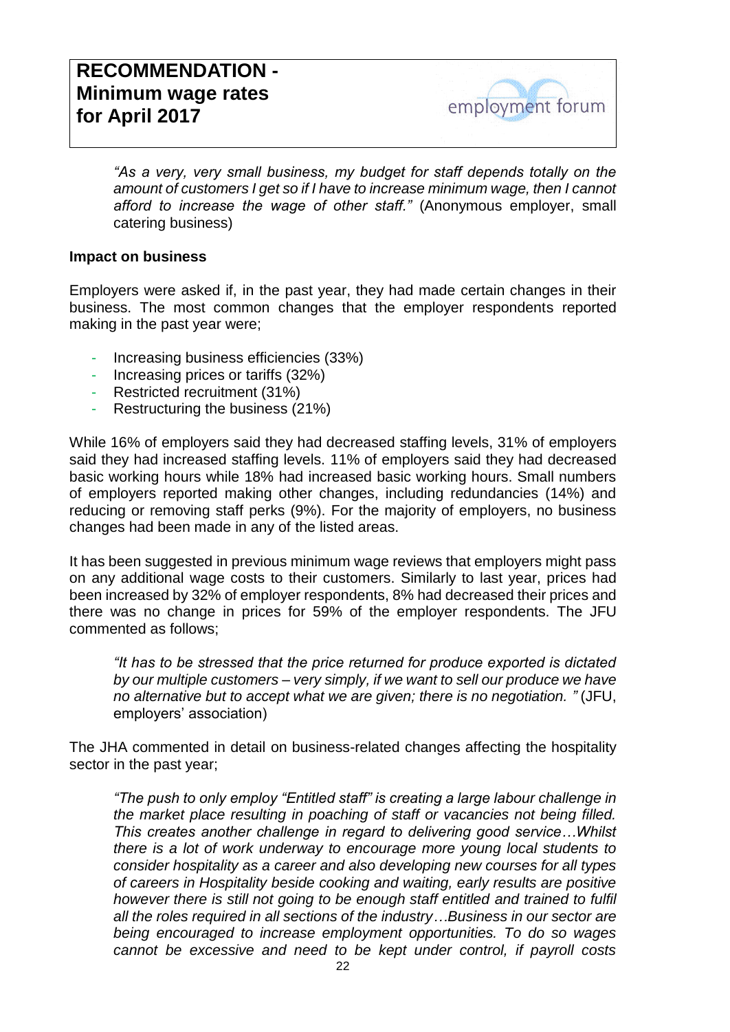*"As a very, very small business, my budget for staff depends totally on the amount of customers I get so if I have to increase minimum wage, then I cannot afford to increase the wage of other staff."* (Anonymous employer, small catering business)

**Impact on business**

Employers were asked if, in the past year, they had made certain changes in their business. The most common changes that the employer respondents reported making in the past year were;

- Increasing business efficiencies (33%)
- Increasing prices or tariffs (32%)
- Restricted recruitment (31%)
- Restructuring the business (21%)

While 16% of employers said they had decreased staffing levels, 31% of employers said they had increased staffing levels. 11% of employers said they had decreased basic working hours while 18% had increased basic working hours. Small numbers of employers reported making other changes, including redundancies (14%) and reducing or removing staff perks (9%). For the majority of employers, no business changes had been made in any of the listed areas.

It has been suggested in previous minimum wage reviews that employers might pass on any additional wage costs to their customers. Similarly to last year, prices had been increased by 32% of employer respondents, 8% had decreased their prices and there was no change in prices for 59% of the employer respondents. The JFU commented as follows;

*"It has to be stressed that the price returned for produce exported is dictated by our multiple customers – very simply, if we want to sell our produce we have no alternative but to accept what we are given; there is no negotiation. "* (JFU, employers' association)

The JHA commented in detail on business-related changes affecting the hospitality sector in the past year;

*"The push to only employ "Entitled staff" is creating a large labour challenge in the market place resulting in poaching of staff or vacancies not being filled. This creates another challenge in regard to delivering good service…Whilst there is a lot of work underway to encourage more young local students to consider hospitality as a career and also developing new courses for all types of careers in Hospitality beside cooking and waiting, early results are positive however there is still not going to be enough staff entitled and trained to fulfil all the roles required in all sections of the industry…Business in our sector are being encouraged to increase employment opportunities. To do so wages cannot be excessive and need to be kept under control, if payroll costs*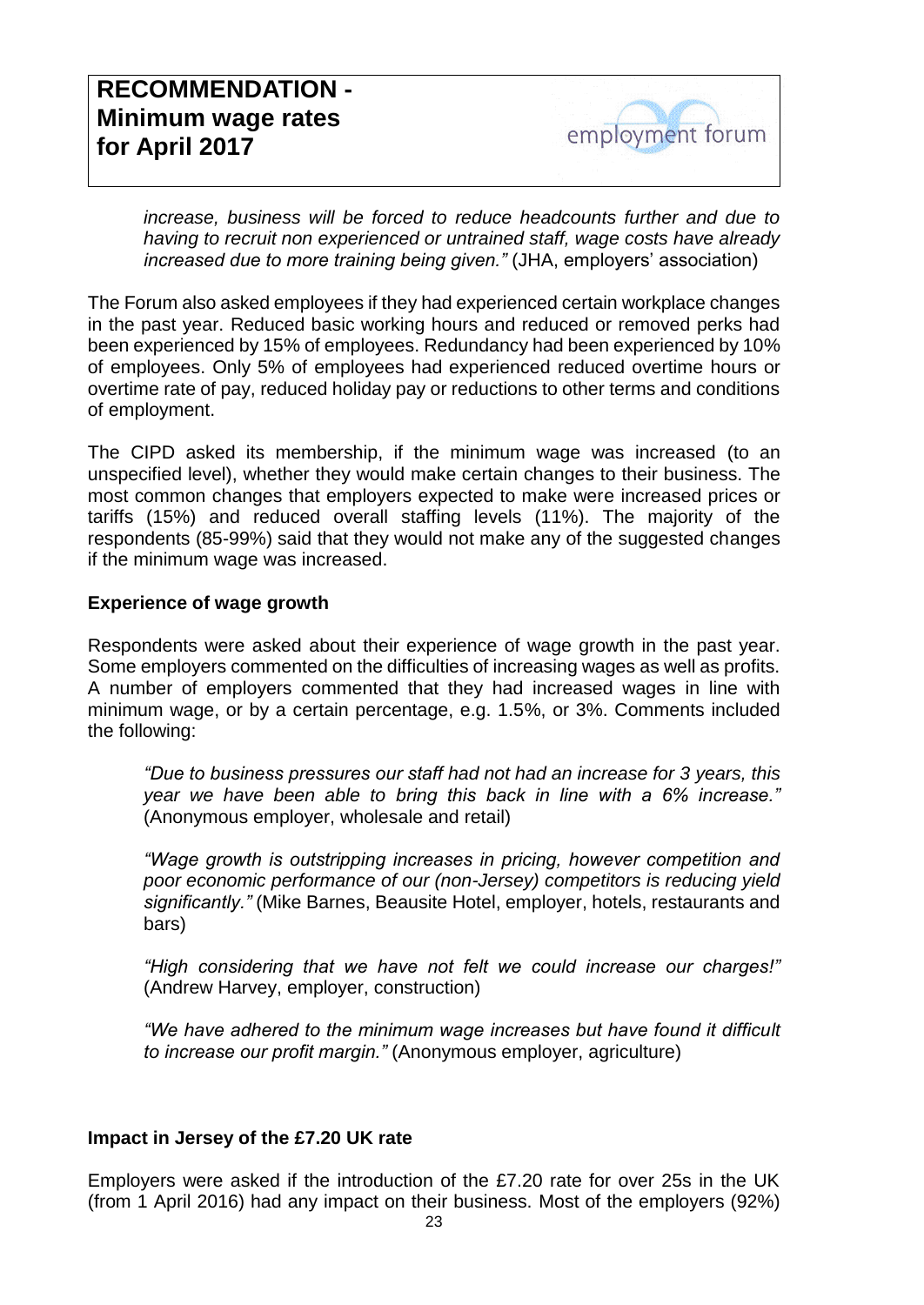*increase, business will be forced to reduce headcounts further and due to having to recruit non experienced or untrained staff, wage costs have already increased due to more training being given."* (JHA, employers' association)

The Forum also asked employees if they had experienced certain workplace changes in the past year. Reduced basic working hours and reduced or removed perks had been experienced by 15% of employees. Redundancy had been experienced by 10% of employees. Only 5% of employees had experienced reduced overtime hours or overtime rate of pay, reduced holiday pay or reductions to other terms and conditions of employment.

The CIPD asked its membership, if the minimum wage was increased (to an unspecified level), whether they would make certain changes to their business. The most common changes that employers expected to make were increased prices or tariffs (15%) and reduced overall staffing levels (11%). The majority of the respondents (85-99%) said that they would not make any of the suggested changes if the minimum wage was increased.

### Experience of wage growth

Respondents were asked about their experience of wage growth in the past year. Some employers commented on the difficulties of increasing wages as well as profits. A number of employers commented that they had increased wages in line with minimum wage, or by a certain percentage, e.g. 1.5%, or 3%. Comments included the following:

> *"Due to business pressures our staff had not had an increase for 3 years, this year we have been able to bring this back in line with a 6% increase."* (Anonymous employer, wholesale and retail)

> *"Wage growth is outstripping increases in pricing, however competition and poor economic performance of our (non-Jersey) competitors is reducing yield significantly."* (Mike Barnes, Beausite Hotel, employer, hotels, restaurants and bars)

> *"High considering that we have not felt we could increase our charges!"* (Andrew Harvey, employer, construction)

> *"We have adhered to the minimum wage increases but have found it difficult to increase our profit margin."* (Anonymous employer, agriculture)

### Impact in Jersey of the £7.20 UK rate

Employers were asked if the introduction of the £7.20 rate for over 25s in the UK (from 1 April 2016) had any impact on their business. Most of the employers (92%)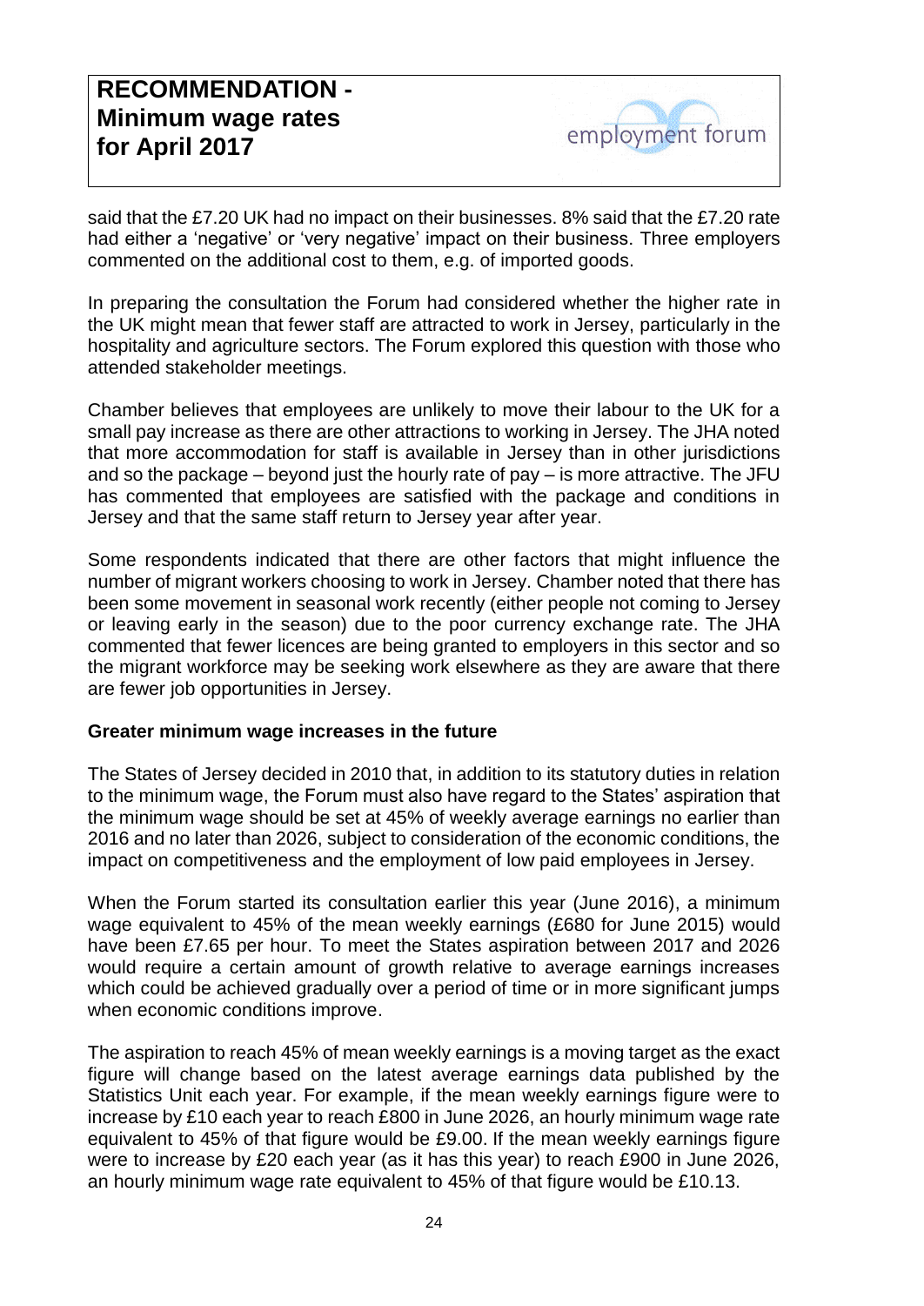said that the £7.20 UK had no impact on their businesses. 8% said that the £7.20 rate had either a 'negative' or 'very negative' impact on their business. Three employers commented on the additional cost to them, e.g. of imported goods.

In preparing the consultation the Forum had considered whether the higher rate in the UK might mean that fewer staff are attracted to work in Jersey, particularly in the hospitality and agriculture sectors. The Forum explored this question with those who attended stakeholder meetings.

Chamber believes that employees are unlikely to move their labour to the UK for a small pay increase as there are other attractions to working in Jersey. The JHA noted that more accommodation for staff is available in Jersey than in other jurisdictions and so the package – beyond just the hourly rate of pay – is more attractive. The JFU has commented that employees are satisfied with the package and conditions in Jersey and that the same staff return to Jersey year after year.

Some respondents indicated that there are other factors that might influence the number of migrant workers choosing to work in Jersey. Chamber noted that there has been some movement in seasonal work recently (either people not coming to Jersey or leaving early in the season) due to the poor currency exchange rate. The JHA commented that fewer licences are being granted to employers in this sector and so the migrant workforce may be seeking work elsewhere as they are aware that there are fewer job opportunities in Jersey.

**Greater minimum wage increases in the future**

The States of Jersey decided in 2010 that, in addition to its statutory duties in relation to the minimum wage, the Forum must also have regard to the States' aspiration that the minimum wage should be set at 45% of weekly average earnings no earlier than 2016 and no later than 2026, subject to consideration of the economic conditions, the impact on competitiveness and the employment of low paid employees in Jersey.

When the Forum started its consultation earlier this year (June 2016), a minimum wage equivalent to 45% of the mean weekly earnings (£680 for June 2015) would have been £7.65 per hour. To meet the States aspiration between 2017 and 2026 would require a certain amount of growth relative to average earnings increases which could be achieved gradually over a period of time or in more significant jumps when economic conditions improve.

The aspiration to reach 45% of mean weekly earnings is a moving target as the exact figure will change based on the latest average earnings data published by the Statistics Unit each year. For example, if the mean weekly earnings figure were to increase by £10 each year to reach £800 in June 2026, an hourly minimum wage rate equivalent to 45% of that figure would be £9.00. If the mean weekly earnings figure were to increase by £20 each year (as it has this year) to reach £900 in June 2026, an hourly minimum wage rate equivalent to 45% of that figure would be £10.13.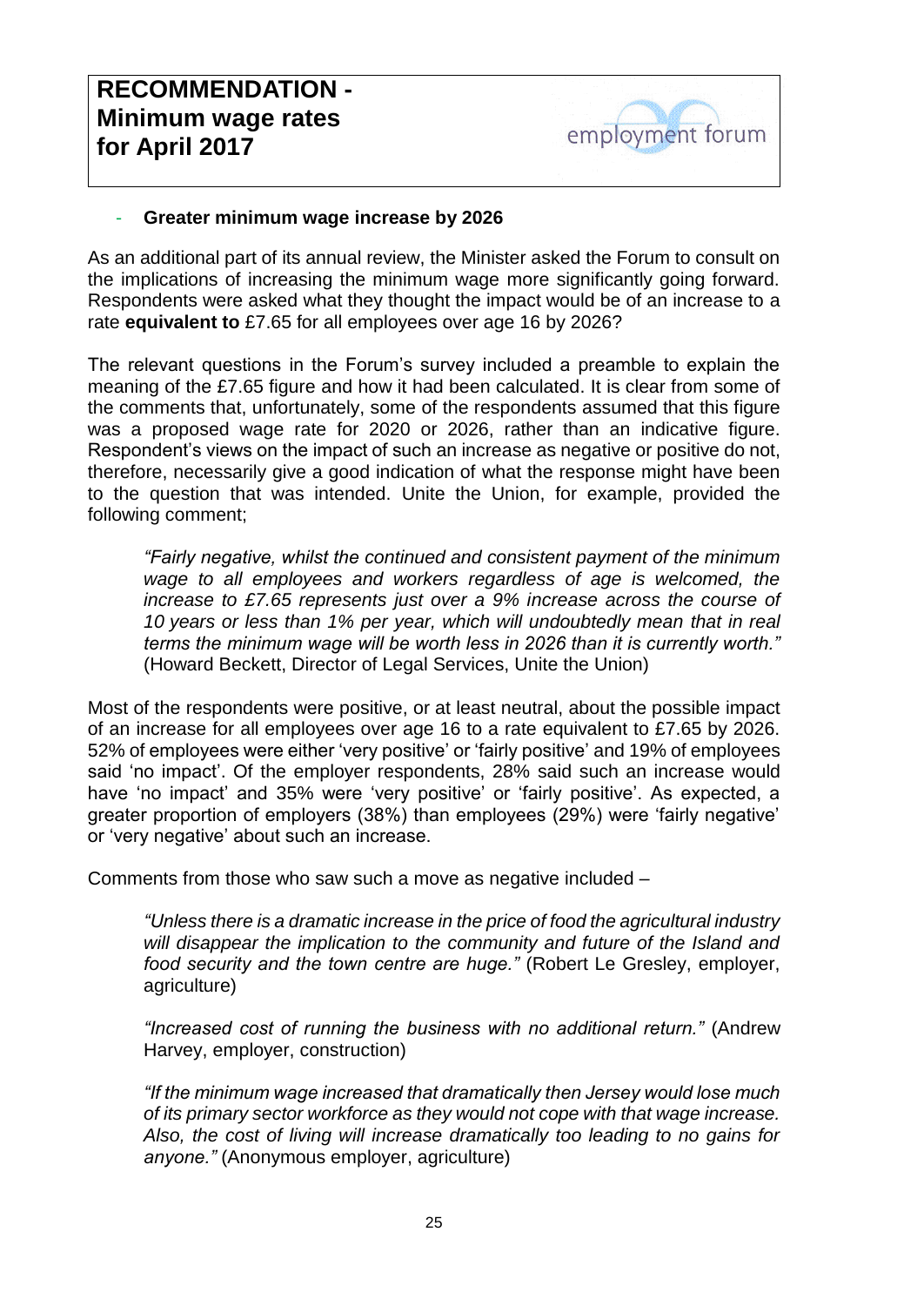- **Greater minimum wage increase by 2026**

As an additional part of its annual review, the Minister asked the Forum to consult on the implications of increasing the minimum wage more significantly going forward. Respondents were asked what they thought the impact would be of an increase to a rate **equivalent to** £7.65 for all employees over age 16 by 2026?

The relevant questions in the Forum's survey included a preamble to explain the meaning of the £7.65 figure and how it had been calculated. It is clear from some of the comments that, unfortunately, some of the respondents assumed that this figure was a proposed wage rate for 2020 or 2026, rather than an indicative figure. Respondent's views on the impact of such an increase as negative or positive do not, therefore, necessarily give a good indication of what the response might have been to the question that was intended. Unite the Union, for example, provided the following comment;

> *"Fairly negative, whilst the continued and consistent payment of the minimum wage to all employees and workers regardless of age is welcomed, the increase to £7.65 represents just over a 9% increase across the course of 10 years or less than 1% per year, which will undoubtedly mean that in real terms the minimum wage will be worth less in 2026 than it is currently worth."* (Howard Beckett, Director of Legal Services, Unite the Union)

Most of the respondents were positive, or at least neutral, about the possible impact of an increase for all employees over age 16 to a rate equivalent to £7.65 by 2026. 52% of employees were either 'very positive' or 'fairly positive' and 19% of employees said 'no impact'. Of the employer respondents, 28% said such an increase would have 'no impact' and 35% were 'very positive' or 'fairly positive'. As expected, a greater proportion of employers (38%) than employees (29%) were 'fairly negative' or 'very negative' about such an increase.

Comments from those who saw such a move as negative included –

> *"Unless there is a dramatic increase in the price of food the agricultural industry will disappear the implication to the community and future of the Island and food security and the town centre are huge."* (Robert Le Gresley, employer, agriculture)

> *"Increased cost of running the business with no additional return."* (Andrew Harvey, employer, construction)

> *"If the minimum wage increased that dramatically then Jersey would lose much of its primary sector workforce as they would not cope with that wage increase. Also, the cost of living will increase dramatically too leading to no gains for anyone."* (Anonymous employer, agriculture)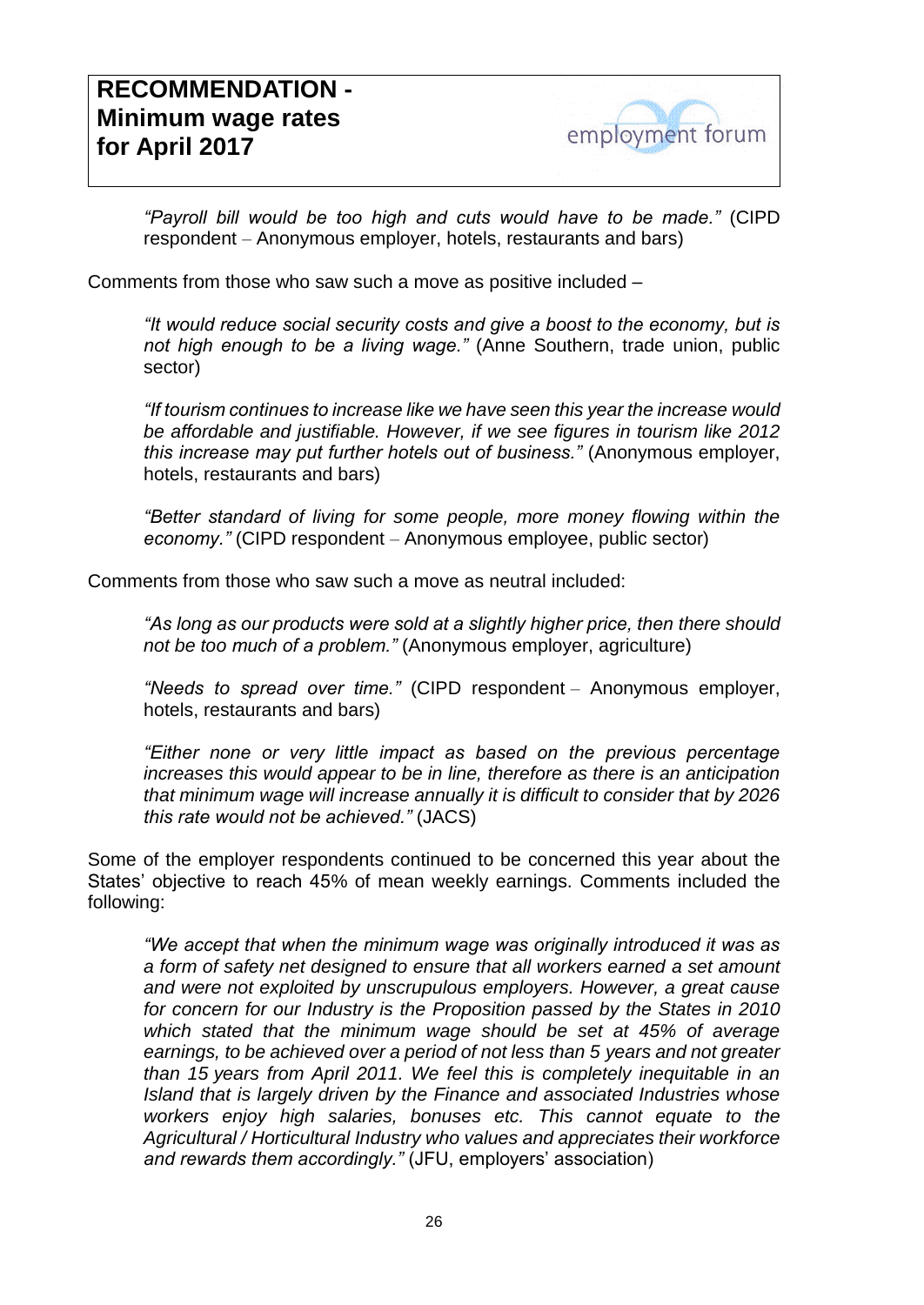*"Payroll bill would be too high and cuts would have to be made."* (CIPD respondent – Anonymous employer, hotels, restaurants and bars)

Comments from those who saw such a move as positive included –

*"It would reduce social security costs and give a boost to the economy, but is not high enough to be a living wage."* (Anne Southern, trade union, public sector)

*"If tourism continues to increase like we have seen this year the increase would be affordable and justifiable. However, if we see figures in tourism like 2012 this increase may put further hotels out of business."* (Anonymous employer, hotels, restaurants and bars)

*"Better standard of living for some people, more money flowing within the economy."* (CIPD respondent – Anonymous employee, public sector)

Comments from those who saw such a move as neutral included:

*"As long as our products were sold at a slightly higher price, then there should not be too much of a problem."* (Anonymous employer, agriculture)

*"Needs to spread over time."* (CIPD respondent – Anonymous employer, hotels, restaurants and bars)

*"Either none or very little impact as based on the previous percentage increases this would appear to be in line, therefore as there is an anticipation that minimum wage will increase annually it is difficult to consider that by 2026 this rate would not be achieved."* (JACS)

Some of the employer respondents continued to be concerned this year about the States' objective to reach 45% of mean weekly earnings. Comments included the following:

*"We accept that when the minimum wage was originally introduced it was as a form of safety net designed to ensure that all workers earned a set amount and were not exploited by unscrupulous employers. However, a great cause for concern for our Industry is the Proposition passed by the States in 2010 which stated that the minimum wage should be set at 45% of average earnings, to be achieved over a period of not less than 5 years and not greater than 15 years from April 2011. We feel this is completely inequitable in an Island that is largely driven by the Finance and associated Industries whose workers enjoy high salaries, bonuses etc. This cannot equate to the Agricultural / Horticultural Industry who values and appreciates their workforce and rewards them accordingly."* (JFU, employers' association)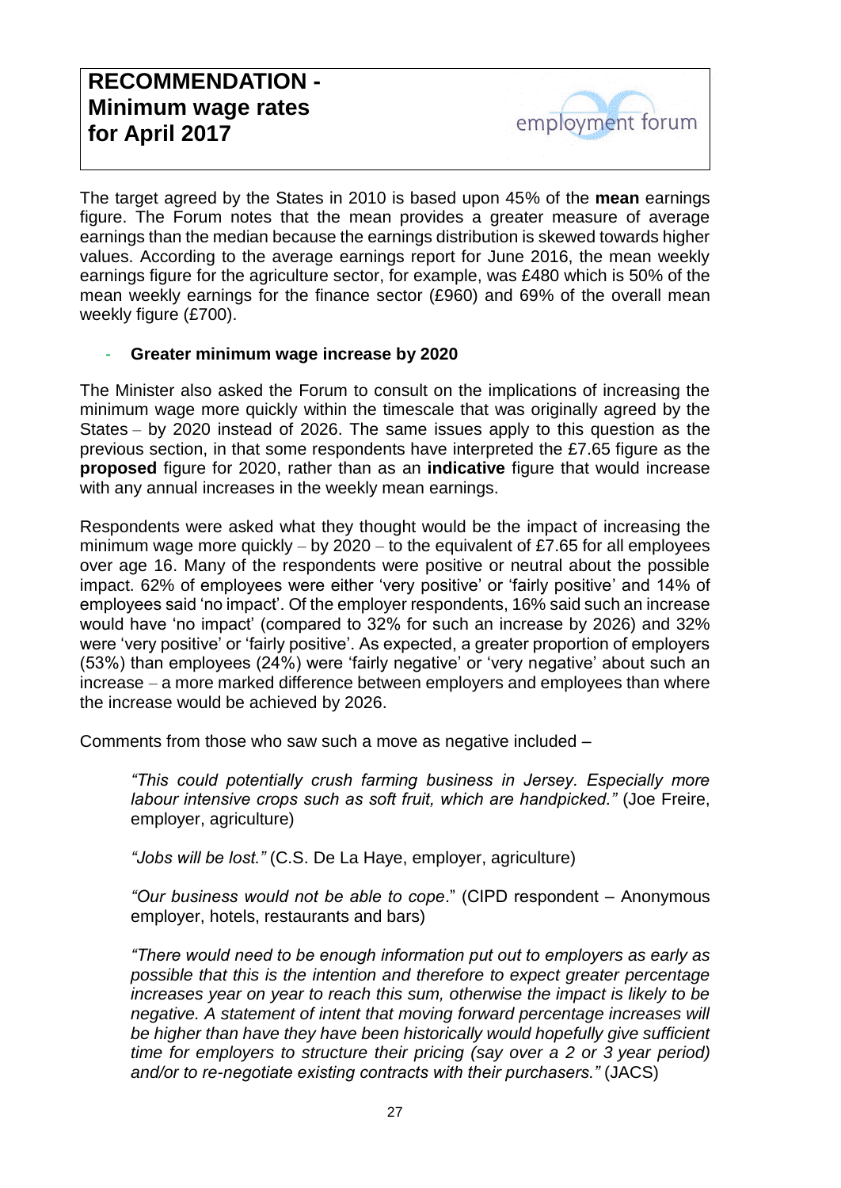The target agreed by the States in 2010 is based upon 45% of the **mean** earnings figure. The Forum notes that the mean provides a greater measure of average earnings than the median because the earnings distribution is skewed towards higher values. According to the average earnings report for June 2016, the mean weekly earnings figure for the agriculture sector, for example, was £480 which is 50% of the mean weekly earnings for the finance sector (£960) and 69% of the overall mean weekly figure (£700).

- **Greater minimum wage increase by 2020**

The Minister also asked the Forum to consult on the implications of increasing the minimum wage more quickly within the timescale that was originally agreed by the States – by 2020 instead of 2026. The same issues apply to this question as the previous section, in that some respondents have interpreted the £7.65 figure as the **proposed** figure for 2020, rather than as an **indicative** figure that would increase with any annual increases in the weekly mean earnings.

Respondents were asked what they thought would be the impact of increasing the minimum wage more quickly – by 2020 – to the equivalent of £7.65 for all employees over age 16. Many of the respondents were positive or neutral about the possible impact. 62% of employees were either 'very positive' or 'fairly positive' and 14% of employees said 'no impact'. Of the employer respondents, 16% said such an increase would have 'no impact' (compared to 32% for such an increase by 2026) and 32% were 'very positive' or 'fairly positive'. As expected, a greater proportion of employers (53%) than employees (24%) were 'fairly negative' or 'very negative' about such an increase – a more marked difference between employers and employees than where the increase would be achieved by 2026.

Comments from those who saw such a move as negative included –

> *"This could potentially crush farming business in Jersey. Especially more labour intensive crops such as soft fruit, which are handpicked."* (Joe Freire, employer, agriculture)
>
> *"Jobs will be lost."* (C.S. De La Haye, employer, agriculture)
>
> *"Our business would not be able to cope*." (CIPD respondent – Anonymous employer, hotels, restaurants and bars)
>
> *"There would need to be enough information put out to employers as early as possible that this is the intention and therefore to expect greater percentage increases year on year to reach this sum, otherwise the impact is likely to be negative. A statement of intent that moving forward percentage increases will be higher than have they have been historically would hopefully give sufficient time for employers to structure their pricing (say over a 2 or 3 year period) and/or to re-negotiate existing contracts with their purchasers."* (JACS)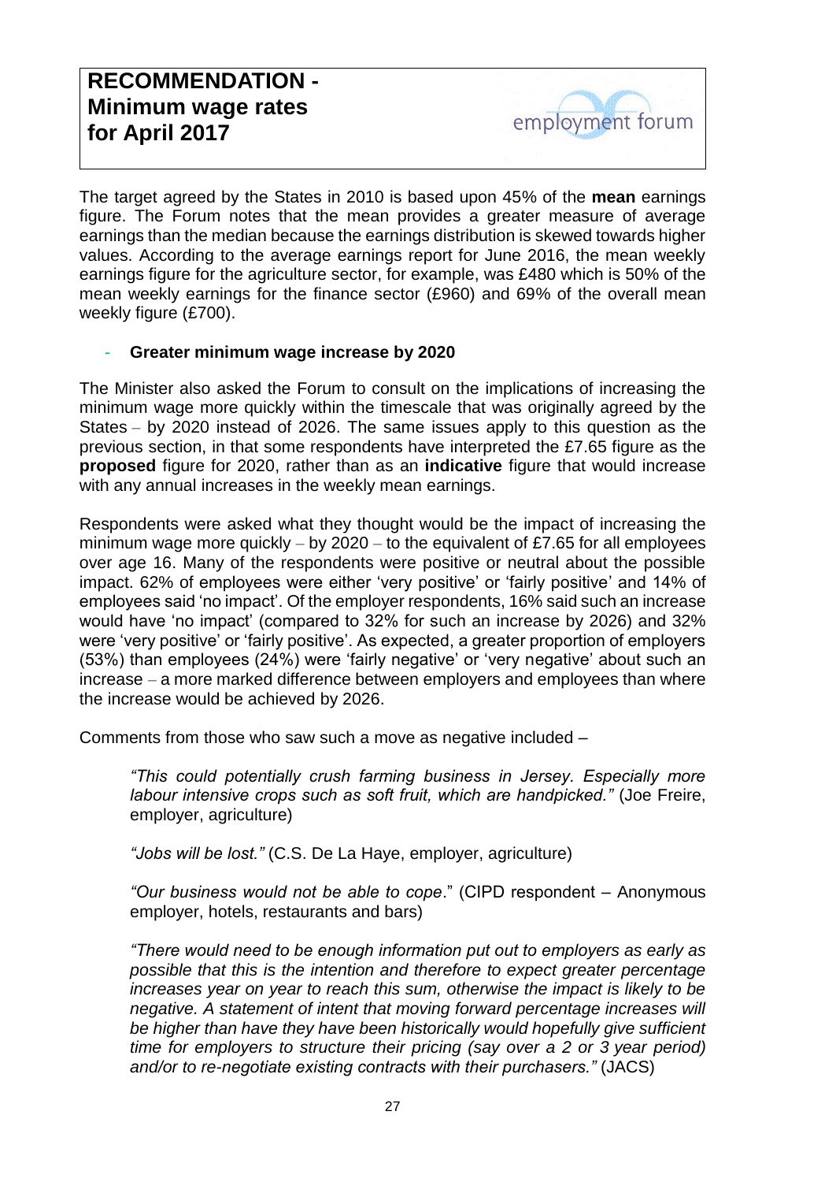The target agreed by the States in 2010 is based upon 45% of the **mean** earnings figure. The Forum notes that the mean provides a greater measure of average earnings than the median because the earnings distribution is skewed towards higher values. According to the average earnings report for June 2016, the mean weekly earnings figure for the agriculture sector, for example, was £480 which is 50% of the mean weekly earnings for the finance sector (£960) and 69% of the overall mean weekly figure (£700).

- **Greater minimum wage increase by 2020**

The Minister also asked the Forum to consult on the implications of increasing the minimum wage more quickly within the timescale that was originally agreed by the States – by 2020 instead of 2026. The same issues apply to this question as the previous section, in that some respondents have interpreted the £7.65 figure as the **proposed** figure for 2020, rather than as an **indicative** figure that would increase with any annual increases in the weekly mean earnings.

Respondents were asked what they thought would be the impact of increasing the minimum wage more quickly – by 2020 – to the equivalent of £7.65 for all employees over age 16. Many of the respondents were positive or neutral about the possible impact. 62% of employees were either 'very positive' or 'fairly positive' and 14% of employees said 'no impact'. Of the employer respondents, 16% said such an increase would have 'no impact' (compared to 32% for such an increase by 2026) and 32% were 'very positive' or 'fairly positive'. As expected, a greater proportion of employers (53%) than employees (24%) were 'fairly negative' or 'very negative' about such an increase – a more marked difference between employers and employees than where the increase would be achieved by 2026.

Comments from those who saw such a move as negative included –

> *"This could potentially crush farming business in Jersey. Especially more labour intensive crops such as soft fruit, which are handpicked."* (Joe Freire, employer, agriculture)
>
> *"Jobs will be lost."* (C.S. De La Haye, employer, agriculture)
>
> *"Our business would not be able to cope*." (CIPD respondent – Anonymous employer, hotels, restaurants and bars)
>
> *"There would need to be enough information put out to employers as early as possible that this is the intention and therefore to expect greater percentage increases year on year to reach this sum, otherwise the impact is likely to be negative. A statement of intent that moving forward percentage increases will be higher than have they have been historically would hopefully give sufficient time for employers to structure their pricing (say over a 2 or 3 year period) and/or to re-negotiate existing contracts with their purchasers."* (JACS)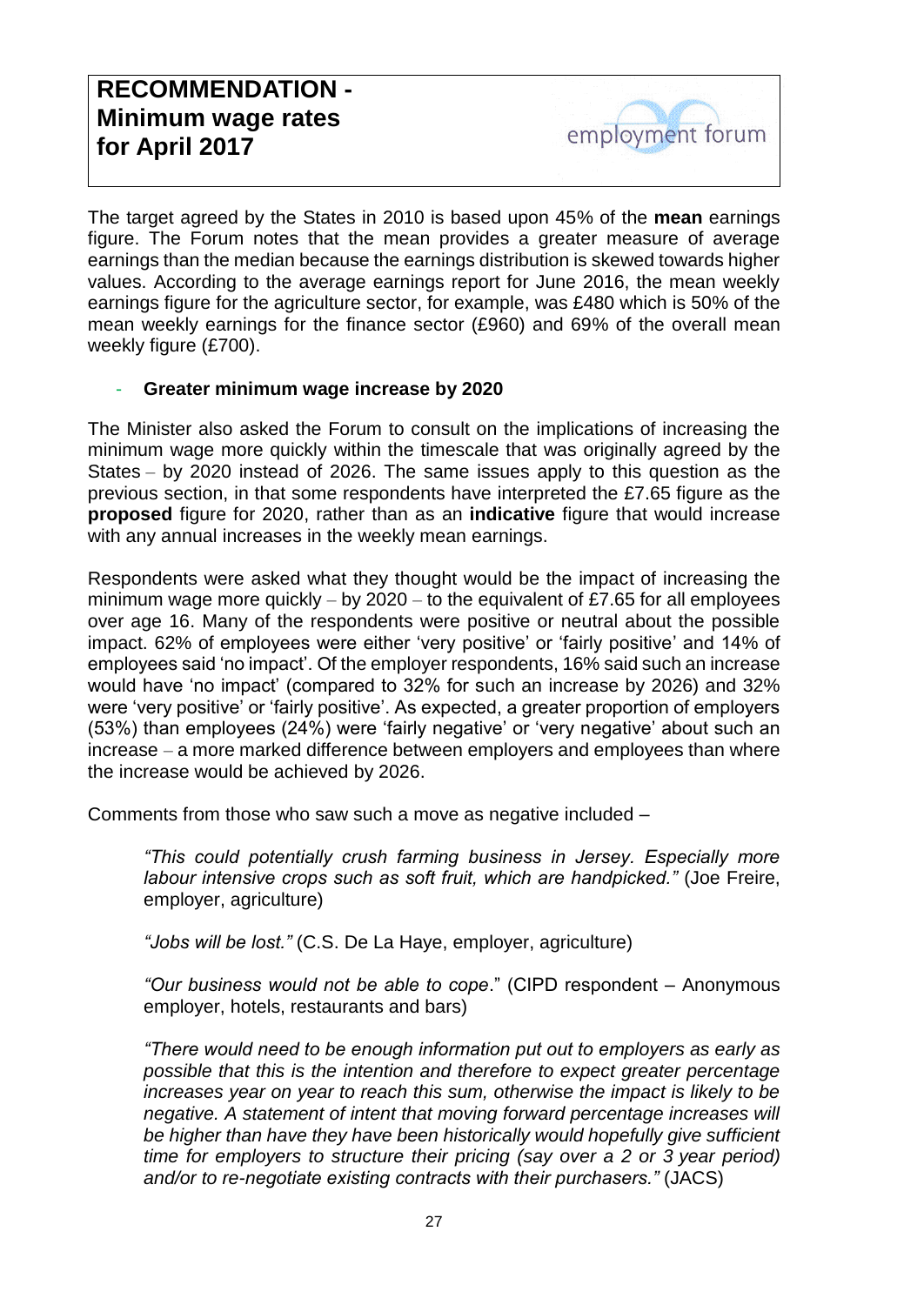The target agreed by the States in 2010 is based upon 45% of the **mean** earnings figure. The Forum notes that the mean provides a greater measure of average earnings than the median because the earnings distribution is skewed towards higher values. According to the average earnings report for June 2016, the mean weekly earnings figure for the agriculture sector, for example, was £480 which is 50% of the mean weekly earnings for the finance sector (£960) and 69% of the overall mean weekly figure (£700).

- **Greater minimum wage increase by 2020**

The Minister also asked the Forum to consult on the implications of increasing the minimum wage more quickly within the timescale that was originally agreed by the States – by 2020 instead of 2026. The same issues apply to this question as the previous section, in that some respondents have interpreted the £7.65 figure as the **proposed** figure for 2020, rather than as an **indicative** figure that would increase with any annual increases in the weekly mean earnings.

Respondents were asked what they thought would be the impact of increasing the minimum wage more quickly – by 2020 – to the equivalent of £7.65 for all employees over age 16. Many of the respondents were positive or neutral about the possible impact. 62% of employees were either 'very positive' or 'fairly positive' and 14% of employees said 'no impact'. Of the employer respondents, 16% said such an increase would have 'no impact' (compared to 32% for such an increase by 2026) and 32% were 'very positive' or 'fairly positive'. As expected, a greater proportion of employers (53%) than employees (24%) were 'fairly negative' or 'very negative' about such an increase – a more marked difference between employers and employees than where the increase would be achieved by 2026.

Comments from those who saw such a move as negative included –

> *"This could potentially crush farming business in Jersey. Especially more labour intensive crops such as soft fruit, which are handpicked."* (Joe Freire, employer, agriculture)
>
> *"Jobs will be lost."* (C.S. De La Haye, employer, agriculture)
>
> *"Our business would not be able to cope*." (CIPD respondent – Anonymous employer, hotels, restaurants and bars)
>
> *"There would need to be enough information put out to employers as early as possible that this is the intention and therefore to expect greater percentage increases year on year to reach this sum, otherwise the impact is likely to be negative. A statement of intent that moving forward percentage increases will be higher than have they have been historically would hopefully give sufficient time for employers to structure their pricing (say over a 2 or 3 year period) and/or to re-negotiate existing contracts with their purchasers."* (JACS)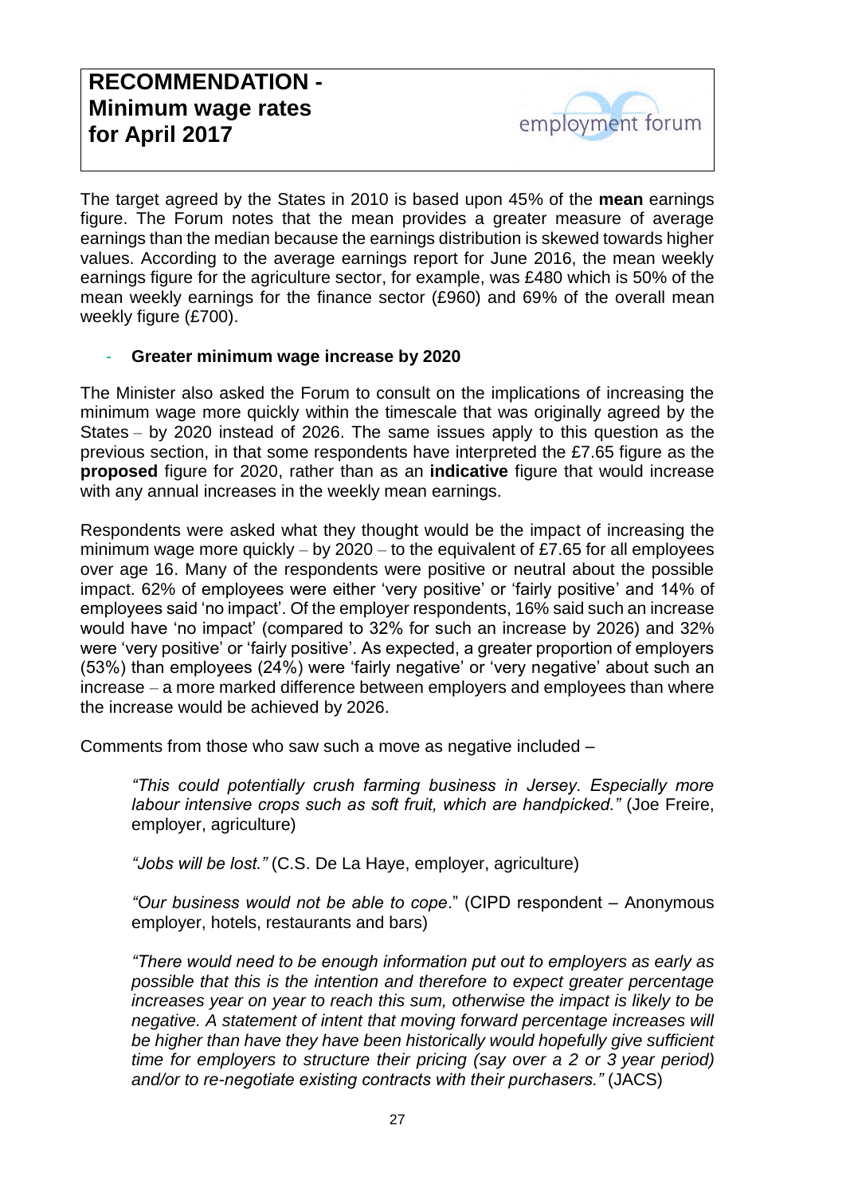The target agreed by the States in 2010 is based upon 45% of the **mean** earnings figure. The Forum notes that the mean provides a greater measure of average earnings than the median because the earnings distribution is skewed towards higher values. According to the average earnings report for June 2016, the mean weekly earnings figure for the agriculture sector, for example, was £480 which is 50% of the mean weekly earnings for the finance sector (£960) and 69% of the overall mean weekly figure (£700).

- **Greater minimum wage increase by 2020**

The Minister also asked the Forum to consult on the implications of increasing the minimum wage more quickly within the timescale that was originally agreed by the States – by 2020 instead of 2026. The same issues apply to this question as the previous section, in that some respondents have interpreted the £7.65 figure as the **proposed** figure for 2020, rather than as an **indicative** figure that would increase with any annual increases in the weekly mean earnings.

Respondents were asked what they thought would be the impact of increasing the minimum wage more quickly – by 2020 – to the equivalent of £7.65 for all employees over age 16. Many of the respondents were positive or neutral about the possible impact. 62% of employees were either 'very positive' or 'fairly positive' and 14% of employees said 'no impact'. Of the employer respondents, 16% said such an increase would have 'no impact' (compared to 32% for such an increase by 2026) and 32% were 'very positive' or 'fairly positive'. As expected, a greater proportion of employers (53%) than employees (24%) were 'fairly negative' or 'very negative' about such an increase – a more marked difference between employers and employees than where the increase would be achieved by 2026.

Comments from those who saw such a move as negative included –

> *"This could potentially crush farming business in Jersey. Especially more labour intensive crops such as soft fruit, which are handpicked."* (Joe Freire, employer, agriculture)
>
> *"Jobs will be lost."* (C.S. De La Haye, employer, agriculture)
>
> *"Our business would not be able to cope*." (CIPD respondent – Anonymous employer, hotels, restaurants and bars)
>
> *"There would need to be enough information put out to employers as early as possible that this is the intention and therefore to expect greater percentage increases year on year to reach this sum, otherwise the impact is likely to be negative. A statement of intent that moving forward percentage increases will be higher than have they have been historically would hopefully give sufficient time for employers to structure their pricing (say over a 2 or 3 year period) and/or to re-negotiate existing contracts with their purchasers."* (JACS)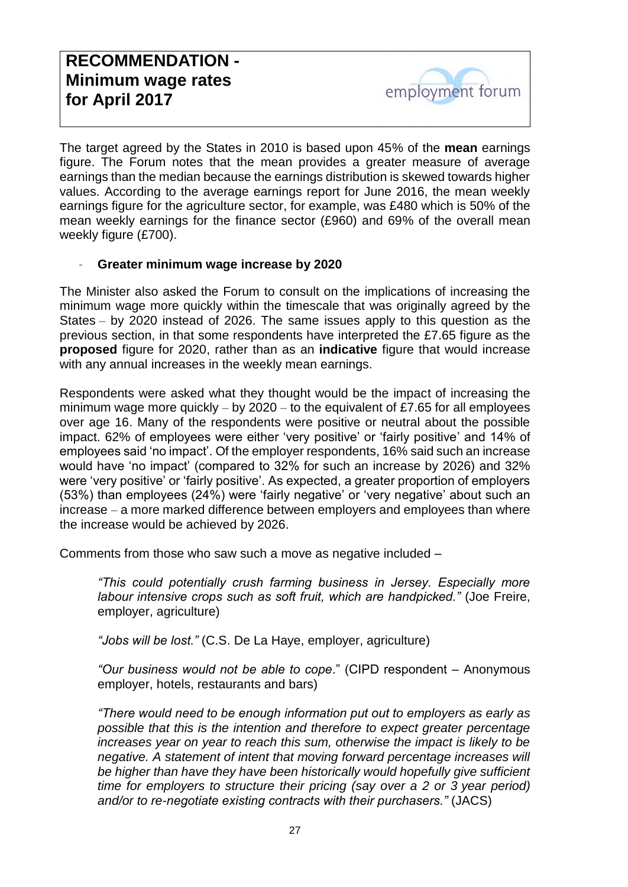The target agreed by the States in 2010 is based upon 45% of the **mean** earnings figure. The Forum notes that the mean provides a greater measure of average earnings than the median because the earnings distribution is skewed towards higher values. According to the average earnings report for June 2016, the mean weekly earnings figure for the agriculture sector, for example, was £480 which is 50% of the mean weekly earnings for the finance sector (£960) and 69% of the overall mean weekly figure (£700).

- **Greater minimum wage increase by 2020**

The Minister also asked the Forum to consult on the implications of increasing the minimum wage more quickly within the timescale that was originally agreed by the States – by 2020 instead of 2026. The same issues apply to this question as the previous section, in that some respondents have interpreted the £7.65 figure as the **proposed** figure for 2020, rather than as an **indicative** figure that would increase with any annual increases in the weekly mean earnings.

Respondents were asked what they thought would be the impact of increasing the minimum wage more quickly – by 2020 – to the equivalent of £7.65 for all employees over age 16. Many of the respondents were positive or neutral about the possible impact. 62% of employees were either 'very positive' or 'fairly positive' and 14% of employees said 'no impact'. Of the employer respondents, 16% said such an increase would have 'no impact' (compared to 32% for such an increase by 2026) and 32% were 'very positive' or 'fairly positive'. As expected, a greater proportion of employers (53%) than employees (24%) were 'fairly negative' or 'very negative' about such an increase – a more marked difference between employers and employees than where the increase would be achieved by 2026.

Comments from those who saw such a move as negative included –

> *"This could potentially crush farming business in Jersey. Especially more labour intensive crops such as soft fruit, which are handpicked."* (Joe Freire, employer, agriculture)
>
> *"Jobs will be lost."* (C.S. De La Haye, employer, agriculture)
>
> *"Our business would not be able to cope*." (CIPD respondent – Anonymous employer, hotels, restaurants and bars)
>
> *"There would need to be enough information put out to employers as early as possible that this is the intention and therefore to expect greater percentage increases year on year to reach this sum, otherwise the impact is likely to be negative. A statement of intent that moving forward percentage increases will be higher than have they have been historically would hopefully give sufficient time for employers to structure their pricing (say over a 2 or 3 year period) and/or to re-negotiate existing contracts with their purchasers."* (JACS)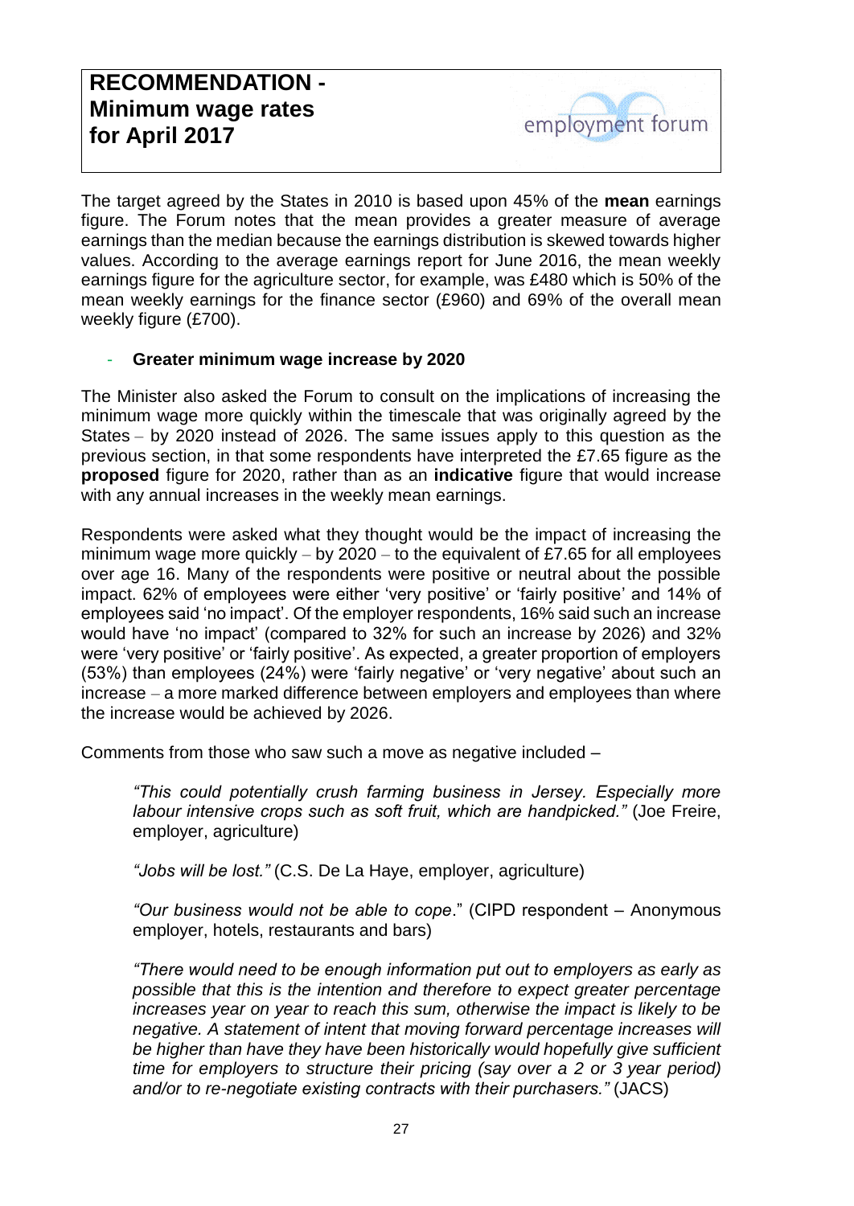The target agreed by the States in 2010 is based upon 45% of the **mean** earnings figure. The Forum notes that the mean provides a greater measure of average earnings than the median because the earnings distribution is skewed towards higher values. According to the average earnings report for June 2016, the mean weekly earnings figure for the agriculture sector, for example, was £480 which is 50% of the mean weekly earnings for the finance sector (£960) and 69% of the overall mean weekly figure (£700).

- **Greater minimum wage increase by 2020**

The Minister also asked the Forum to consult on the implications of increasing the minimum wage more quickly within the timescale that was originally agreed by the States – by 2020 instead of 2026. The same issues apply to this question as the previous section, in that some respondents have interpreted the £7.65 figure as the **proposed** figure for 2020, rather than as an **indicative** figure that would increase with any annual increases in the weekly mean earnings.

Respondents were asked what they thought would be the impact of increasing the minimum wage more quickly – by 2020 – to the equivalent of £7.65 for all employees over age 16. Many of the respondents were positive or neutral about the possible impact. 62% of employees were either 'very positive' or 'fairly positive' and 14% of employees said 'no impact'. Of the employer respondents, 16% said such an increase would have 'no impact' (compared to 32% for such an increase by 2026) and 32% were 'very positive' or 'fairly positive'. As expected, a greater proportion of employers (53%) than employees (24%) were 'fairly negative' or 'very negative' about such an increase – a more marked difference between employers and employees than where the increase would be achieved by 2026.

Comments from those who saw such a move as negative included –

> *"This could potentially crush farming business in Jersey. Especially more labour intensive crops such as soft fruit, which are handpicked."* (Joe Freire, employer, agriculture)
>
> *"Jobs will be lost."* (C.S. De La Haye, employer, agriculture)
>
> *"Our business would not be able to cope*." (CIPD respondent – Anonymous employer, hotels, restaurants and bars)
>
> *"There would need to be enough information put out to employers as early as possible that this is the intention and therefore to expect greater percentage increases year on year to reach this sum, otherwise the impact is likely to be negative. A statement of intent that moving forward percentage increases will be higher than have they have been historically would hopefully give sufficient time for employers to structure their pricing (say over a 2 or 3 year period) and/or to re-negotiate existing contracts with their purchasers."* (JACS)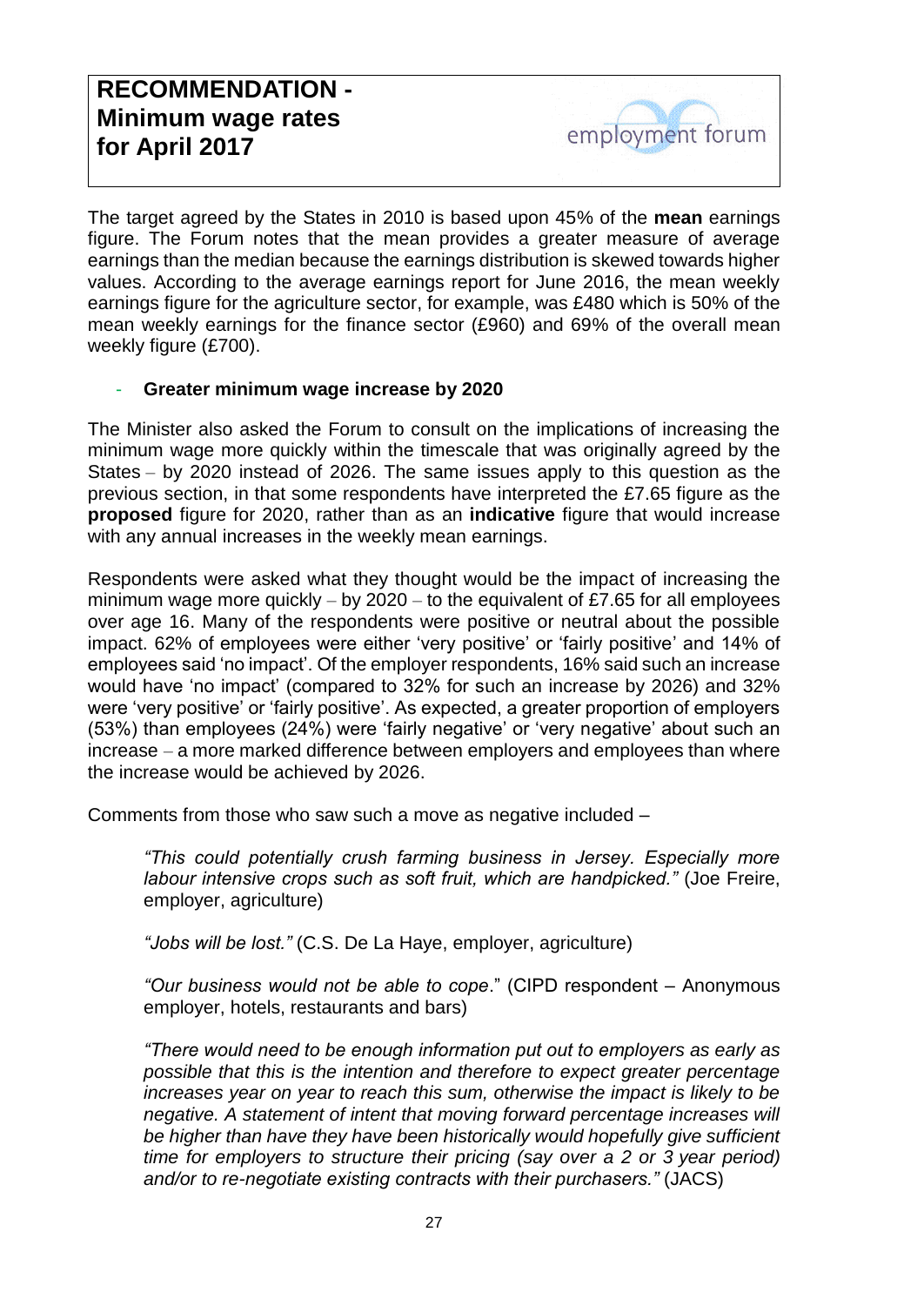# RECOMMENDATION - Minimum wage rates for April 2017

employment forum

The target agreed by the States in 2010 is based upon 45% of the **mean** earnings figure. The Forum notes that the mean provides a greater measure of average earnings than the median because the earnings distribution is skewed towards higher values. According to the average earnings report for June 2016, the mean weekly earnings figure for the agriculture sector, for example, was £480 which is 50% of the mean weekly earnings for the finance sector (£960) and 69% of the overall mean weekly figure (£700).

- **Greater minimum wage increase by 2020**

The Minister also asked the Forum to consult on the implications of increasing the minimum wage more quickly within the timescale that was originally agreed by the States – by 2020 instead of 2026. The same issues apply to this question as the previous section, in that some respondents have interpreted the £7.65 figure as the **proposed** figure for 2020, rather than as an **indicative** figure that would increase with any annual increases in the weekly mean earnings.

Respondents were asked what they thought would be the impact of increasing the minimum wage more quickly – by 2020 – to the equivalent of £7.65 for all employees over age 16. Many of the respondents were positive or neutral about the possible impact. 62% of employees were either 'very positive' or 'fairly positive' and 14% of employees said 'no impact'. Of the employer respondents, 16% said such an increase would have 'no impact' (compared to 32% for such an increase by 2026) and 32% were 'very positive' or 'fairly positive'. As expected, a greater proportion of employers (53%) than employees (24%) were 'fairly negative' or 'very negative' about such an increase – a more marked difference between employers and employees than where the increase would be achieved by 2026.

Comments from those who saw such a move as negative included –

> *"This could potentially crush farming business in Jersey. Especially more labour intensive crops such as soft fruit, which are handpicked."* (Joe Freire, employer, agriculture)
>
> *"Jobs will be lost."* (C.S. De La Haye, employer, agriculture)
>
> *"Our business would not be able to cope*." (CIPD respondent – Anonymous employer, hotels, restaurants and bars)
>
> *"There would need to be enough information put out to employers as early as possible that this is the intention and therefore to expect greater percentage increases year on year to reach this sum, otherwise the impact is likely to be negative. A statement of intent that moving forward percentage increases will be higher than have they have been historically would hopefully give sufficient time for employers to structure their pricing (say over a 2 or 3 year period) and/or to re-negotiate existing contracts with their purchasers."* (JACS)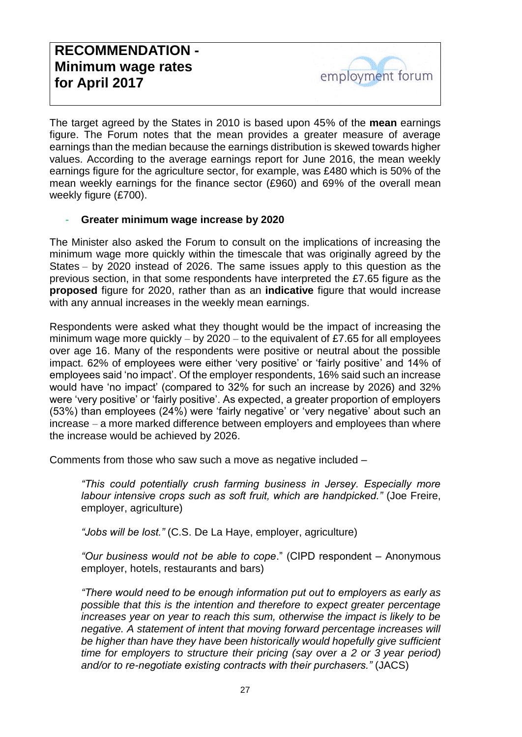# RECOMMENDATION - Minimum wage rates for April 2017

The target agreed by the States in 2010 is based upon 45% of the **mean** earnings figure. The Forum notes that the mean provides a greater measure of average earnings than the median because the earnings distribution is skewed towards higher values. According to the average earnings report for June 2016, the mean weekly earnings figure for the agriculture sector, for example, was £480 which is 50% of the mean weekly earnings for the finance sector (£960) and 69% of the overall mean weekly figure (£700).

- **Greater minimum wage increase by 2020**

The Minister also asked the Forum to consult on the implications of increasing the minimum wage more quickly within the timescale that was originally agreed by the States – by 2020 instead of 2026. The same issues apply to this question as the previous section, in that some respondents have interpreted the £7.65 figure as the **proposed** figure for 2020, rather than as an **indicative** figure that would increase with any annual increases in the weekly mean earnings.

Respondents were asked what they thought would be the impact of increasing the minimum wage more quickly – by 2020 – to the equivalent of £7.65 for all employees over age 16. Many of the respondents were positive or neutral about the possible impact. 62% of employees were either 'very positive' or 'fairly positive' and 14% of employees said 'no impact'. Of the employer respondents, 16% said such an increase would have 'no impact' (compared to 32% for such an increase by 2026) and 32% were 'very positive' or 'fairly positive'. As expected, a greater proportion of employers (53%) than employees (24%) were 'fairly negative' or 'very negative' about such an increase – a more marked difference between employers and employees than where the increase would be achieved by 2026.

Comments from those who saw such a move as negative included –

> *"This could potentially crush farming business in Jersey. Especially more labour intensive crops such as soft fruit, which are handpicked."* (Joe Freire, employer, agriculture)
>
> *"Jobs will be lost."* (C.S. De La Haye, employer, agriculture)
>
> *"Our business would not be able to cope*." (CIPD respondent – Anonymous employer, hotels, restaurants and bars)
>
> *"There would need to be enough information put out to employers as early as possible that this is the intention and therefore to expect greater percentage increases year on year to reach this sum, otherwise the impact is likely to be negative. A statement of intent that moving forward percentage increases will be higher than have they have been historically would hopefully give sufficient time for employers to structure their pricing (say over a 2 or 3 year period) and/or to re-negotiate existing contracts with their purchasers."* (JACS)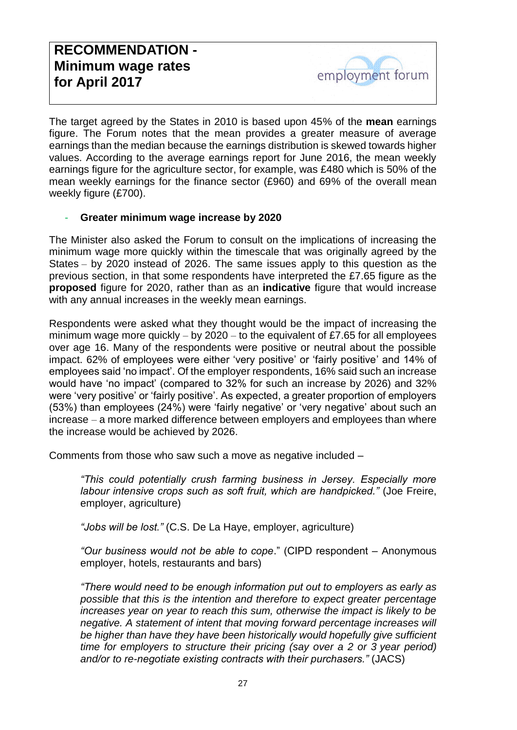The target agreed by the States in 2010 is based upon 45% of the **mean** earnings figure. The Forum notes that the mean provides a greater measure of average earnings than the median because the earnings distribution is skewed towards higher values. According to the average earnings report for June 2016, the mean weekly earnings figure for the agriculture sector, for example, was £480 which is 50% of the mean weekly earnings for the finance sector (£960) and 69% of the overall mean weekly figure (£700).

- **Greater minimum wage increase by 2020**

The Minister also asked the Forum to consult on the implications of increasing the minimum wage more quickly within the timescale that was originally agreed by the States – by 2020 instead of 2026. The same issues apply to this question as the previous section, in that some respondents have interpreted the £7.65 figure as the **proposed** figure for 2020, rather than as an **indicative** figure that would increase with any annual increases in the weekly mean earnings.

Respondents were asked what they thought would be the impact of increasing the minimum wage more quickly – by 2020 – to the equivalent of £7.65 for all employees over age 16. Many of the respondents were positive or neutral about the possible impact. 62% of employees were either 'very positive' or 'fairly positive' and 14% of employees said 'no impact'. Of the employer respondents, 16% said such an increase would have 'no impact' (compared to 32% for such an increase by 2026) and 32% were 'very positive' or 'fairly positive'. As expected, a greater proportion of employers (53%) than employees (24%) were 'fairly negative' or 'very negative' about such an increase – a more marked difference between employers and employees than where the increase would be achieved by 2026.

Comments from those who saw such a move as negative included –

> *"This could potentially crush farming business in Jersey. Especially more labour intensive crops such as soft fruit, which are handpicked."* (Joe Freire, employer, agriculture)
>
> *"Jobs will be lost."* (C.S. De La Haye, employer, agriculture)
>
> *"Our business would not be able to cope*." (CIPD respondent – Anonymous employer, hotels, restaurants and bars)
>
> *"There would need to be enough information put out to employers as early as possible that this is the intention and therefore to expect greater percentage increases year on year to reach this sum, otherwise the impact is likely to be negative. A statement of intent that moving forward percentage increases will be higher than have they have been historically would hopefully give sufficient time for employers to structure their pricing (say over a 2 or 3 year period) and/or to re-negotiate existing contracts with their purchasers."* (JACS)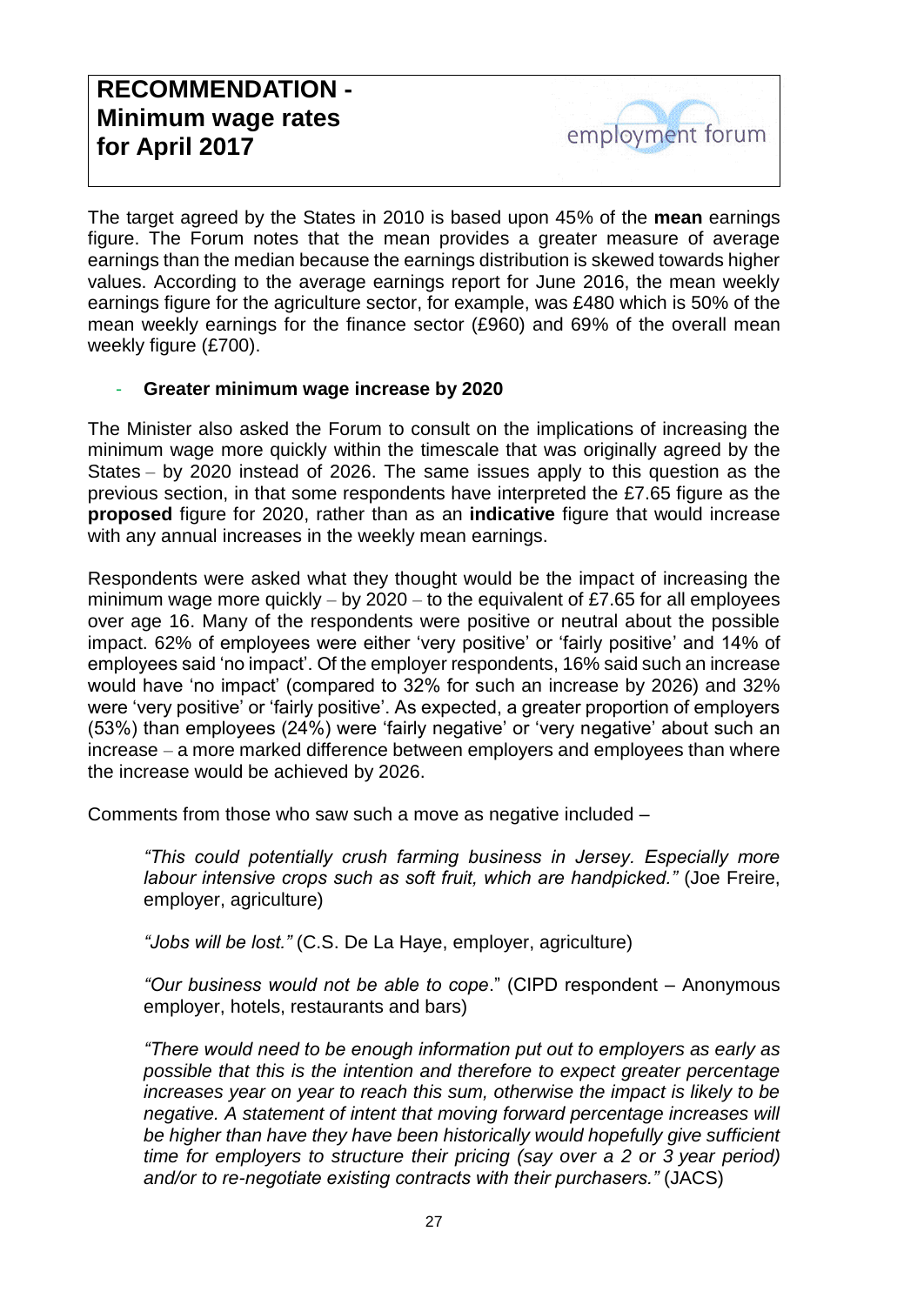The target agreed by the States in 2010 is based upon 45% of the **mean** earnings figure. The Forum notes that the mean provides a greater measure of average earnings than the median because the earnings distribution is skewed towards higher values. According to the average earnings report for June 2016, the mean weekly earnings figure for the agriculture sector, for example, was £480 which is 50% of the mean weekly earnings for the finance sector (£960) and 69% of the overall mean weekly figure (£700).

- **Greater minimum wage increase by 2020**

The Minister also asked the Forum to consult on the implications of increasing the minimum wage more quickly within the timescale that was originally agreed by the States – by 2020 instead of 2026. The same issues apply to this question as the previous section, in that some respondents have interpreted the £7.65 figure as the **proposed** figure for 2020, rather than as an **indicative** figure that would increase with any annual increases in the weekly mean earnings.

Respondents were asked what they thought would be the impact of increasing the minimum wage more quickly – by 2020 – to the equivalent of £7.65 for all employees over age 16. Many of the respondents were positive or neutral about the possible impact. 62% of employees were either 'very positive' or 'fairly positive' and 14% of employees said 'no impact'. Of the employer respondents, 16% said such an increase would have 'no impact' (compared to 32% for such an increase by 2026) and 32% were 'very positive' or 'fairly positive'. As expected, a greater proportion of employers (53%) than employees (24%) were 'fairly negative' or 'very negative' about such an increase – a more marked difference between employers and employees than where the increase would be achieved by 2026.

Comments from those who saw such a move as negative included –

> *"This could potentially crush farming business in Jersey. Especially more labour intensive crops such as soft fruit, which are handpicked."* (Joe Freire, employer, agriculture)
>
> *"Jobs will be lost."* (C.S. De La Haye, employer, agriculture)
>
> *"Our business would not be able to cope."* (CIPD respondent – Anonymous employer, hotels, restaurants and bars)
>
> *"There would need to be enough information put out to employers as early as possible that this is the intention and therefore to expect greater percentage increases year on year to reach this sum, otherwise the impact is likely to be negative. A statement of intent that moving forward percentage increases will be higher than have they have been historically would hopefully give sufficient time for employers to structure their pricing (say over a 2 or 3 year period) and/or to re-negotiate existing contracts with their purchasers."* (JACS)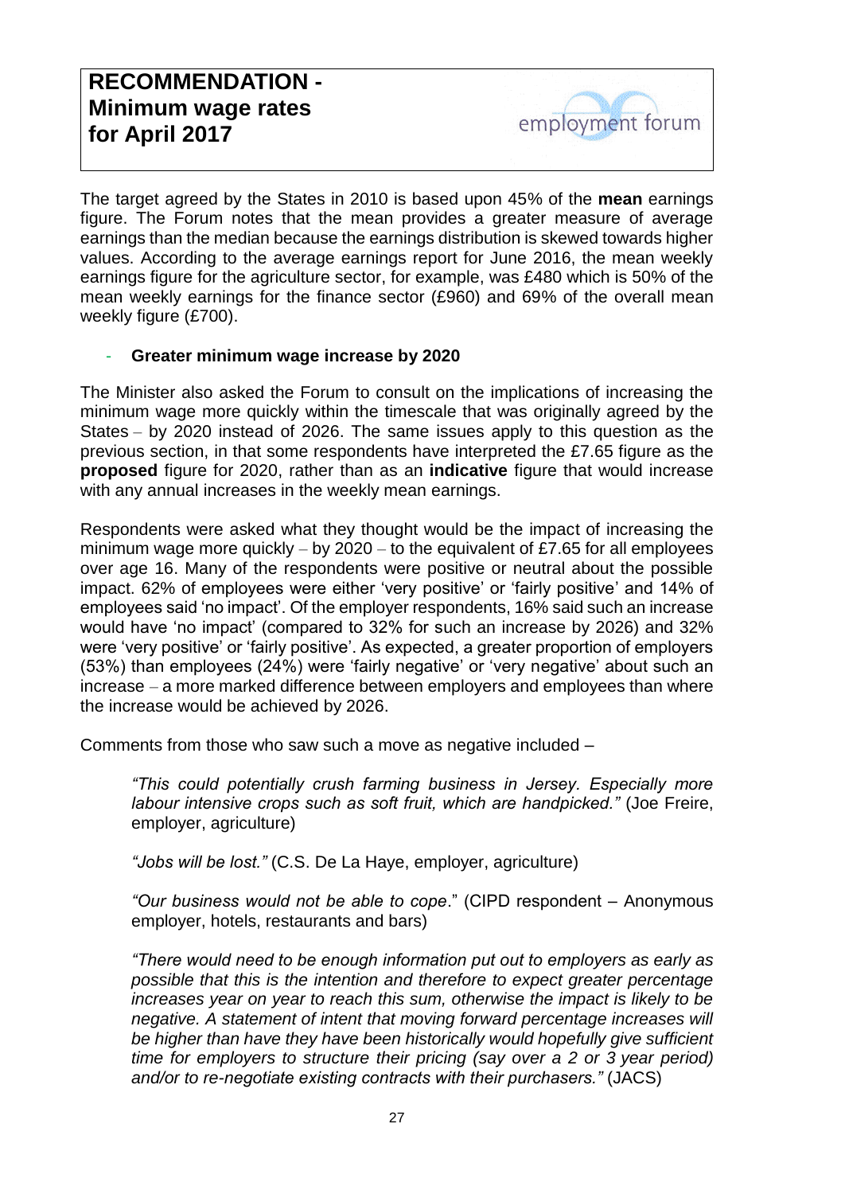# RECOMMENDATION - Minimum wage rates for April 2017

The target agreed by the States in 2010 is based upon 45% of the **mean** earnings figure. The Forum notes that the mean provides a greater measure of average earnings than the median because the earnings distribution is skewed towards higher values. According to the average earnings report for June 2016, the mean weekly earnings figure for the agriculture sector, for example, was £480 which is 50% of the mean weekly earnings for the finance sector (£960) and 69% of the overall mean weekly figure (£700).

- **Greater minimum wage increase by 2020**

The Minister also asked the Forum to consult on the implications of increasing the minimum wage more quickly within the timescale that was originally agreed by the States – by 2020 instead of 2026. The same issues apply to this question as the previous section, in that some respondents have interpreted the £7.65 figure as the **proposed** figure for 2020, rather than as an **indicative** figure that would increase with any annual increases in the weekly mean earnings.

Respondents were asked what they thought would be the impact of increasing the minimum wage more quickly – by 2020 – to the equivalent of £7.65 for all employees over age 16. Many of the respondents were positive or neutral about the possible impact. 62% of employees were either 'very positive' or 'fairly positive' and 14% of employees said 'no impact'. Of the employer respondents, 16% said such an increase would have 'no impact' (compared to 32% for such an increase by 2026) and 32% were 'very positive' or 'fairly positive'. As expected, a greater proportion of employers (53%) than employees (24%) were 'fairly negative' or 'very negative' about such an increase – a more marked difference between employers and employees than where the increase would be achieved by 2026.

Comments from those who saw such a move as negative included –

> *"This could potentially crush farming business in Jersey. Especially more labour intensive crops such as soft fruit, which are handpicked."* (Joe Freire, employer, agriculture)
>
> *"Jobs will be lost."* (C.S. De La Haye, employer, agriculture)
>
> *"Our business would not be able to cope*." (CIPD respondent – Anonymous employer, hotels, restaurants and bars)
>
> *"There would need to be enough information put out to employers as early as possible that this is the intention and therefore to expect greater percentage increases year on year to reach this sum, otherwise the impact is likely to be negative. A statement of intent that moving forward percentage increases will be higher than have they have been historically would hopefully give sufficient time for employers to structure their pricing (say over a 2 or 3 year period) and/or to re-negotiate existing contracts with their purchasers."* (JACS)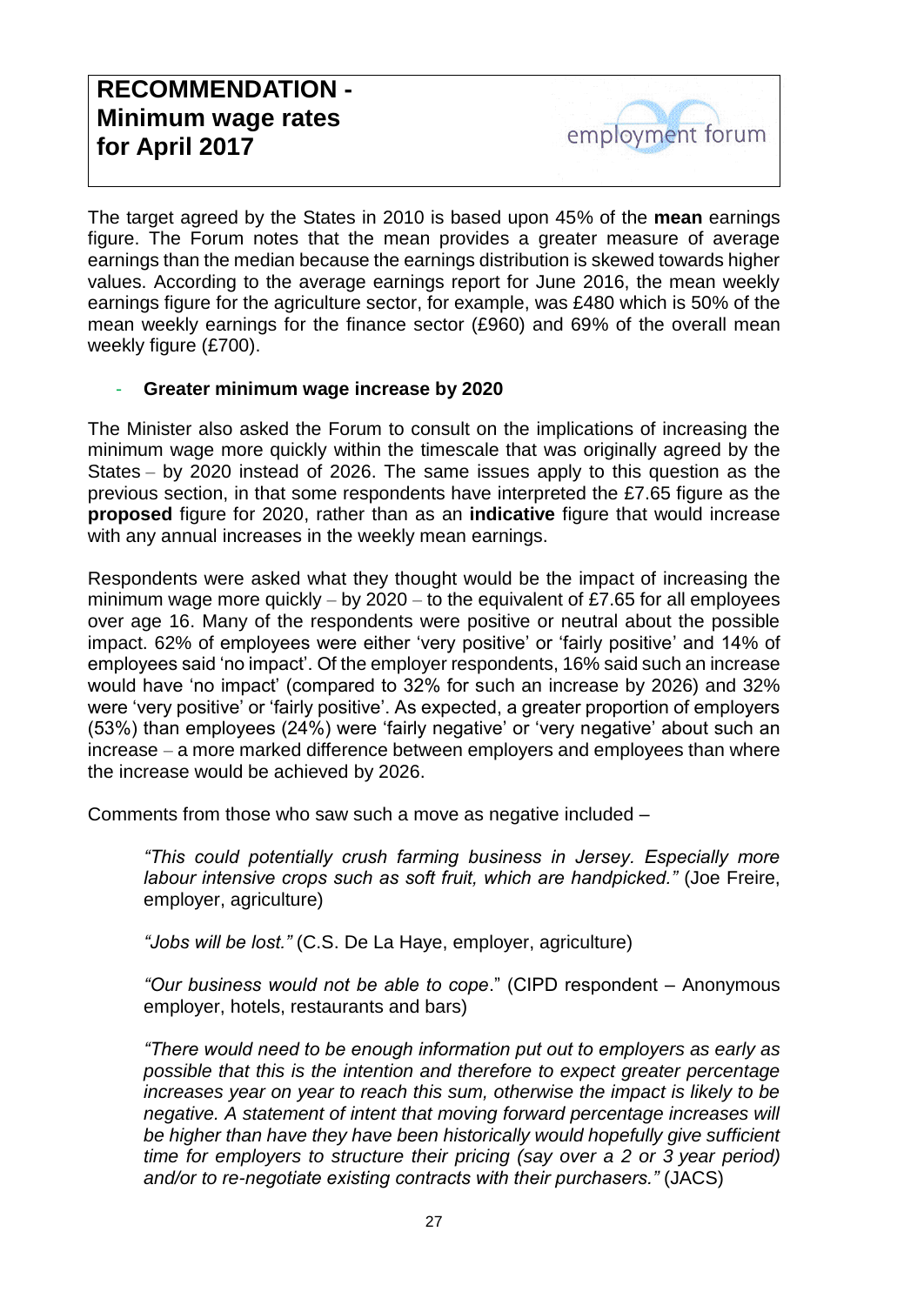The target agreed by the States in 2010 is based upon 45% of the **mean** earnings figure. The Forum notes that the mean provides a greater measure of average earnings than the median because the earnings distribution is skewed towards higher values. According to the average earnings report for June 2016, the mean weekly earnings figure for the agriculture sector, for example, was £480 which is 50% of the mean weekly earnings for the finance sector (£960) and 69% of the overall mean weekly figure (£700).

- **Greater minimum wage increase by 2020**

The Minister also asked the Forum to consult on the implications of increasing the minimum wage more quickly within the timescale that was originally agreed by the States – by 2020 instead of 2026. The same issues apply to this question as the previous section, in that some respondents have interpreted the £7.65 figure as the **proposed** figure for 2020, rather than as an **indicative** figure that would increase with any annual increases in the weekly mean earnings.

Respondents were asked what they thought would be the impact of increasing the minimum wage more quickly – by 2020 – to the equivalent of £7.65 for all employees over age 16. Many of the respondents were positive or neutral about the possible impact. 62% of employees were either 'very positive' or 'fairly positive' and 14% of employees said 'no impact'. Of the employer respondents, 16% said such an increase would have 'no impact' (compared to 32% for such an increase by 2026) and 32% were 'very positive' or 'fairly positive'. As expected, a greater proportion of employers (53%) than employees (24%) were 'fairly negative' or 'very negative' about such an increase – a more marked difference between employers and employees than where the increase would be achieved by 2026.

Comments from those who saw such a move as negative included –

> *"This could potentially crush farming business in Jersey. Especially more labour intensive crops such as soft fruit, which are handpicked."* (Joe Freire, employer, agriculture)
>
> *"Jobs will be lost."* (C.S. De La Haye, employer, agriculture)
>
> *"Our business would not be able to cope*." (CIPD respondent – Anonymous employer, hotels, restaurants and bars)
>
> *"There would need to be enough information put out to employers as early as possible that this is the intention and therefore to expect greater percentage increases year on year to reach this sum, otherwise the impact is likely to be negative. A statement of intent that moving forward percentage increases will be higher than have they have been historically would hopefully give sufficient time for employers to structure their pricing (say over a 2 or 3 year period) and/or to re-negotiate existing contracts with their purchasers."* (JACS)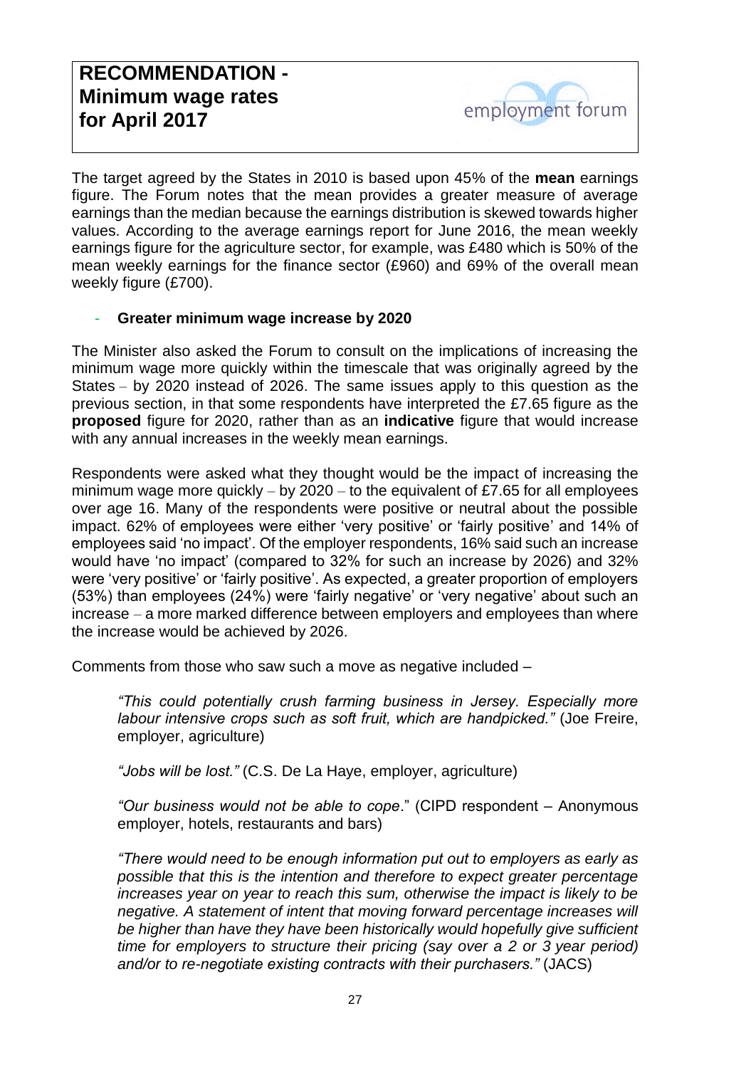The target agreed by the States in 2010 is based upon 45% of the **mean** earnings figure. The Forum notes that the mean provides a greater measure of average earnings than the median because the earnings distribution is skewed towards higher values. According to the average earnings report for June 2016, the mean weekly earnings figure for the agriculture sector, for example, was £480 which is 50% of the mean weekly earnings for the finance sector (£960) and 69% of the overall mean weekly figure (£700).

- **Greater minimum wage increase by 2020**

The Minister also asked the Forum to consult on the implications of increasing the minimum wage more quickly within the timescale that was originally agreed by the States – by 2020 instead of 2026. The same issues apply to this question as the previous section, in that some respondents have interpreted the £7.65 figure as the **proposed** figure for 2020, rather than as an **indicative** figure that would increase with any annual increases in the weekly mean earnings.

Respondents were asked what they thought would be the impact of increasing the minimum wage more quickly – by 2020 – to the equivalent of £7.65 for all employees over age 16. Many of the respondents were positive or neutral about the possible impact. 62% of employees were either 'very positive' or 'fairly positive' and 14% of employees said 'no impact'. Of the employer respondents, 16% said such an increase would have 'no impact' (compared to 32% for such an increase by 2026) and 32% were 'very positive' or 'fairly positive'. As expected, a greater proportion of employers (53%) than employees (24%) were 'fairly negative' or 'very negative' about such an increase – a more marked difference between employers and employees than where the increase would be achieved by 2026.

Comments from those who saw such a move as negative included –

> *"This could potentially crush farming business in Jersey. Especially more labour intensive crops such as soft fruit, which are handpicked."* (Joe Freire, employer, agriculture)
>
> *"Jobs will be lost."* (C.S. De La Haye, employer, agriculture)
>
> *"Our business would not be able to cope*." (CIPD respondent – Anonymous employer, hotels, restaurants and bars)
>
> *"There would need to be enough information put out to employers as early as possible that this is the intention and therefore to expect greater percentage increases year on year to reach this sum, otherwise the impact is likely to be negative. A statement of intent that moving forward percentage increases will be higher than have they have been historically would hopefully give sufficient time for employers to structure their pricing (say over a 2 or 3 year period) and/or to re-negotiate existing contracts with their purchasers."* (JACS)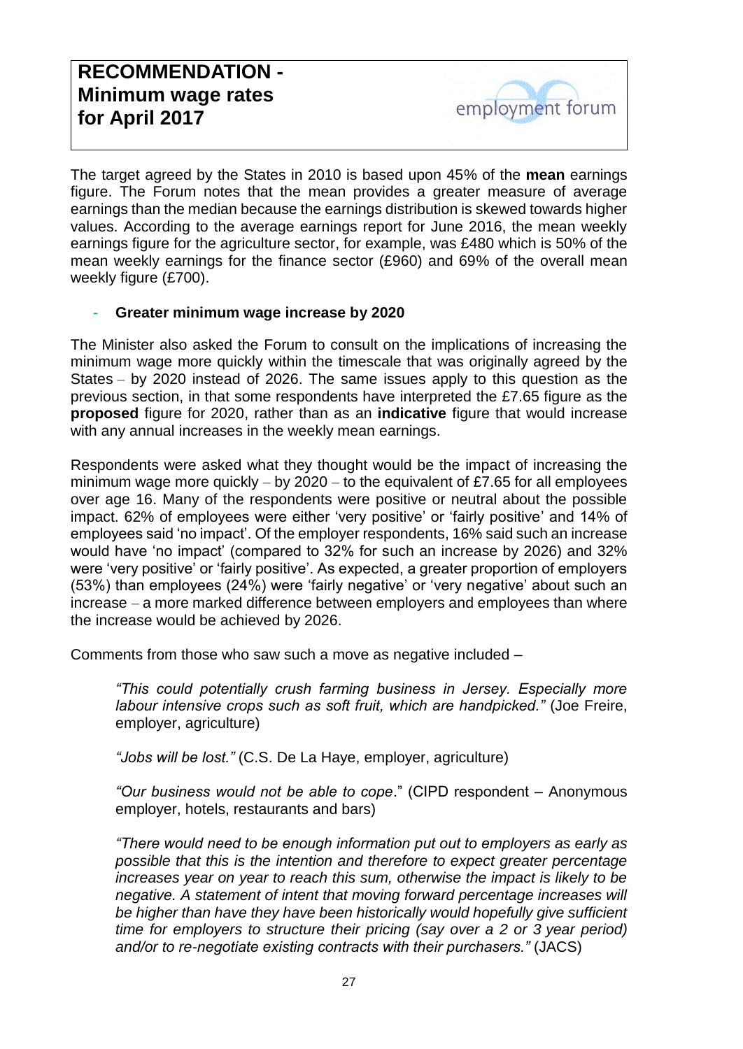# RECOMMENDATION - Minimum wage rates for April 2017

The target agreed by the States in 2010 is based upon 45% of the **mean** earnings figure. The Forum notes that the mean provides a greater measure of average earnings than the median because the earnings distribution is skewed towards higher values. According to the average earnings report for June 2016, the mean weekly earnings figure for the agriculture sector, for example, was £480 which is 50% of the mean weekly earnings for the finance sector (£960) and 69% of the overall mean weekly figure (£700).

- **Greater minimum wage increase by 2020**

The Minister also asked the Forum to consult on the implications of increasing the minimum wage more quickly within the timescale that was originally agreed by the States – by 2020 instead of 2026. The same issues apply to this question as the previous section, in that some respondents have interpreted the £7.65 figure as the **proposed** figure for 2020, rather than as an **indicative** figure that would increase with any annual increases in the weekly mean earnings.

Respondents were asked what they thought would be the impact of increasing the minimum wage more quickly – by 2020 – to the equivalent of £7.65 for all employees over age 16. Many of the respondents were positive or neutral about the possible impact. 62% of employees were either 'very positive' or 'fairly positive' and 14% of employees said 'no impact'. Of the employer respondents, 16% said such an increase would have 'no impact' (compared to 32% for such an increase by 2026) and 32% were 'very positive' or 'fairly positive'. As expected, a greater proportion of employers (53%) than employees (24%) were 'fairly negative' or 'very negative' about such an increase – a more marked difference between employers and employees than where the increase would be achieved by 2026.

Comments from those who saw such a move as negative included –

> *"This could potentially crush farming business in Jersey. Especially more labour intensive crops such as soft fruit, which are handpicked."* (Joe Freire, employer, agriculture)
>
> *"Jobs will be lost."* (C.S. De La Haye, employer, agriculture)
>
> *"Our business would not be able to cope*." (CIPD respondent – Anonymous employer, hotels, restaurants and bars)
>
> *"There would need to be enough information put out to employers as early as possible that this is the intention and therefore to expect greater percentage increases year on year to reach this sum, otherwise the impact is likely to be negative. A statement of intent that moving forward percentage increases will be higher than have they have been historically would hopefully give sufficient time for employers to structure their pricing (say over a 2 or 3 year period) and/or to re-negotiate existing contracts with their purchasers."* (JACS)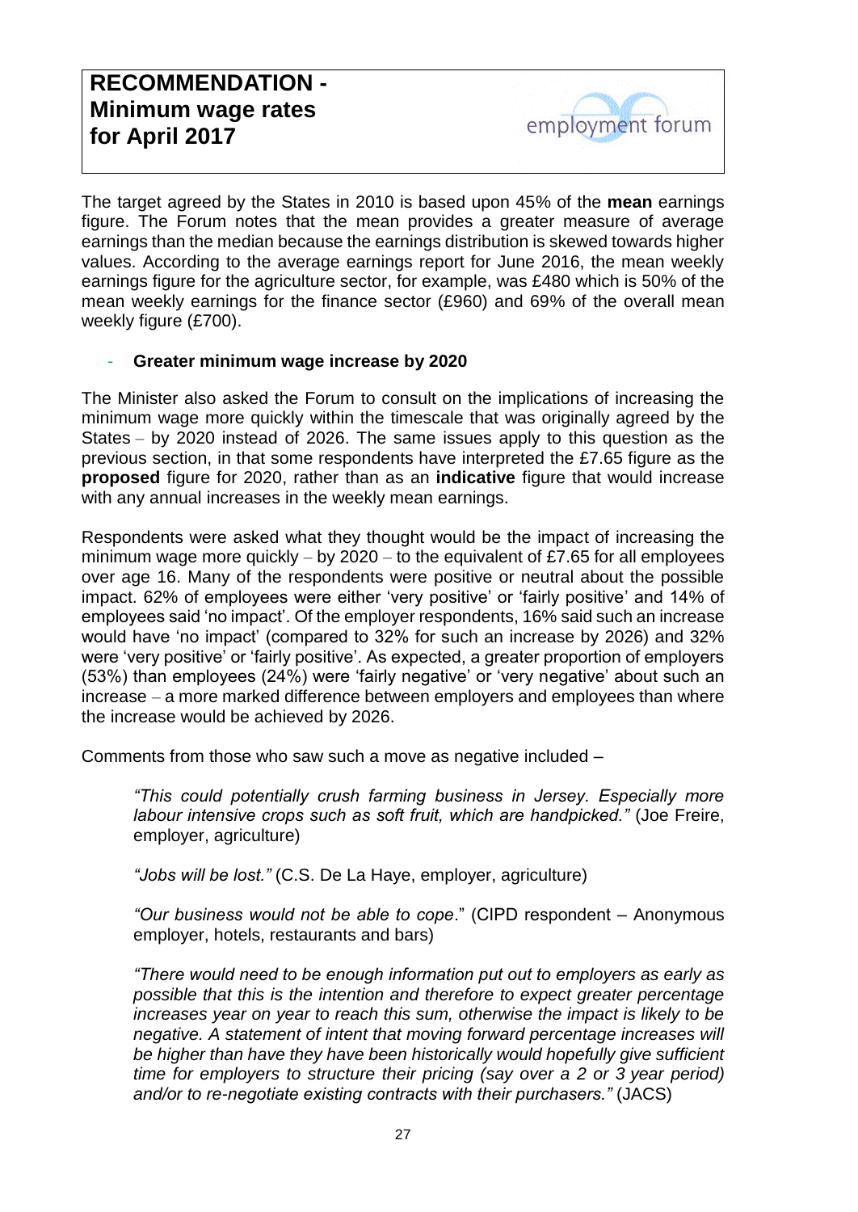The target agreed by the States in 2010 is based upon 45% of the **mean** earnings figure. The Forum notes that the mean provides a greater measure of average earnings than the median because the earnings distribution is skewed towards higher values. According to the average earnings report for June 2016, the mean weekly earnings figure for the agriculture sector, for example, was £480 which is 50% of the mean weekly earnings for the finance sector (£960) and 69% of the overall mean weekly figure (£700).

- **Greater minimum wage increase by 2020**

The Minister also asked the Forum to consult on the implications of increasing the minimum wage more quickly within the timescale that was originally agreed by the States – by 2020 instead of 2026. The same issues apply to this question as the previous section, in that some respondents have interpreted the £7.65 figure as the **proposed** figure for 2020, rather than as an **indicative** figure that would increase with any annual increases in the weekly mean earnings.

Respondents were asked what they thought would be the impact of increasing the minimum wage more quickly – by 2020 – to the equivalent of £7.65 for all employees over age 16. Many of the respondents were positive or neutral about the possible impact. 62% of employees were either 'very positive' or 'fairly positive' and 14% of employees said 'no impact'. Of the employer respondents, 16% said such an increase would have 'no impact' (compared to 32% for such an increase by 2026) and 32% were 'very positive' or 'fairly positive'. As expected, a greater proportion of employers (53%) than employees (24%) were 'fairly negative' or 'very negative' about such an increase – a more marked difference between employers and employees than where the increase would be achieved by 2026.

Comments from those who saw such a move as negative included –

> *"This could potentially crush farming business in Jersey. Especially more labour intensive crops such as soft fruit, which are handpicked."* (Joe Freire, employer, agriculture)
>
> *"Jobs will be lost."* (C.S. De La Haye, employer, agriculture)
>
> *"Our business would not be able to cope*." (CIPD respondent – Anonymous employer, hotels, restaurants and bars)
>
> *"There would need to be enough information put out to employers as early as possible that this is the intention and therefore to expect greater percentage increases year on year to reach this sum, otherwise the impact is likely to be negative. A statement of intent that moving forward percentage increases will be higher than have they have been historically would hopefully give sufficient time for employers to structure their pricing (say over a 2 or 3 year period) and/or to re-negotiate existing contracts with their purchasers."* (JACS)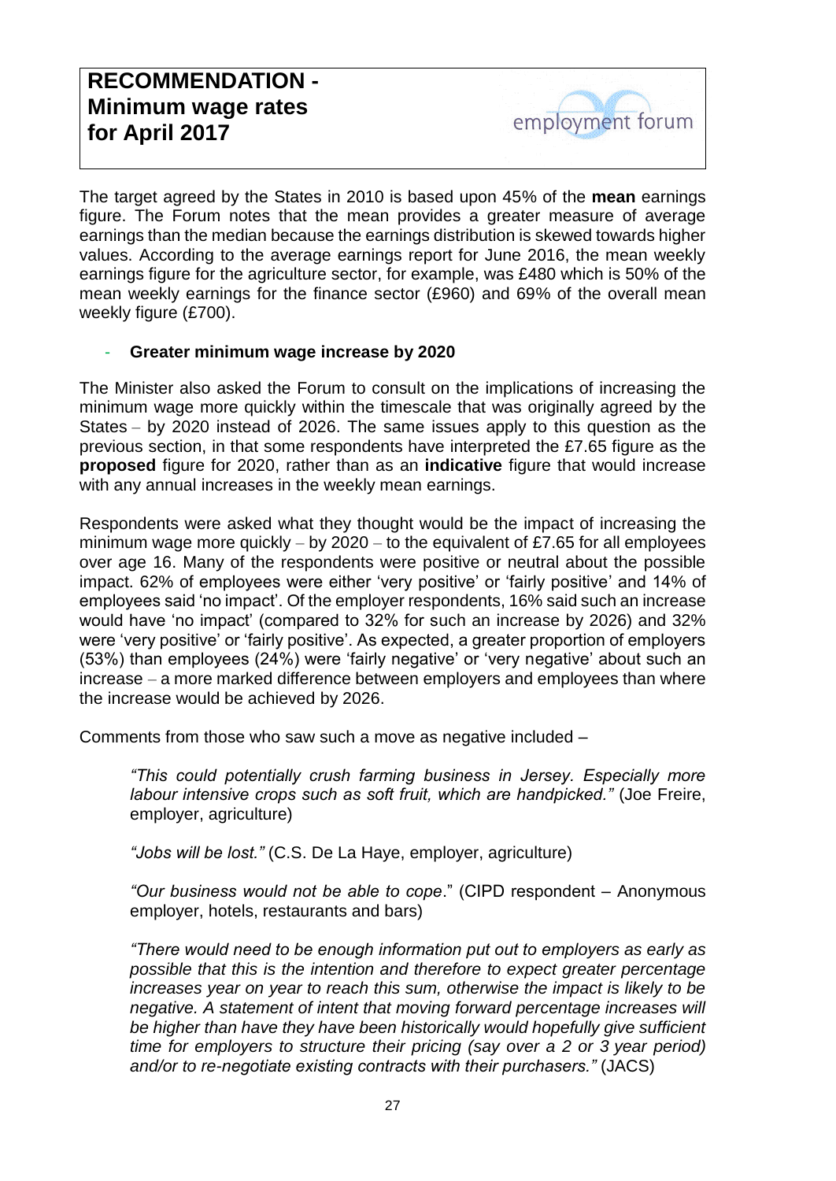# RECOMMENDATION - Minimum wage rates for April 2017

employment forum

The target agreed by the States in 2010 is based upon 45% of the **mean** earnings figure. The Forum notes that the mean provides a greater measure of average earnings than the median because the earnings distribution is skewed towards higher values. According to the average earnings report for June 2016, the mean weekly earnings figure for the agriculture sector, for example, was £480 which is 50% of the mean weekly earnings for the finance sector (£960) and 69% of the overall mean weekly figure (£700).

- **Greater minimum wage increase by 2020**

The Minister also asked the Forum to consult on the implications of increasing the minimum wage more quickly within the timescale that was originally agreed by the States – by 2020 instead of 2026. The same issues apply to this question as the previous section, in that some respondents have interpreted the £7.65 figure as the **proposed** figure for 2020, rather than as an **indicative** figure that would increase with any annual increases in the weekly mean earnings.

Respondents were asked what they thought would be the impact of increasing the minimum wage more quickly – by 2020 – to the equivalent of £7.65 for all employees over age 16. Many of the respondents were positive or neutral about the possible impact. 62% of employees were either 'very positive' or 'fairly positive' and 14% of employees said 'no impact'. Of the employer respondents, 16% said such an increase would have 'no impact' (compared to 32% for such an increase by 2026) and 32% were 'very positive' or 'fairly positive'. As expected, a greater proportion of employers (53%) than employees (24%) were 'fairly negative' or 'very negative' about such an increase – a more marked difference between employers and employees than where the increase would be achieved by 2026.

Comments from those who saw such a move as negative included –

> *"This could potentially crush farming business in Jersey. Especially more labour intensive crops such as soft fruit, which are handpicked."* (Joe Freire, employer, agriculture)

> *"Jobs will be lost."* (C.S. De La Haye, employer, agriculture)

> *"Our business would not be able to cope*." (CIPD respondent – Anonymous employer, hotels, restaurants and bars)

> *"There would need to be enough information put out to employers as early as possible that this is the intention and therefore to expect greater percentage increases year on year to reach this sum, otherwise the impact is likely to be negative. A statement of intent that moving forward percentage increases will be higher than have they have been historically would hopefully give sufficient time for employers to structure their pricing (say over a 2 or 3 year period) and/or to re-negotiate existing contracts with their purchasers."* (JACS)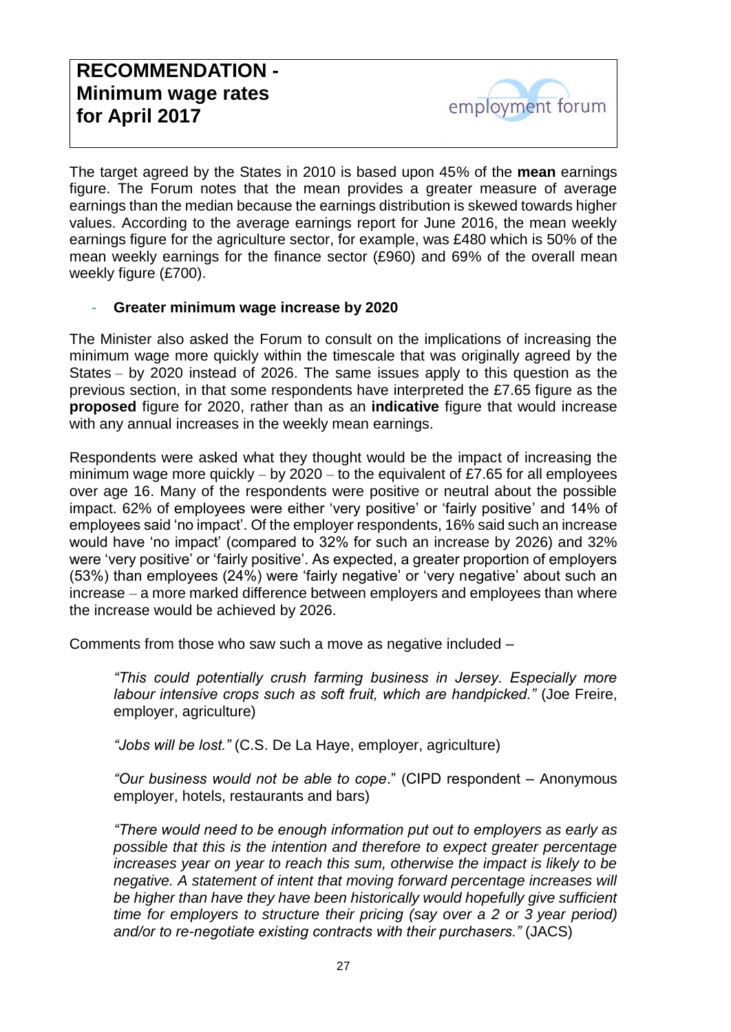# RECOMMENDATION - Minimum wage rates for April 2017

The target agreed by the States in 2010 is based upon 45% of the **mean** earnings figure. The Forum notes that the mean provides a greater measure of average earnings than the median because the earnings distribution is skewed towards higher values. According to the average earnings report for June 2016, the mean weekly earnings figure for the agriculture sector, for example, was £480 which is 50% of the mean weekly earnings for the finance sector (£960) and 69% of the overall mean weekly figure (£700).

- **Greater minimum wage increase by 2020**

The Minister also asked the Forum to consult on the implications of increasing the minimum wage more quickly within the timescale that was originally agreed by the States – by 2020 instead of 2026. The same issues apply to this question as the previous section, in that some respondents have interpreted the £7.65 figure as the **proposed** figure for 2020, rather than as an **indicative** figure that would increase with any annual increases in the weekly mean earnings.

Respondents were asked what they thought would be the impact of increasing the minimum wage more quickly – by 2020 – to the equivalent of £7.65 for all employees over age 16. Many of the respondents were positive or neutral about the possible impact. 62% of employees were either 'very positive' or 'fairly positive' and 14% of employees said 'no impact'. Of the employer respondents, 16% said such an increase would have 'no impact' (compared to 32% for such an increase by 2026) and 32% were 'very positive' or 'fairly positive'. As expected, a greater proportion of employers (53%) than employees (24%) were 'fairly negative' or 'very negative' about such an increase – a more marked difference between employers and employees than where the increase would be achieved by 2026.

Comments from those who saw such a move as negative included –

> *"This could potentially crush farming business in Jersey. Especially more labour intensive crops such as soft fruit, which are handpicked."* (Joe Freire, employer, agriculture)
>
> *"Jobs will be lost."* (C.S. De La Haye, employer, agriculture)
>
> *"Our business would not be able to cope."* (CIPD respondent – Anonymous employer, hotels, restaurants and bars)
>
> *"There would need to be enough information put out to employers as early as possible that this is the intention and therefore to expect greater percentage increases year on year to reach this sum, otherwise the impact is likely to be negative. A statement of intent that moving forward percentage increases will be higher than have they have been historically would hopefully give sufficient time for employers to structure their pricing (say over a 2 or 3 year period) and/or to re-negotiate existing contracts with their purchasers."* (JACS)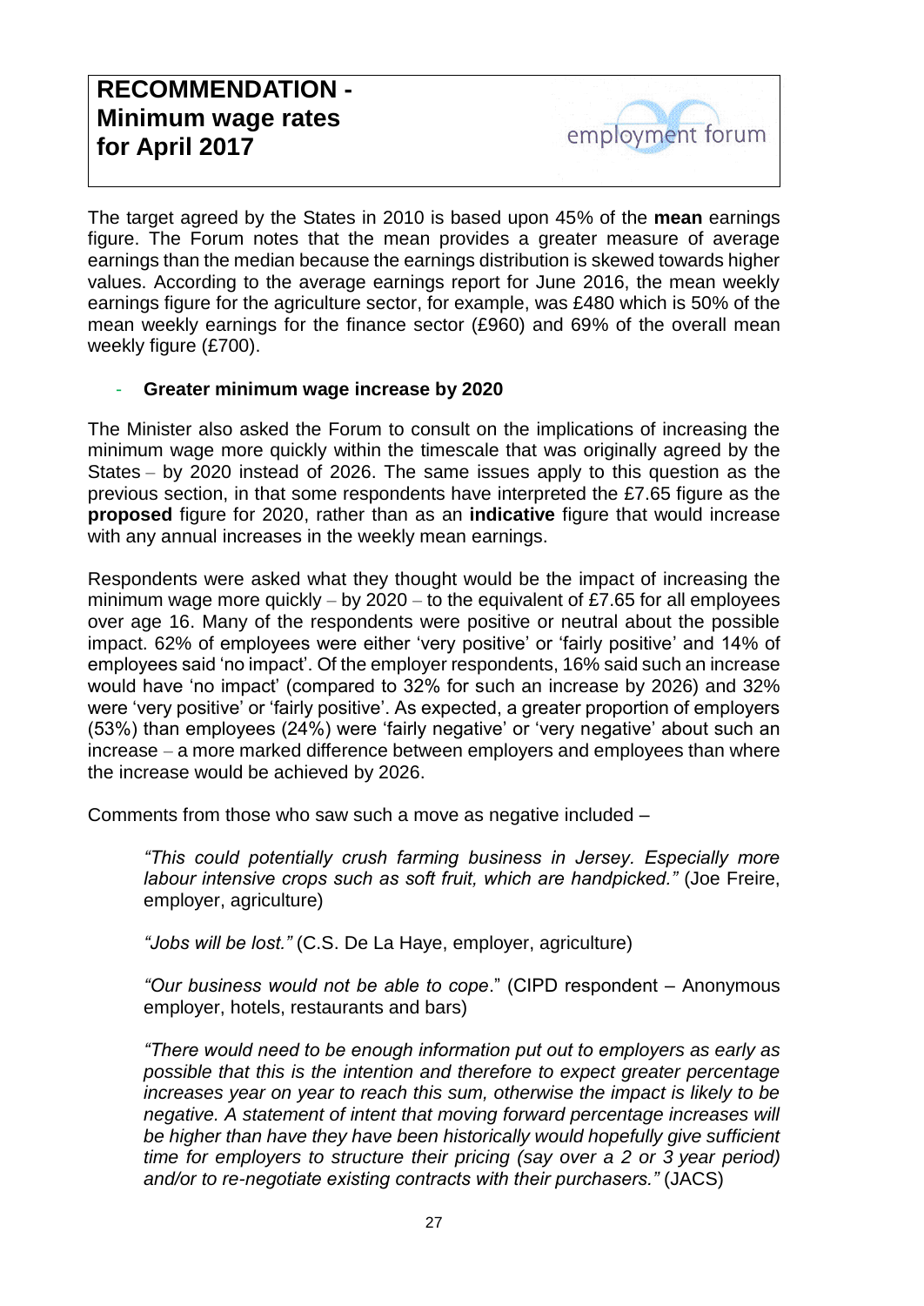The target agreed by the States in 2010 is based upon 45% of the **mean** earnings figure. The Forum notes that the mean provides a greater measure of average earnings than the median because the earnings distribution is skewed towards higher values. According to the average earnings report for June 2016, the mean weekly earnings figure for the agriculture sector, for example, was £480 which is 50% of the mean weekly earnings for the finance sector (£960) and 69% of the overall mean weekly figure (£700).

- **Greater minimum wage increase by 2020**

The Minister also asked the Forum to consult on the implications of increasing the minimum wage more quickly within the timescale that was originally agreed by the States – by 2020 instead of 2026. The same issues apply to this question as the previous section, in that some respondents have interpreted the £7.65 figure as the **proposed** figure for 2020, rather than as an **indicative** figure that would increase with any annual increases in the weekly mean earnings.

Respondents were asked what they thought would be the impact of increasing the minimum wage more quickly – by 2020 – to the equivalent of £7.65 for all employees over age 16. Many of the respondents were positive or neutral about the possible impact. 62% of employees were either 'very positive' or 'fairly positive' and 14% of employees said 'no impact'. Of the employer respondents, 16% said such an increase would have 'no impact' (compared to 32% for such an increase by 2026) and 32% were 'very positive' or 'fairly positive'. As expected, a greater proportion of employers (53%) than employees (24%) were 'fairly negative' or 'very negative' about such an increase – a more marked difference between employers and employees than where the increase would be achieved by 2026.

Comments from those who saw such a move as negative included –

> *"This could potentially crush farming business in Jersey. Especially more labour intensive crops such as soft fruit, which are handpicked."* (Joe Freire, employer, agriculture)
>
> *"Jobs will be lost."* (C.S. De La Haye, employer, agriculture)
>
> *"Our business would not be able to cope*." (CIPD respondent – Anonymous employer, hotels, restaurants and bars)
>
> *"There would need to be enough information put out to employers as early as possible that this is the intention and therefore to expect greater percentage increases year on year to reach this sum, otherwise the impact is likely to be negative. A statement of intent that moving forward percentage increases will be higher than have they have been historically would hopefully give sufficient time for employers to structure their pricing (say over a 2 or 3 year period) and/or to re-negotiate existing contracts with their purchasers."* (JACS)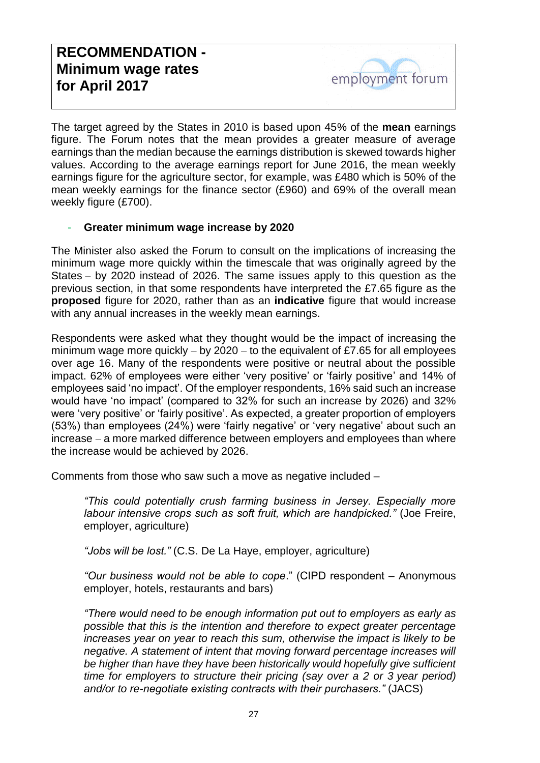# RECOMMENDATION - Minimum wage rates for April 2017

employment forum

The target agreed by the States in 2010 is based upon 45% of the **mean** earnings figure. The Forum notes that the mean provides a greater measure of average earnings than the median because the earnings distribution is skewed towards higher values. According to the average earnings report for June 2016, the mean weekly earnings figure for the agriculture sector, for example, was £480 which is 50% of the mean weekly earnings for the finance sector (£960) and 69% of the overall mean weekly figure (£700).

- **Greater minimum wage increase by 2020**

The Minister also asked the Forum to consult on the implications of increasing the minimum wage more quickly within the timescale that was originally agreed by the States – by 2020 instead of 2026. The same issues apply to this question as the previous section, in that some respondents have interpreted the £7.65 figure as the **proposed** figure for 2020, rather than as an **indicative** figure that would increase with any annual increases in the weekly mean earnings.

Respondents were asked what they thought would be the impact of increasing the minimum wage more quickly – by 2020 – to the equivalent of £7.65 for all employees over age 16. Many of the respondents were positive or neutral about the possible impact. 62% of employees were either 'very positive' or 'fairly positive' and 14% of employees said 'no impact'. Of the employer respondents, 16% said such an increase would have 'no impact' (compared to 32% for such an increase by 2026) and 32% were 'very positive' or 'fairly positive'. As expected, a greater proportion of employers (53%) than employees (24%) were 'fairly negative' or 'very negative' about such an increase – a more marked difference between employers and employees than where the increase would be achieved by 2026.

Comments from those who saw such a move as negative included –

> *"This could potentially crush farming business in Jersey. Especially more labour intensive crops such as soft fruit, which are handpicked."* (Joe Freire, employer, agriculture)
>
> *"Jobs will be lost."* (C.S. De La Haye, employer, agriculture)
>
> *"Our business would not be able to cope*." (CIPD respondent – Anonymous employer, hotels, restaurants and bars)
>
> *"There would need to be enough information put out to employers as early as possible that this is the intention and therefore to expect greater percentage increases year on year to reach this sum, otherwise the impact is likely to be negative. A statement of intent that moving forward percentage increases will be higher than have they have been historically would hopefully give sufficient time for employers to structure their pricing (say over a 2 or 3 year period) and/or to re-negotiate existing contracts with their purchasers."* (JACS)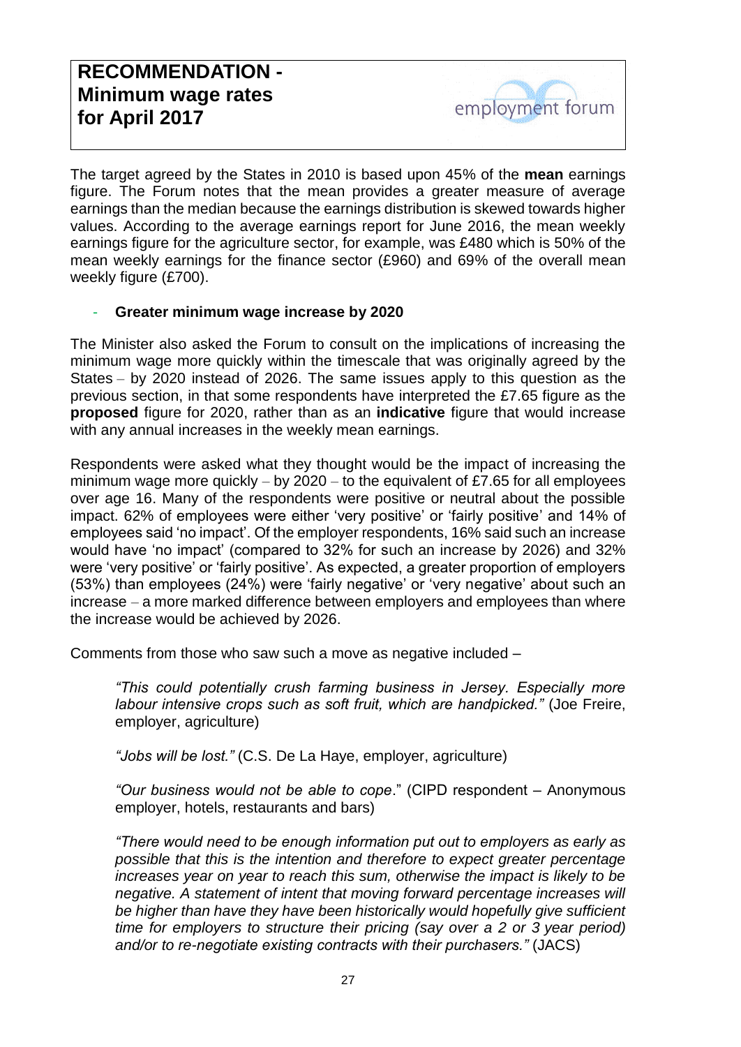The target agreed by the States in 2010 is based upon 45% of the **mean** earnings figure. The Forum notes that the mean provides a greater measure of average earnings than the median because the earnings distribution is skewed towards higher values. According to the average earnings report for June 2016, the mean weekly earnings figure for the agriculture sector, for example, was £480 which is 50% of the mean weekly earnings for the finance sector (£960) and 69% of the overall mean weekly figure (£700).

- **Greater minimum wage increase by 2020**

The Minister also asked the Forum to consult on the implications of increasing the minimum wage more quickly within the timescale that was originally agreed by the States – by 2020 instead of 2026. The same issues apply to this question as the previous section, in that some respondents have interpreted the £7.65 figure as the **proposed** figure for 2020, rather than as an **indicative** figure that would increase with any annual increases in the weekly mean earnings.

Respondents were asked what they thought would be the impact of increasing the minimum wage more quickly – by 2020 – to the equivalent of £7.65 for all employees over age 16. Many of the respondents were positive or neutral about the possible impact. 62% of employees were either 'very positive' or 'fairly positive' and 14% of employees said 'no impact'. Of the employer respondents, 16% said such an increase would have 'no impact' (compared to 32% for such an increase by 2026) and 32% were 'very positive' or 'fairly positive'. As expected, a greater proportion of employers (53%) than employees (24%) were 'fairly negative' or 'very negative' about such an increase – a more marked difference between employers and employees than where the increase would be achieved by 2026.

Comments from those who saw such a move as negative included –

> *"This could potentially crush farming business in Jersey. Especially more labour intensive crops such as soft fruit, which are handpicked."* (Joe Freire, employer, agriculture)
>
> *"Jobs will be lost."* (C.S. De La Haye, employer, agriculture)
>
> *"Our business would not be able to cope*." (CIPD respondent – Anonymous employer, hotels, restaurants and bars)
>
> *"There would need to be enough information put out to employers as early as possible that this is the intention and therefore to expect greater percentage increases year on year to reach this sum, otherwise the impact is likely to be negative. A statement of intent that moving forward percentage increases will be higher than have they have been historically would hopefully give sufficient time for employers to structure their pricing (say over a 2 or 3 year period) and/or to re-negotiate existing contracts with their purchasers."* (JACS)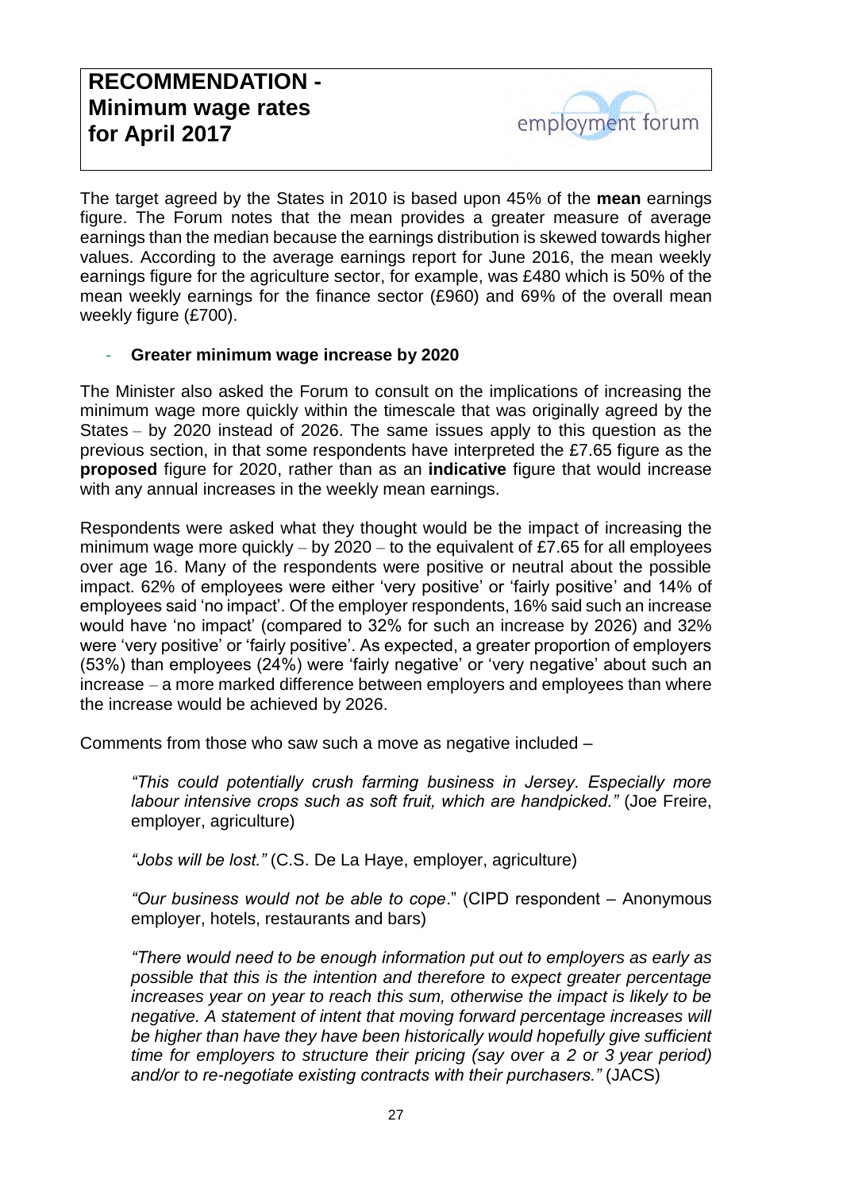The target agreed by the States in 2010 is based upon 45% of the **mean** earnings figure. The Forum notes that the mean provides a greater measure of average earnings than the median because the earnings distribution is skewed towards higher values. According to the average earnings report for June 2016, the mean weekly earnings figure for the agriculture sector, for example, was £480 which is 50% of the mean weekly earnings for the finance sector (£960) and 69% of the overall mean weekly figure (£700).

- **Greater minimum wage increase by 2020**

The Minister also asked the Forum to consult on the implications of increasing the minimum wage more quickly within the timescale that was originally agreed by the States – by 2020 instead of 2026. The same issues apply to this question as the previous section, in that some respondents have interpreted the £7.65 figure as the **proposed** figure for 2020, rather than as an **indicative** figure that would increase with any annual increases in the weekly mean earnings.

Respondents were asked what they thought would be the impact of increasing the minimum wage more quickly – by 2020 – to the equivalent of £7.65 for all employees over age 16. Many of the respondents were positive or neutral about the possible impact. 62% of employees were either 'very positive' or 'fairly positive' and 14% of employees said 'no impact'. Of the employer respondents, 16% said such an increase would have 'no impact' (compared to 32% for such an increase by 2026) and 32% were 'very positive' or 'fairly positive'. As expected, a greater proportion of employers (53%) than employees (24%) were 'fairly negative' or 'very negative' about such an increase – a more marked difference between employers and employees than where the increase would be achieved by 2026.

Comments from those who saw such a move as negative included –

> *"This could potentially crush farming business in Jersey. Especially more labour intensive crops such as soft fruit, which are handpicked."* (Joe Freire, employer, agriculture)
>
> *"Jobs will be lost."* (C.S. De La Haye, employer, agriculture)
>
> *"Our business would not be able to cope*." (CIPD respondent – Anonymous employer, hotels, restaurants and bars)
>
> *"There would need to be enough information put out to employers as early as possible that this is the intention and therefore to expect greater percentage increases year on year to reach this sum, otherwise the impact is likely to be negative. A statement of intent that moving forward percentage increases will be higher than have they have been historically would hopefully give sufficient time for employers to structure their pricing (say over a 2 or 3 year period) and/or to re-negotiate existing contracts with their purchasers."* (JACS)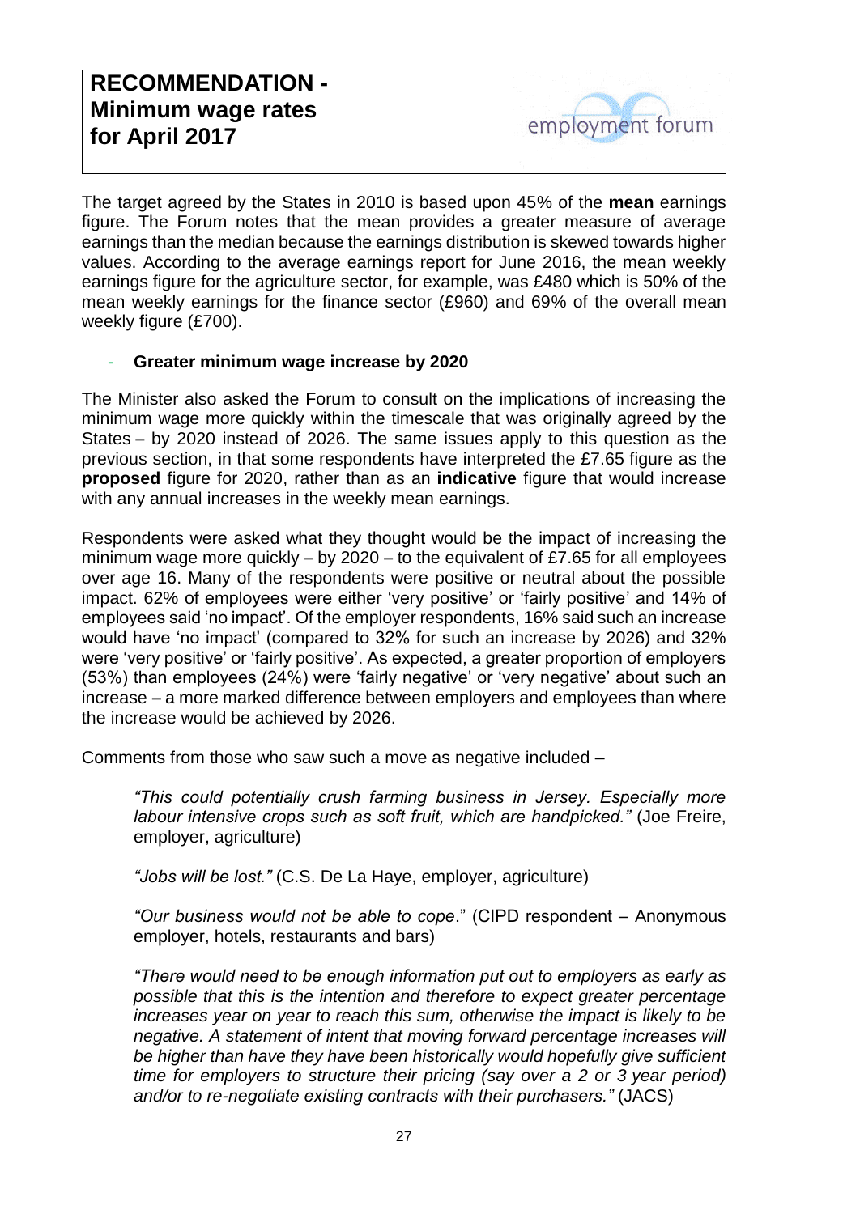The target agreed by the States in 2010 is based upon 45% of the **mean** earnings figure. The Forum notes that the mean provides a greater measure of average earnings than the median because the earnings distribution is skewed towards higher values. According to the average earnings report for June 2016, the mean weekly earnings figure for the agriculture sector, for example, was £480 which is 50% of the mean weekly earnings for the finance sector (£960) and 69% of the overall mean weekly figure (£700).

- **Greater minimum wage increase by 2020**

The Minister also asked the Forum to consult on the implications of increasing the minimum wage more quickly within the timescale that was originally agreed by the States – by 2020 instead of 2026. The same issues apply to this question as the previous section, in that some respondents have interpreted the £7.65 figure as the **proposed** figure for 2020, rather than as an **indicative** figure that would increase with any annual increases in the weekly mean earnings.

Respondents were asked what they thought would be the impact of increasing the minimum wage more quickly – by 2020 – to the equivalent of £7.65 for all employees over age 16. Many of the respondents were positive or neutral about the possible impact. 62% of employees were either 'very positive' or 'fairly positive' and 14% of employees said 'no impact'. Of the employer respondents, 16% said such an increase would have 'no impact' (compared to 32% for such an increase by 2026) and 32% were 'very positive' or 'fairly positive'. As expected, a greater proportion of employers (53%) than employees (24%) were 'fairly negative' or 'very negative' about such an increase – a more marked difference between employers and employees than where the increase would be achieved by 2026.

Comments from those who saw such a move as negative included –

> *"This could potentially crush farming business in Jersey. Especially more labour intensive crops such as soft fruit, which are handpicked."* (Joe Freire, employer, agriculture)
>
> *"Jobs will be lost."* (C.S. De La Haye, employer, agriculture)
>
> *"Our business would not be able to cope*." (CIPD respondent – Anonymous employer, hotels, restaurants and bars)
>
> *"There would need to be enough information put out to employers as early as possible that this is the intention and therefore to expect greater percentage increases year on year to reach this sum, otherwise the impact is likely to be negative. A statement of intent that moving forward percentage increases will be higher than have they have been historically would hopefully give sufficient time for employers to structure their pricing (say over a 2 or 3 year period) and/or to re-negotiate existing contracts with their purchasers."* (JACS)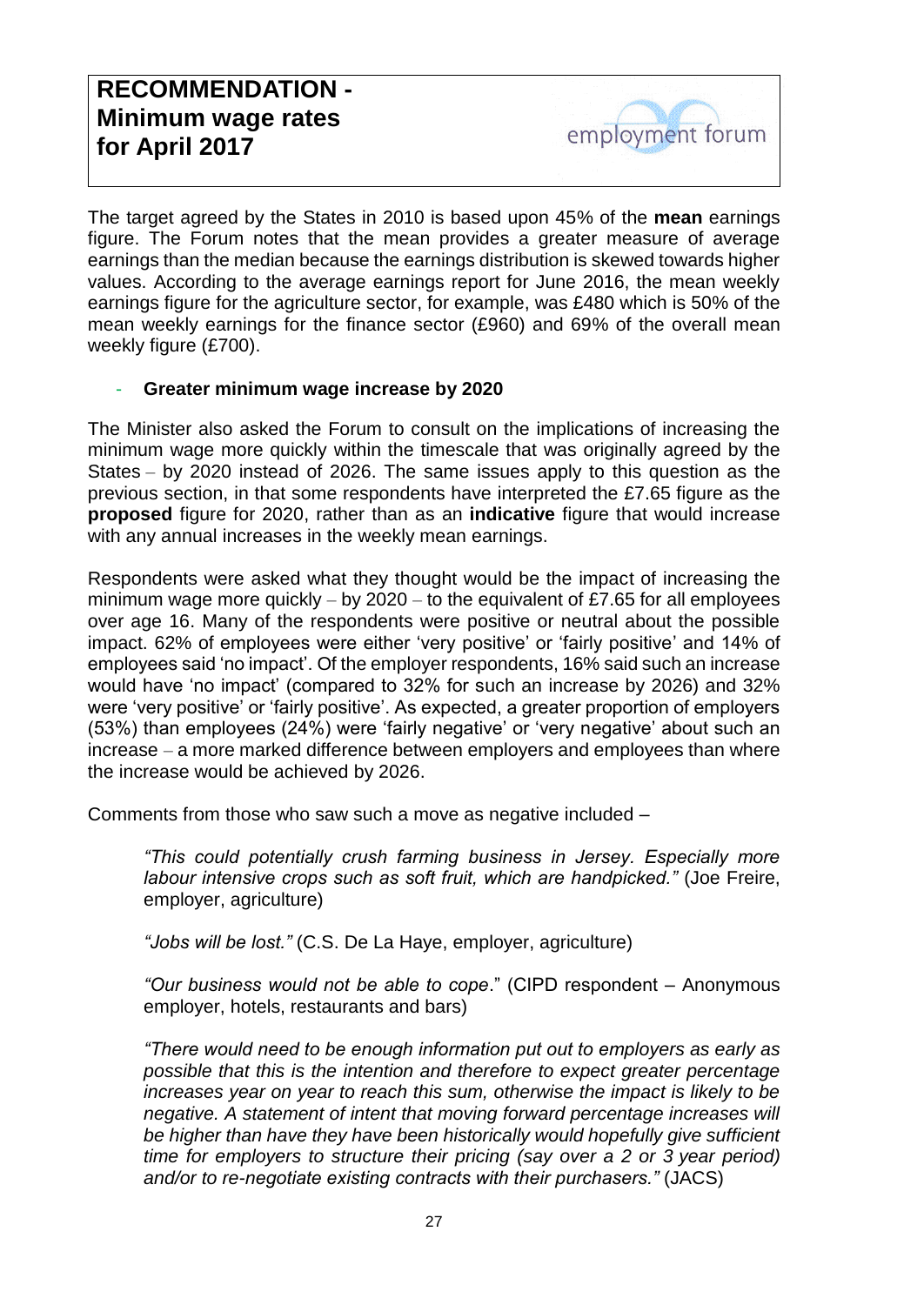The target agreed by the States in 2010 is based upon 45% of the **mean** earnings figure. The Forum notes that the mean provides a greater measure of average earnings than the median because the earnings distribution is skewed towards higher values. According to the average earnings report for June 2016, the mean weekly earnings figure for the agriculture sector, for example, was £480 which is 50% of the mean weekly earnings for the finance sector (£960) and 69% of the overall mean weekly figure (£700).

- **Greater minimum wage increase by 2020**

The Minister also asked the Forum to consult on the implications of increasing the minimum wage more quickly within the timescale that was originally agreed by the States – by 2020 instead of 2026. The same issues apply to this question as the previous section, in that some respondents have interpreted the £7.65 figure as the **proposed** figure for 2020, rather than as an **indicative** figure that would increase with any annual increases in the weekly mean earnings.

Respondents were asked what they thought would be the impact of increasing the minimum wage more quickly – by 2020 – to the equivalent of £7.65 for all employees over age 16. Many of the respondents were positive or neutral about the possible impact. 62% of employees were either 'very positive' or 'fairly positive' and 14% of employees said 'no impact'. Of the employer respondents, 16% said such an increase would have 'no impact' (compared to 32% for such an increase by 2026) and 32% were 'very positive' or 'fairly positive'. As expected, a greater proportion of employers (53%) than employees (24%) were 'fairly negative' or 'very negative' about such an increase – a more marked difference between employers and employees than where the increase would be achieved by 2026.

Comments from those who saw such a move as negative included –

> *"This could potentially crush farming business in Jersey. Especially more labour intensive crops such as soft fruit, which are handpicked."* (Joe Freire, employer, agriculture)
>
> *"Jobs will be lost."* (C.S. De La Haye, employer, agriculture)
>
> *"Our business would not be able to cope*." (CIPD respondent – Anonymous employer, hotels, restaurants and bars)
>
> *"There would need to be enough information put out to employers as early as possible that this is the intention and therefore to expect greater percentage increases year on year to reach this sum, otherwise the impact is likely to be negative. A statement of intent that moving forward percentage increases will be higher than have they have been historically would hopefully give sufficient time for employers to structure their pricing (say over a 2 or 3 year period) and/or to re-negotiate existing contracts with their purchasers."* (JACS)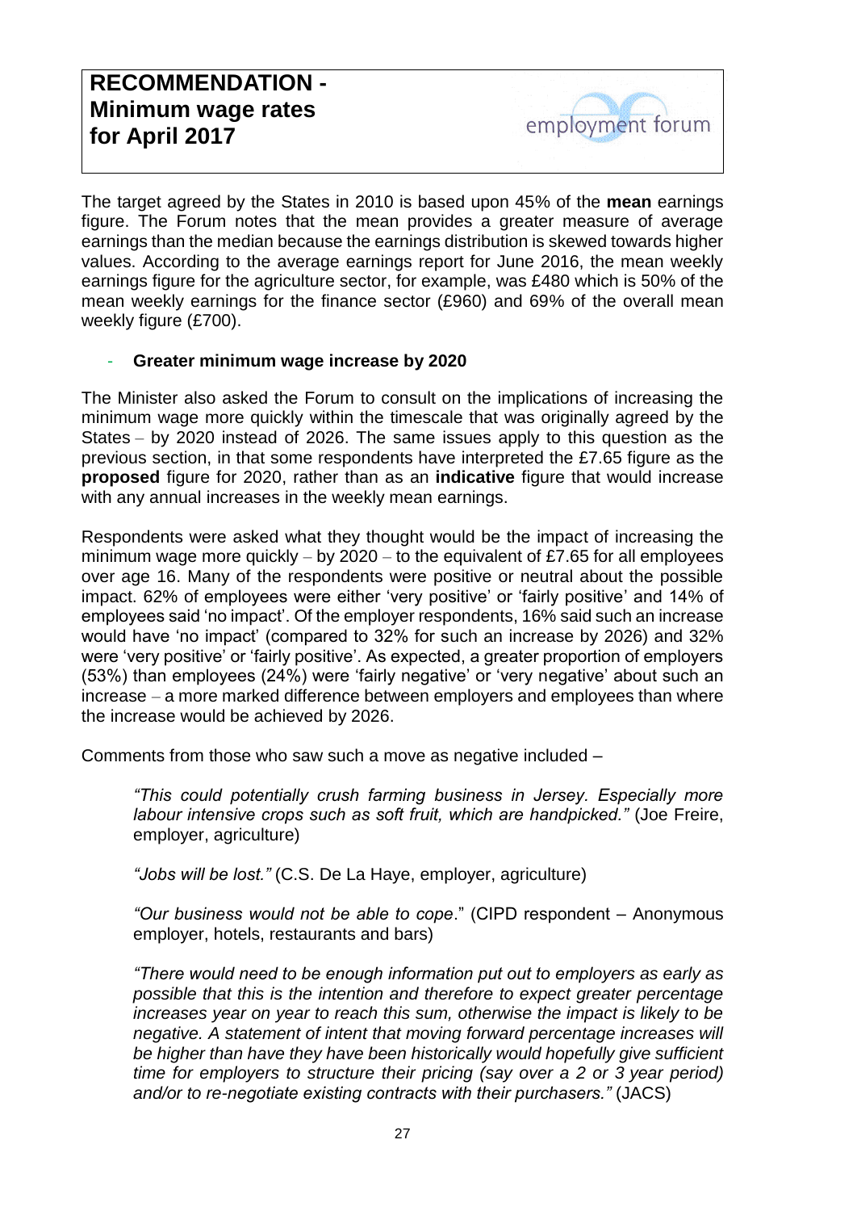The target agreed by the States in 2010 is based upon 45% of the **mean** earnings figure. The Forum notes that the mean provides a greater measure of average earnings than the median because the earnings distribution is skewed towards higher values. According to the average earnings report for June 2016, the mean weekly earnings figure for the agriculture sector, for example, was £480 which is 50% of the mean weekly earnings for the finance sector (£960) and 69% of the overall mean weekly figure (£700).

- **Greater minimum wage increase by 2020**

The Minister also asked the Forum to consult on the implications of increasing the minimum wage more quickly within the timescale that was originally agreed by the States – by 2020 instead of 2026. The same issues apply to this question as the previous section, in that some respondents have interpreted the £7.65 figure as the **proposed** figure for 2020, rather than as an **indicative** figure that would increase with any annual increases in the weekly mean earnings.

Respondents were asked what they thought would be the impact of increasing the minimum wage more quickly – by 2020 – to the equivalent of £7.65 for all employees over age 16. Many of the respondents were positive or neutral about the possible impact. 62% of employees were either 'very positive' or 'fairly positive' and 14% of employees said 'no impact'. Of the employer respondents, 16% said such an increase would have 'no impact' (compared to 32% for such an increase by 2026) and 32% were 'very positive' or 'fairly positive'. As expected, a greater proportion of employers (53%) than employees (24%) were 'fairly negative' or 'very negative' about such an increase – a more marked difference between employers and employees than where the increase would be achieved by 2026.

Comments from those who saw such a move as negative included –

> *"This could potentially crush farming business in Jersey. Especially more labour intensive crops such as soft fruit, which are handpicked."* (Joe Freire, employer, agriculture)
>
> *"Jobs will be lost."* (C.S. De La Haye, employer, agriculture)
>
> *"Our business would not be able to cope*." (CIPD respondent – Anonymous employer, hotels, restaurants and bars)
>
> *"There would need to be enough information put out to employers as early as possible that this is the intention and therefore to expect greater percentage increases year on year to reach this sum, otherwise the impact is likely to be negative. A statement of intent that moving forward percentage increases will be higher than have they have been historically would hopefully give sufficient time for employers to structure their pricing (say over a 2 or 3 year period) and/or to re-negotiate existing contracts with their purchasers."* (JACS)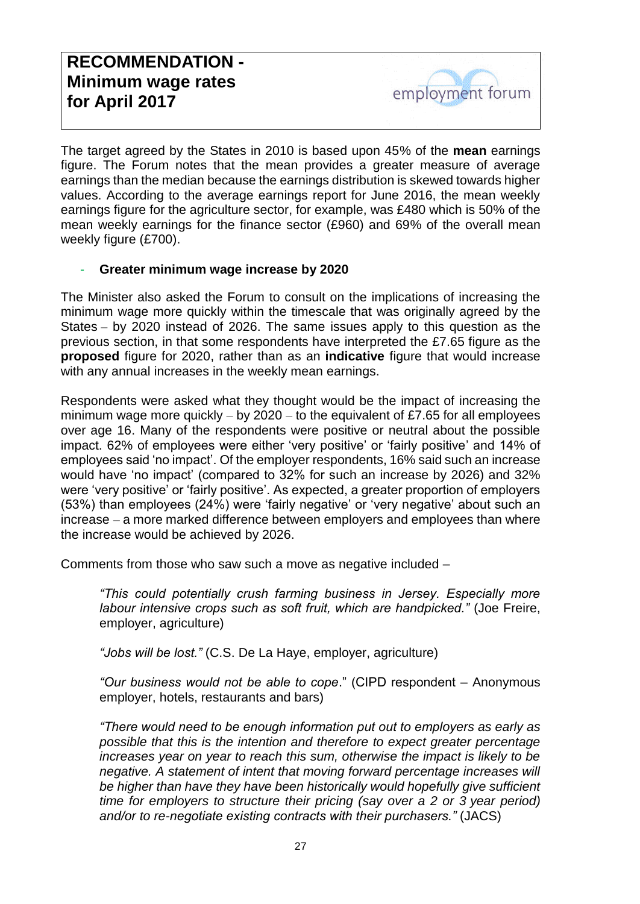The target agreed by the States in 2010 is based upon 45% of the **mean** earnings figure. The Forum notes that the mean provides a greater measure of average earnings than the median because the earnings distribution is skewed towards higher values. According to the average earnings report for June 2016, the mean weekly earnings figure for the agriculture sector, for example, was £480 which is 50% of the mean weekly earnings for the finance sector (£960) and 69% of the overall mean weekly figure (£700).

- **Greater minimum wage increase by 2020**

The Minister also asked the Forum to consult on the implications of increasing the minimum wage more quickly within the timescale that was originally agreed by the States – by 2020 instead of 2026. The same issues apply to this question as the previous section, in that some respondents have interpreted the £7.65 figure as the **proposed** figure for 2020, rather than as an **indicative** figure that would increase with any annual increases in the weekly mean earnings.

Respondents were asked what they thought would be the impact of increasing the minimum wage more quickly – by 2020 – to the equivalent of £7.65 for all employees over age 16. Many of the respondents were positive or neutral about the possible impact. 62% of employees were either 'very positive' or 'fairly positive' and 14% of employees said 'no impact'. Of the employer respondents, 16% said such an increase would have 'no impact' (compared to 32% for such an increase by 2026) and 32% were 'very positive' or 'fairly positive'. As expected, a greater proportion of employers (53%) than employees (24%) were 'fairly negative' or 'very negative' about such an increase – a more marked difference between employers and employees than where the increase would be achieved by 2026.

Comments from those who saw such a move as negative included –

> *"This could potentially crush farming business in Jersey. Especially more labour intensive crops such as soft fruit, which are handpicked."* (Joe Freire, employer, agriculture)
>
> *"Jobs will be lost."* (C.S. De La Haye, employer, agriculture)
>
> *"Our business would not be able to cope*." (CIPD respondent – Anonymous employer, hotels, restaurants and bars)
>
> *"There would need to be enough information put out to employers as early as possible that this is the intention and therefore to expect greater percentage increases year on year to reach this sum, otherwise the impact is likely to be negative. A statement of intent that moving forward percentage increases will be higher than have they have been historically would hopefully give sufficient time for employers to structure their pricing (say over a 2 or 3 year period) and/or to re-negotiate existing contracts with their purchasers."* (JACS)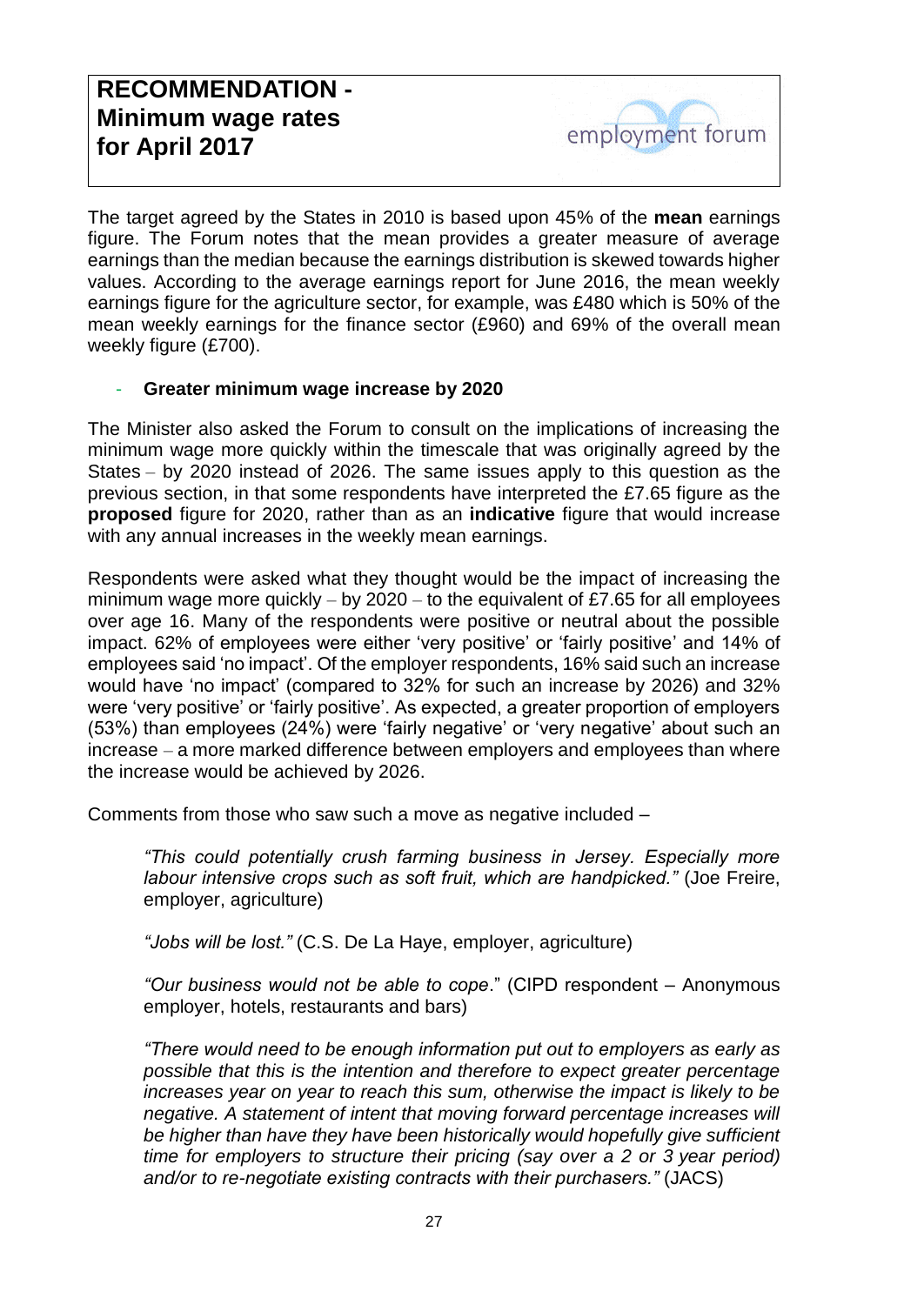The target agreed by the States in 2010 is based upon 45% of the **mean** earnings figure. The Forum notes that the mean provides a greater measure of average earnings than the median because the earnings distribution is skewed towards higher values. According to the average earnings report for June 2016, the mean weekly earnings figure for the agriculture sector, for example, was £480 which is 50% of the mean weekly earnings for the finance sector (£960) and 69% of the overall mean weekly figure (£700).

- **Greater minimum wage increase by 2020**

The Minister also asked the Forum to consult on the implications of increasing the minimum wage more quickly within the timescale that was originally agreed by the States – by 2020 instead of 2026. The same issues apply to this question as the previous section, in that some respondents have interpreted the £7.65 figure as the **proposed** figure for 2020, rather than as an **indicative** figure that would increase with any annual increases in the weekly mean earnings.

Respondents were asked what they thought would be the impact of increasing the minimum wage more quickly – by 2020 – to the equivalent of £7.65 for all employees over age 16. Many of the respondents were positive or neutral about the possible impact. 62% of employees were either 'very positive' or 'fairly positive' and 14% of employees said 'no impact'. Of the employer respondents, 16% said such an increase would have 'no impact' (compared to 32% for such an increase by 2026) and 32% were 'very positive' or 'fairly positive'. As expected, a greater proportion of employers (53%) than employees (24%) were 'fairly negative' or 'very negative' about such an increase – a more marked difference between employers and employees than where the increase would be achieved by 2026.

Comments from those who saw such a move as negative included –

> *"This could potentially crush farming business in Jersey. Especially more labour intensive crops such as soft fruit, which are handpicked."* (Joe Freire, employer, agriculture)
>
> *"Jobs will be lost."* (C.S. De La Haye, employer, agriculture)
>
> *"Our business would not be able to cope*." (CIPD respondent – Anonymous employer, hotels, restaurants and bars)
>
> *"There would need to be enough information put out to employers as early as possible that this is the intention and therefore to expect greater percentage increases year on year to reach this sum, otherwise the impact is likely to be negative. A statement of intent that moving forward percentage increases will be higher than have they have been historically would hopefully give sufficient time for employers to structure their pricing (say over a 2 or 3 year period) and/or to re-negotiate existing contracts with their purchasers."* (JACS)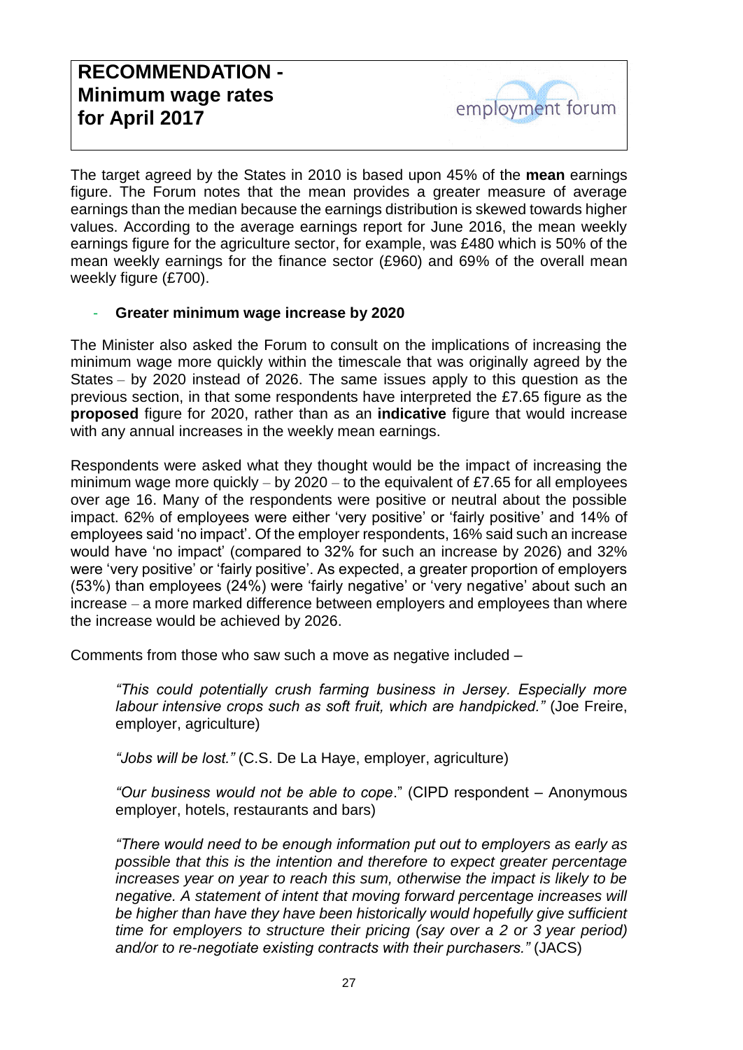# RECOMMENDATION - Minimum wage rates for April 2017

employment forum

The target agreed by the States in 2010 is based upon 45% of the **mean** earnings figure. The Forum notes that the mean provides a greater measure of average earnings than the median because the earnings distribution is skewed towards higher values. According to the average earnings report for June 2016, the mean weekly earnings figure for the agriculture sector, for example, was £480 which is 50% of the mean weekly earnings for the finance sector (£960) and 69% of the overall mean weekly figure (£700).

- **Greater minimum wage increase by 2020**

The Minister also asked the Forum to consult on the implications of increasing the minimum wage more quickly within the timescale that was originally agreed by the States – by 2020 instead of 2026. The same issues apply to this question as the previous section, in that some respondents have interpreted the £7.65 figure as the **proposed** figure for 2020, rather than as an **indicative** figure that would increase with any annual increases in the weekly mean earnings.

Respondents were asked what they thought would be the impact of increasing the minimum wage more quickly – by 2020 – to the equivalent of £7.65 for all employees over age 16. Many of the respondents were positive or neutral about the possible impact. 62% of employees were either 'very positive' or 'fairly positive' and 14% of employees said 'no impact'. Of the employer respondents, 16% said such an increase would have 'no impact' (compared to 32% for such an increase by 2026) and 32% were 'very positive' or 'fairly positive'. As expected, a greater proportion of employers (53%) than employees (24%) were 'fairly negative' or 'very negative' about such an increase – a more marked difference between employers and employees than where the increase would be achieved by 2026.

Comments from those who saw such a move as negative included –

> *"This could potentially crush farming business in Jersey. Especially more labour intensive crops such as soft fruit, which are handpicked."* (Joe Freire, employer, agriculture)
>
> *"Jobs will be lost."* (C.S. De La Haye, employer, agriculture)
>
> *"Our business would not be able to cope*." (CIPD respondent – Anonymous employer, hotels, restaurants and bars)
>
> *"There would need to be enough information put out to employers as early as possible that this is the intention and therefore to expect greater percentage increases year on year to reach this sum, otherwise the impact is likely to be negative. A statement of intent that moving forward percentage increases will be higher than have they have been historically would hopefully give sufficient time for employers to structure their pricing (say over a 2 or 3 year period) and/or to re-negotiate existing contracts with their purchasers."* (JACS)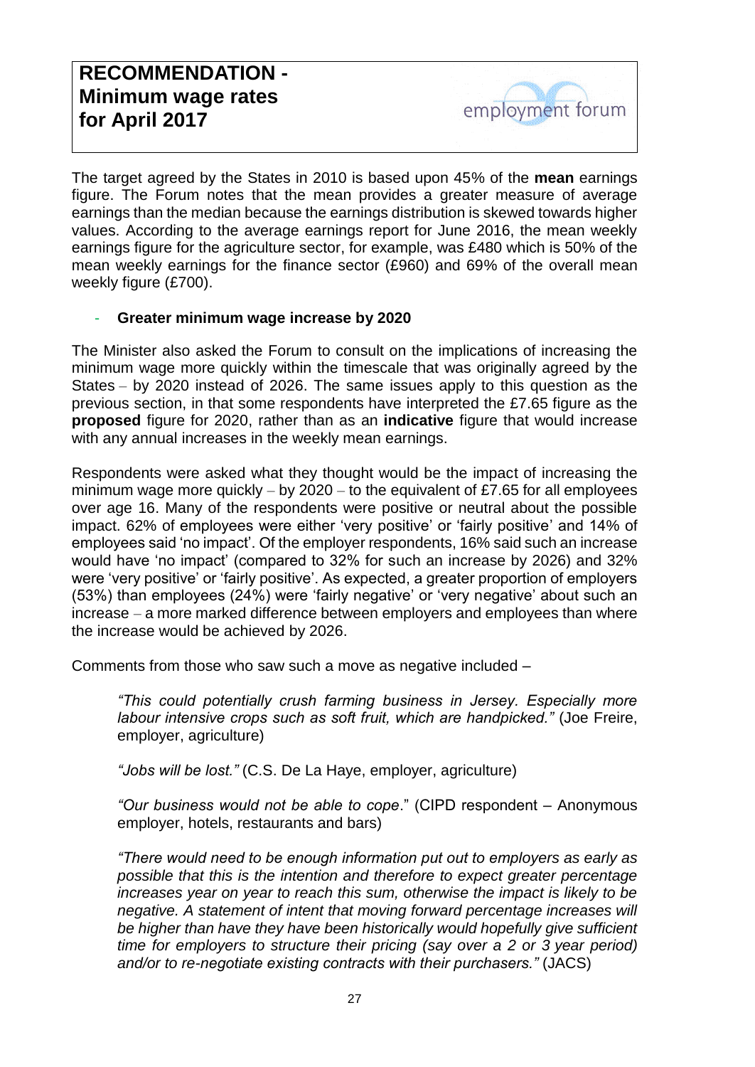The target agreed by the States in 2010 is based upon 45% of the **mean** earnings figure. The Forum notes that the mean provides a greater measure of average earnings than the median because the earnings distribution is skewed towards higher values. According to the average earnings report for June 2016, the mean weekly earnings figure for the agriculture sector, for example, was £480 which is 50% of the mean weekly earnings for the finance sector (£960) and 69% of the overall mean weekly figure (£700).

- **Greater minimum wage increase by 2020**

The Minister also asked the Forum to consult on the implications of increasing the minimum wage more quickly within the timescale that was originally agreed by the States – by 2020 instead of 2026. The same issues apply to this question as the previous section, in that some respondents have interpreted the £7.65 figure as the **proposed** figure for 2020, rather than as an **indicative** figure that would increase with any annual increases in the weekly mean earnings.

Respondents were asked what they thought would be the impact of increasing the minimum wage more quickly – by 2020 – to the equivalent of £7.65 for all employees over age 16. Many of the respondents were positive or neutral about the possible impact. 62% of employees were either 'very positive' or 'fairly positive' and 14% of employees said 'no impact'. Of the employer respondents, 16% said such an increase would have 'no impact' (compared to 32% for such an increase by 2026) and 32% were 'very positive' or 'fairly positive'. As expected, a greater proportion of employers (53%) than employees (24%) were 'fairly negative' or 'very negative' about such an increase – a more marked difference between employers and employees than where the increase would be achieved by 2026.

Comments from those who saw such a move as negative included –

> *"This could potentially crush farming business in Jersey. Especially more labour intensive crops such as soft fruit, which are handpicked."* (Joe Freire, employer, agriculture)
>
> *"Jobs will be lost."* (C.S. De La Haye, employer, agriculture)
>
> *"Our business would not be able to cope*." (CIPD respondent – Anonymous employer, hotels, restaurants and bars)
>
> *"There would need to be enough information put out to employers as early as possible that this is the intention and therefore to expect greater percentage increases year on year to reach this sum, otherwise the impact is likely to be negative. A statement of intent that moving forward percentage increases will be higher than have they have been historically would hopefully give sufficient time for employers to structure their pricing (say over a 2 or 3 year period) and/or to re-negotiate existing contracts with their purchasers."* (JACS)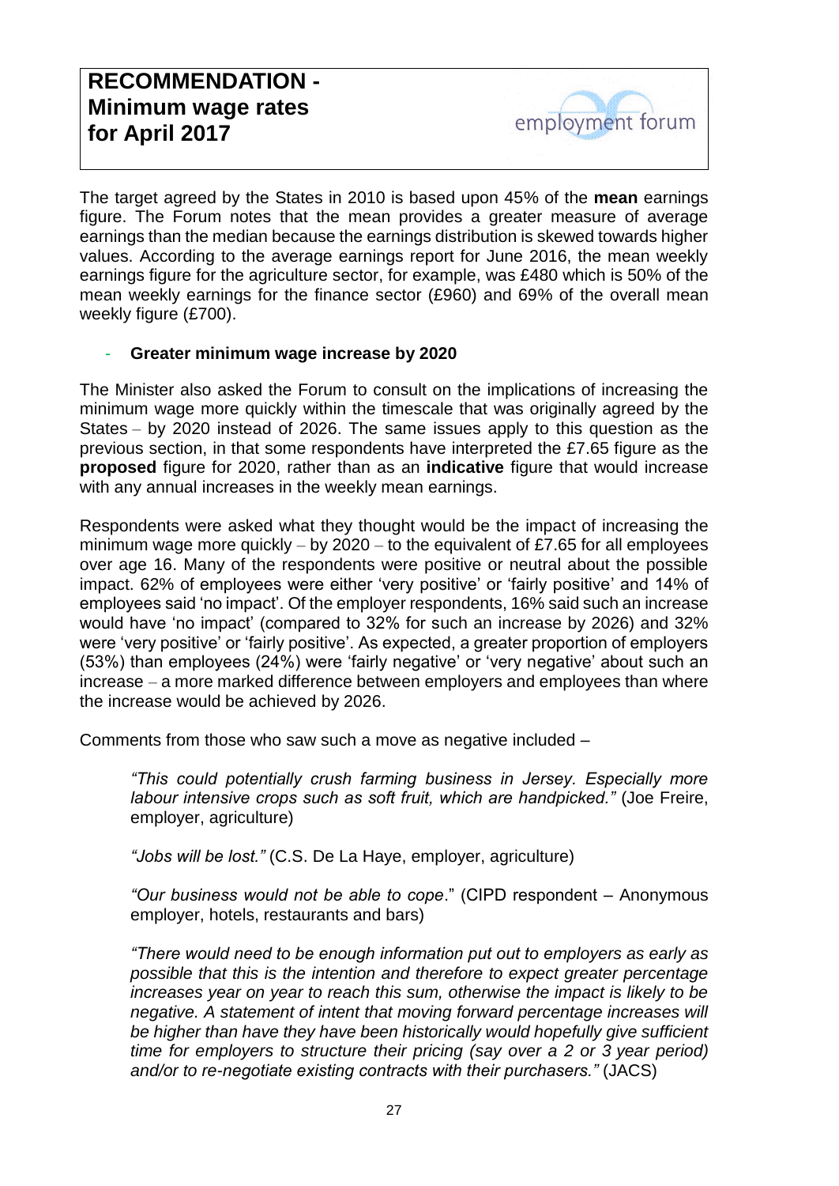# RECOMMENDATION - Minimum wage rates for April 2017

employment forum

The target agreed by the States in 2010 is based upon 45% of the **mean** earnings figure. The Forum notes that the mean provides a greater measure of average earnings than the median because the earnings distribution is skewed towards higher values. According to the average earnings report for June 2016, the mean weekly earnings figure for the agriculture sector, for example, was £480 which is 50% of the mean weekly earnings for the finance sector (£960) and 69% of the overall mean weekly figure (£700).

- **Greater minimum wage increase by 2020**

The Minister also asked the Forum to consult on the implications of increasing the minimum wage more quickly within the timescale that was originally agreed by the States – by 2020 instead of 2026. The same issues apply to this question as the previous section, in that some respondents have interpreted the £7.65 figure as the **proposed** figure for 2020, rather than as an **indicative** figure that would increase with any annual increases in the weekly mean earnings.

Respondents were asked what they thought would be the impact of increasing the minimum wage more quickly – by 2020 – to the equivalent of £7.65 for all employees over age 16. Many of the respondents were positive or neutral about the possible impact. 62% of employees were either 'very positive' or 'fairly positive' and 14% of employees said 'no impact'. Of the employer respondents, 16% said such an increase would have 'no impact' (compared to 32% for such an increase by 2026) and 32% were 'very positive' or 'fairly positive'. As expected, a greater proportion of employers (53%) than employees (24%) were 'fairly negative' or 'very negative' about such an increase – a more marked difference between employers and employees than where the increase would be achieved by 2026.

Comments from those who saw such a move as negative included –

> *"This could potentially crush farming business in Jersey. Especially more labour intensive crops such as soft fruit, which are handpicked."* (Joe Freire, employer, agriculture)
>
> *"Jobs will be lost."* (C.S. De La Haye, employer, agriculture)
>
> *"Our business would not be able to cope*." (CIPD respondent – Anonymous employer, hotels, restaurants and bars)
>
> *"There would need to be enough information put out to employers as early as possible that this is the intention and therefore to expect greater percentage increases year on year to reach this sum, otherwise the impact is likely to be negative. A statement of intent that moving forward percentage increases will be higher than have they have been historically would hopefully give sufficient time for employers to structure their pricing (say over a 2 or 3 year period) and/or to re-negotiate existing contracts with their purchasers."* (JACS)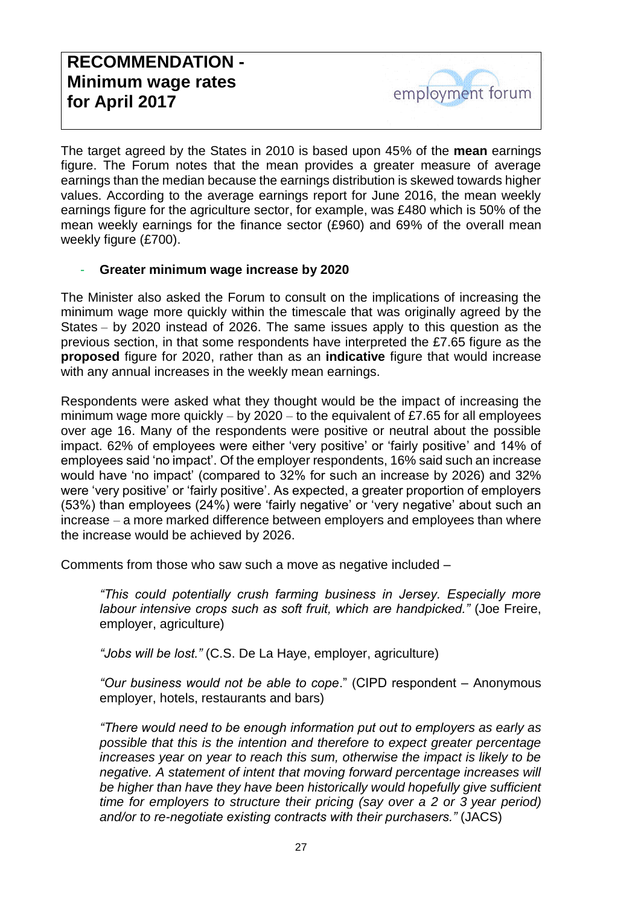The target agreed by the States in 2010 is based upon 45% of the **mean** earnings figure. The Forum notes that the mean provides a greater measure of average earnings than the median because the earnings distribution is skewed towards higher values. According to the average earnings report for June 2016, the mean weekly earnings figure for the agriculture sector, for example, was £480 which is 50% of the mean weekly earnings for the finance sector (£960) and 69% of the overall mean weekly figure (£700).

- **Greater minimum wage increase by 2020**

The Minister also asked the Forum to consult on the implications of increasing the minimum wage more quickly within the timescale that was originally agreed by the States – by 2020 instead of 2026. The same issues apply to this question as the previous section, in that some respondents have interpreted the £7.65 figure as the **proposed** figure for 2020, rather than as an **indicative** figure that would increase with any annual increases in the weekly mean earnings.

Respondents were asked what they thought would be the impact of increasing the minimum wage more quickly – by 2020 – to the equivalent of £7.65 for all employees over age 16. Many of the respondents were positive or neutral about the possible impact. 62% of employees were either 'very positive' or 'fairly positive' and 14% of employees said 'no impact'. Of the employer respondents, 16% said such an increase would have 'no impact' (compared to 32% for such an increase by 2026) and 32% were 'very positive' or 'fairly positive'. As expected, a greater proportion of employers (53%) than employees (24%) were 'fairly negative' or 'very negative' about such an increase – a more marked difference between employers and employees than where the increase would be achieved by 2026.

Comments from those who saw such a move as negative included –

> *"This could potentially crush farming business in Jersey. Especially more labour intensive crops such as soft fruit, which are handpicked."* (Joe Freire, employer, agriculture)
>
> *"Jobs will be lost."* (C.S. De La Haye, employer, agriculture)
>
> *"Our business would not be able to cope*." (CIPD respondent – Anonymous employer, hotels, restaurants and bars)
>
> *"There would need to be enough information put out to employers as early as possible that this is the intention and therefore to expect greater percentage increases year on year to reach this sum, otherwise the impact is likely to be negative. A statement of intent that moving forward percentage increases will be higher than have they have been historically would hopefully give sufficient time for employers to structure their pricing (say over a 2 or 3 year period) and/or to re-negotiate existing contracts with their purchasers."* (JACS)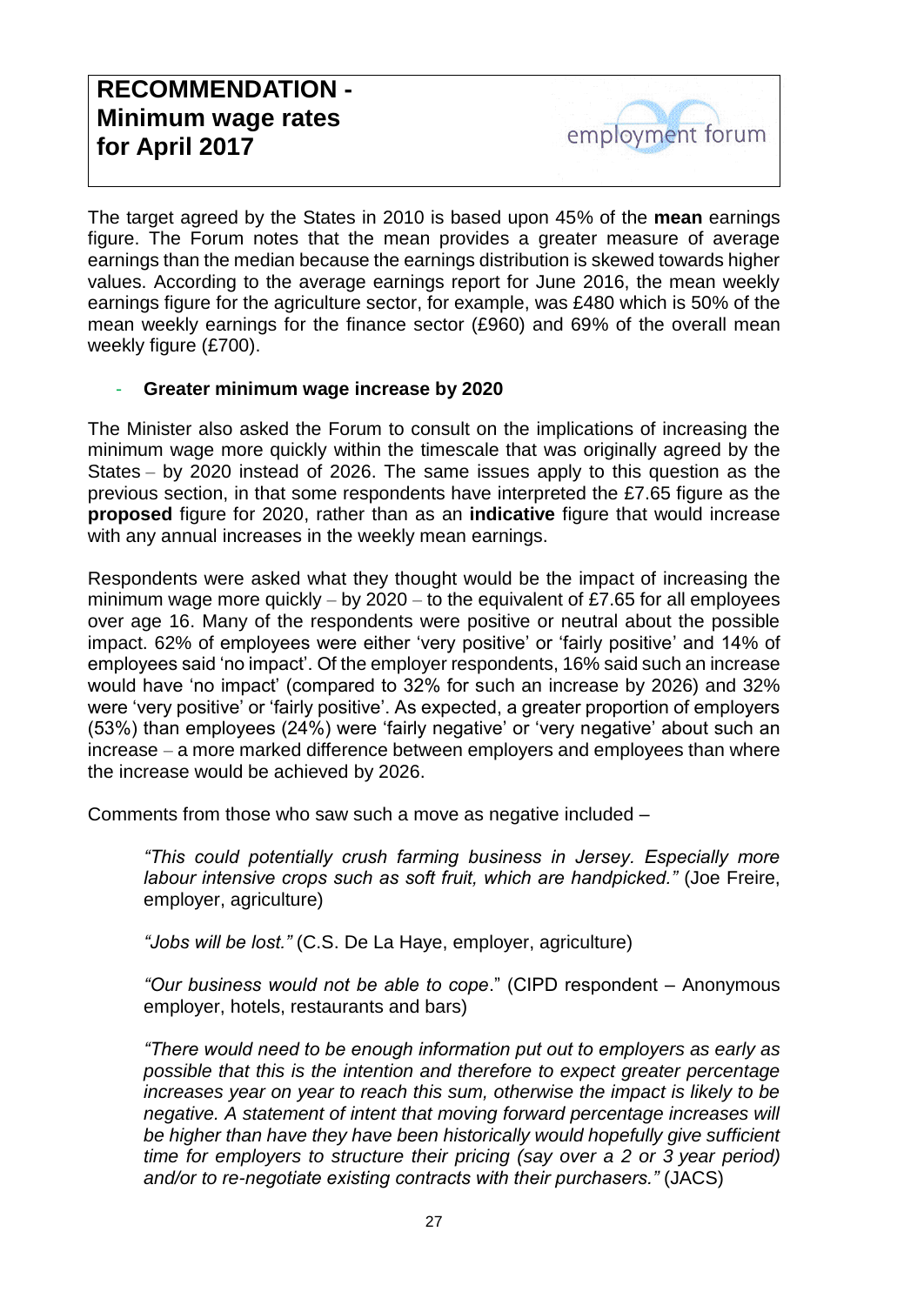The target agreed by the States in 2010 is based upon 45% of the **mean** earnings figure. The Forum notes that the mean provides a greater measure of average earnings than the median because the earnings distribution is skewed towards higher values. According to the average earnings report for June 2016, the mean weekly earnings figure for the agriculture sector, for example, was £480 which is 50% of the mean weekly earnings for the finance sector (£960) and 69% of the overall mean weekly figure (£700).

- **Greater minimum wage increase by 2020**

The Minister also asked the Forum to consult on the implications of increasing the minimum wage more quickly within the timescale that was originally agreed by the States – by 2020 instead of 2026. The same issues apply to this question as the previous section, in that some respondents have interpreted the £7.65 figure as the **proposed** figure for 2020, rather than as an **indicative** figure that would increase with any annual increases in the weekly mean earnings.

Respondents were asked what they thought would be the impact of increasing the minimum wage more quickly – by 2020 – to the equivalent of £7.65 for all employees over age 16. Many of the respondents were positive or neutral about the possible impact. 62% of employees were either 'very positive' or 'fairly positive' and 14% of employees said 'no impact'. Of the employer respondents, 16% said such an increase would have 'no impact' (compared to 32% for such an increase by 2026) and 32% were 'very positive' or 'fairly positive'. As expected, a greater proportion of employers (53%) than employees (24%) were 'fairly negative' or 'very negative' about such an increase – a more marked difference between employers and employees than where the increase would be achieved by 2026.

Comments from those who saw such a move as negative included –

> *"This could potentially crush farming business in Jersey. Especially more labour intensive crops such as soft fruit, which are handpicked."* (Joe Freire, employer, agriculture)
>
> *"Jobs will be lost."* (C.S. De La Haye, employer, agriculture)
>
> *"Our business would not be able to cope*." (CIPD respondent – Anonymous employer, hotels, restaurants and bars)
>
> *"There would need to be enough information put out to employers as early as possible that this is the intention and therefore to expect greater percentage increases year on year to reach this sum, otherwise the impact is likely to be negative. A statement of intent that moving forward percentage increases will be higher than have they have been historically would hopefully give sufficient time for employers to structure their pricing (say over a 2 or 3 year period) and/or to re-negotiate existing contracts with their purchasers."* (JACS)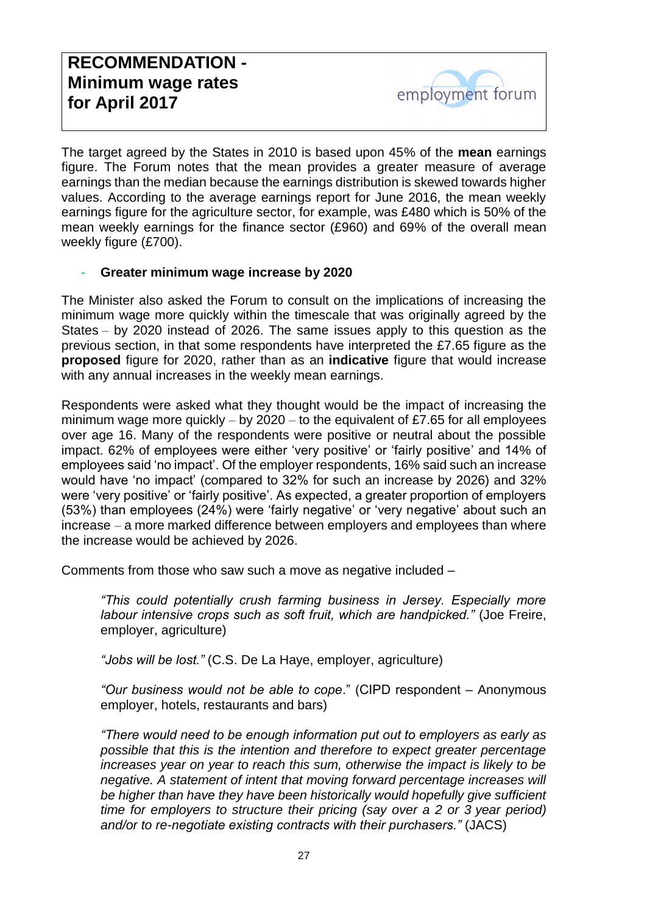# RECOMMENDATION - Minimum wage rates for April 2017

The target agreed by the States in 2010 is based upon 45% of the **mean** earnings figure. The Forum notes that the mean provides a greater measure of average earnings than the median because the earnings distribution is skewed towards higher values. According to the average earnings report for June 2016, the mean weekly earnings figure for the agriculture sector, for example, was £480 which is 50% of the mean weekly earnings for the finance sector (£960) and 69% of the overall mean weekly figure (£700).

- **Greater minimum wage increase by 2020**

The Minister also asked the Forum to consult on the implications of increasing the minimum wage more quickly within the timescale that was originally agreed by the States – by 2020 instead of 2026. The same issues apply to this question as the previous section, in that some respondents have interpreted the £7.65 figure as the **proposed** figure for 2020, rather than as an **indicative** figure that would increase with any annual increases in the weekly mean earnings.

Respondents were asked what they thought would be the impact of increasing the minimum wage more quickly – by 2020 – to the equivalent of £7.65 for all employees over age 16. Many of the respondents were positive or neutral about the possible impact. 62% of employees were either 'very positive' or 'fairly positive' and 14% of employees said 'no impact'. Of the employer respondents, 16% said such an increase would have 'no impact' (compared to 32% for such an increase by 2026) and 32% were 'very positive' or 'fairly positive'. As expected, a greater proportion of employers (53%) than employees (24%) were 'fairly negative' or 'very negative' about such an increase – a more marked difference between employers and employees than where the increase would be achieved by 2026.

Comments from those who saw such a move as negative included –

> *"This could potentially crush farming business in Jersey. Especially more labour intensive crops such as soft fruit, which are handpicked."* (Joe Freire, employer, agriculture)
>
> *"Jobs will be lost."* (C.S. De La Haye, employer, agriculture)
>
> *"Our business would not be able to cope*." (CIPD respondent – Anonymous employer, hotels, restaurants and bars)
>
> *"There would need to be enough information put out to employers as early as possible that this is the intention and therefore to expect greater percentage increases year on year to reach this sum, otherwise the impact is likely to be negative. A statement of intent that moving forward percentage increases will be higher than have they have been historically would hopefully give sufficient time for employers to structure their pricing (say over a 2 or 3 year period) and/or to re-negotiate existing contracts with their purchasers."* (JACS)